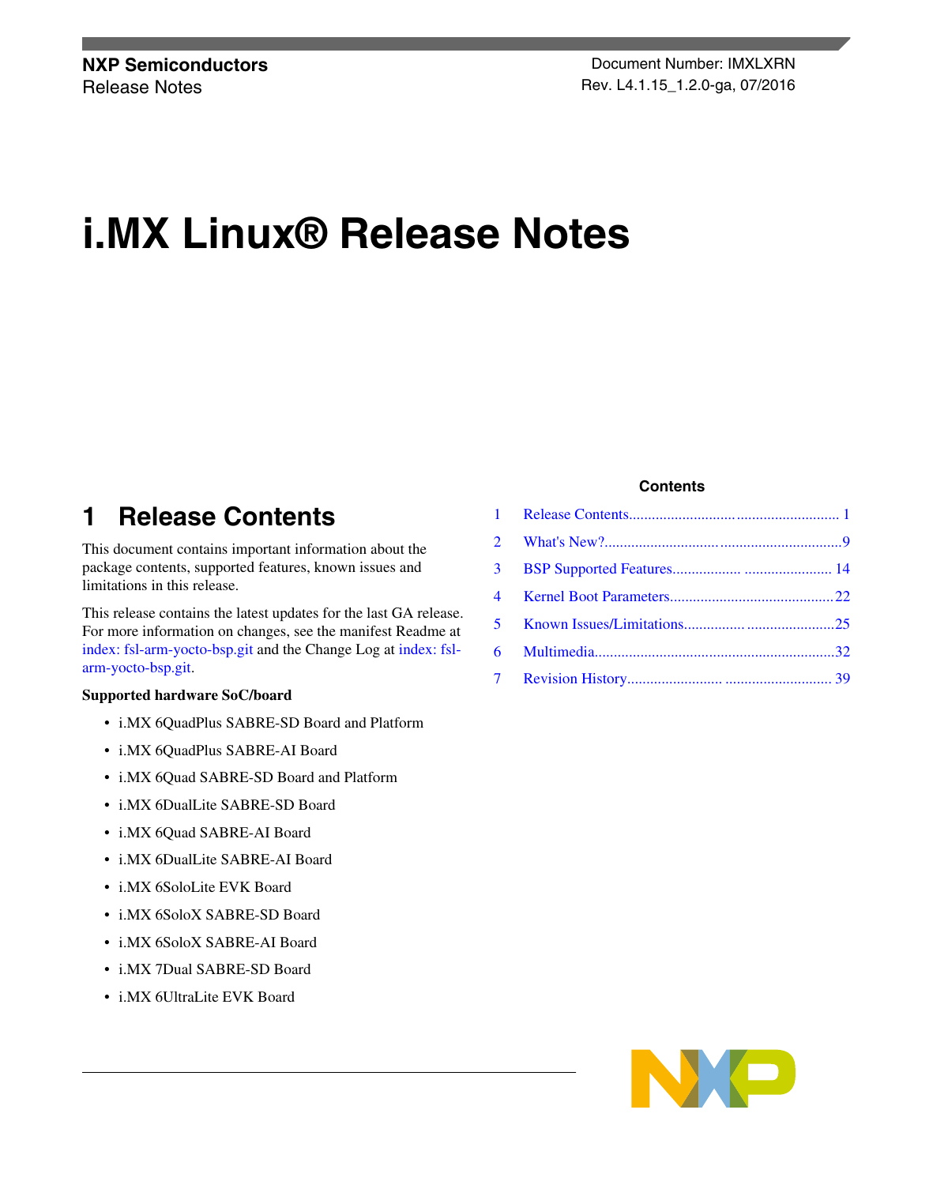NXP Semiconductors
Release Notes

Document Number: IMXLXRN
Rev. L4.1.15_1.2.0-ga, 07/2016

# i.MX Linux® Release Notes

**Contents**

| | | |
|---|---|---|
| 1 | Release Contents | 1 |
| 2 | What's New? | 9 |
| 3 | BSP Supported Features | 14 |
| 4 | Kernel Boot Parameters | 22 |
| 5 | Known Issues/Limitations | 25 |
| 6 | Multimedia | 32 |
| 7 | Revision History | 39 |

## 1 Release Contents

This document contains important information about the package contents, supported features, known issues and limitations in this release.

This release contains the latest updates for the last GA release. For more information on changes, see the manifest Readme at index: fsl-arm-yocto-bsp.git and the Change Log at index: fsl-arm-yocto-bsp.git.

**Supported hardware SoC/board**

- i.MX 6QuadPlus SABRE-SD Board and Platform
- i.MX 6QuadPlus SABRE-AI Board
- i.MX 6Quad SABRE-SD Board and Platform
- i.MX 6DualLite SABRE-SD Board
- i.MX 6Quad SABRE-AI Board
- i.MX 6DualLite SABRE-AI Board
- i.MX 6SoloLite EVK Board
- i.MX 6SoloX SABRE-SD Board
- i.MX 6SoloX SABRE-AI Board
- i.MX 7Dual SABRE-SD Board
- i.MX 6UltraLite EVK Board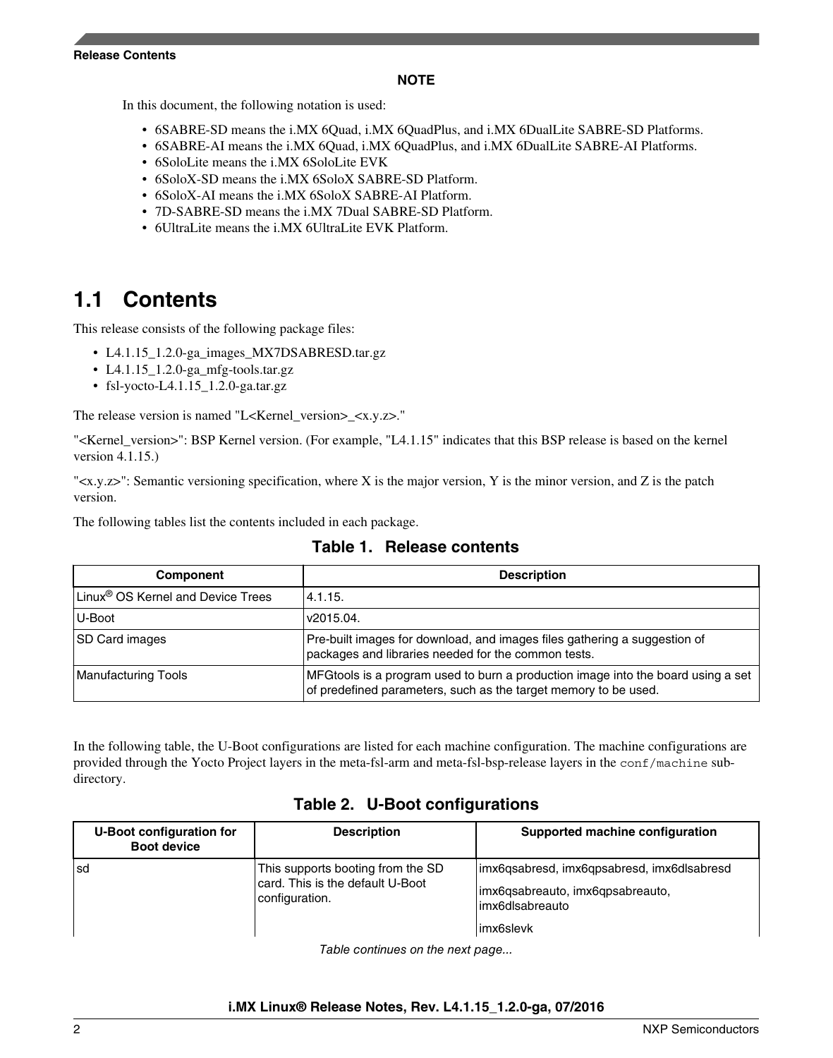**NOTE**

In this document, the following notation is used:

- 6SABRE-SD means the i.MX 6Quad, i.MX 6QuadPlus, and i.MX 6DualLite SABRE-SD Platforms.
- 6SABRE-AI means the i.MX 6Quad, i.MX 6QuadPlus, and i.MX 6DualLite SABRE-AI Platforms.
- 6SoloLite means the i.MX 6SoloLite EVK
- 6SoloX-SD means the i.MX 6SoloX SABRE-SD Platform.
- 6SoloX-AI means the i.MX 6SoloX SABRE-AI Platform.
- 7D-SABRE-SD means the i.MX 7Dual SABRE-SD Platform.
- 6UltraLite means the i.MX 6UltraLite EVK Platform.

## 1.1 Contents

This release consists of the following package files:

- L4.1.15_1.2.0-ga_images_MX7DSABRESD.tar.gz
- L4.1.15_1.2.0-ga_mfg-tools.tar.gz
- fsl-yocto-L4.1.15_1.2.0-ga.tar.gz

The release version is named "L<Kernel_version>_<x.y.z>."

"<Kernel_version>": BSP Kernel version. (For example, "L4.1.15" indicates that this BSP release is based on the kernel version 4.1.15.)

"<x.y.z>": Semantic versioning specification, where X is the major version, Y is the minor version, and Z is the patch version.

The following tables list the contents included in each package.

**Table 1. Release contents**

| Component | Description |
|---|---|
| Linux® OS Kernel and Device Trees | 4.1.15. |
| U-Boot | v2015.04. |
| SD Card images | Pre-built images for download, and images files gathering a suggestion of packages and libraries needed for the common tests. |
| Manufacturing Tools | MFGtools is a program used to burn a production image into the board using a set of predefined parameters, such as the target memory to be used. |

In the following table, the U-Boot configurations are listed for each machine configuration. The machine configurations are provided through the Yocto Project layers in the meta-fsl-arm and meta-fsl-bsp-release layers in the `conf/machine` sub-directory.

**Table 2. U-Boot configurations**

| U-Boot configuration for Boot device | Description | Supported machine configuration |
|---|---|---|
| sd | This supports booting from the SD card. This is the default U-Boot configuration. | imx6qsabresd, imx6qpsabresd, imx6dlsabresd<br>imx6qsabreauto, imx6qpsabreauto, imx6dlsabreauto<br>imx6slevk |

*Table continues on the next page...*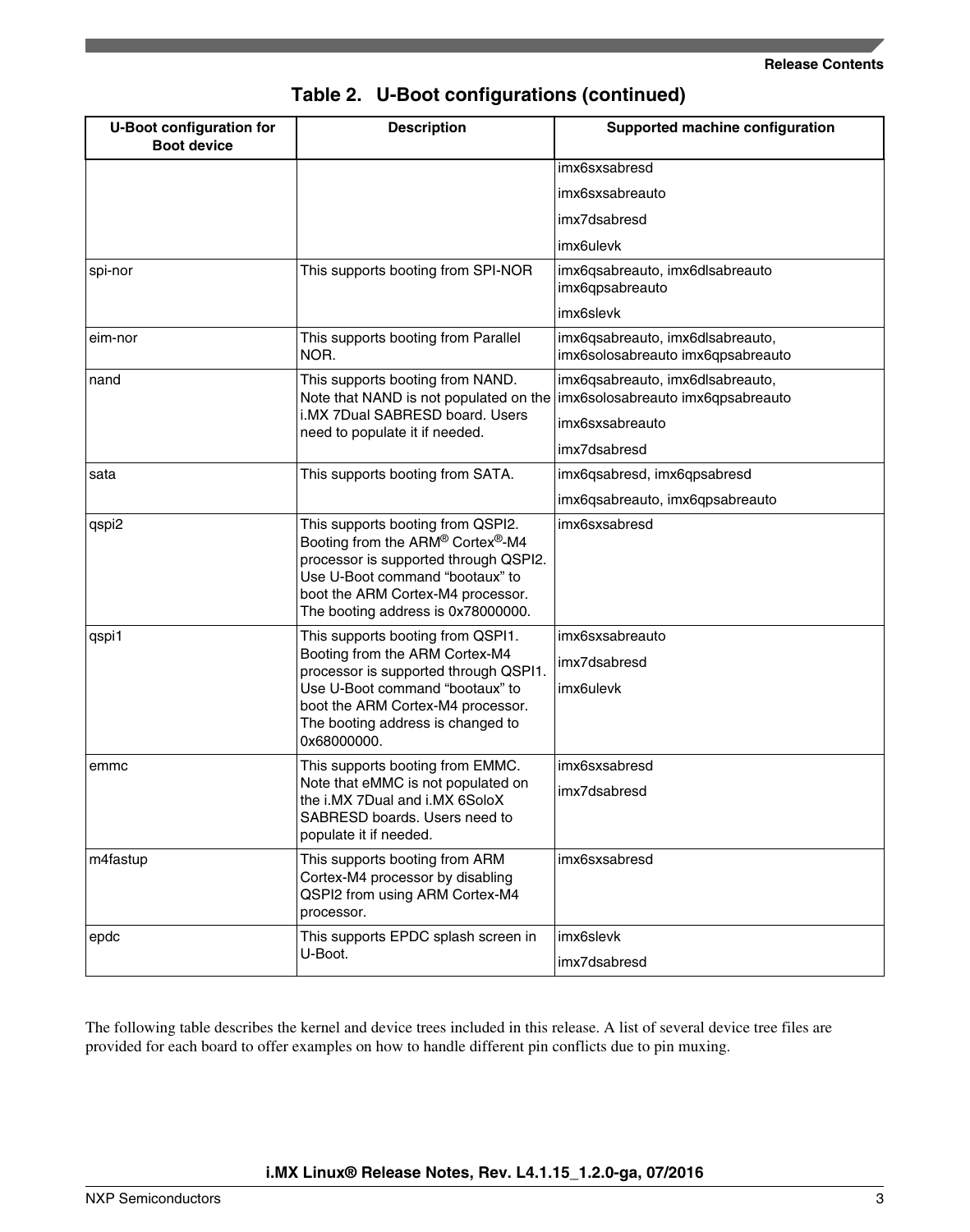**Table 2. U-Boot configurations (continued)**

| U-Boot configuration for Boot device | Description | Supported machine configuration |
|---|---|---|
| | | imx6sxsabresd |
| | | imx6sxsabreauto |
| | | imx7dsabresd |
| | | imx6ulevk |
| spi-nor | This supports booting from SPI-NOR | imx6qsabreauto, imx6dlsabreauto imx6qpsabreauto |
| | | imx6slevk |
| eim-nor | This supports booting from Parallel NOR. | imx6qsabreauto, imx6dlsabreauto, imx6solosabreauto imx6qpsabreauto |
| nand | This supports booting from NAND. Note that NAND is not populated on the i.MX 7Dual SABRESD board. Users need to populate it if needed. | imx6qsabreauto, imx6dlsabreauto, imx6solosabreauto imx6qpsabreauto |
| | | imx6sxsabreauto |
| | | imx7dsabresd |
| sata | This supports booting from SATA. | imx6qsabresd, imx6qpsabresd |
| | | imx6qsabreauto, imx6qpsabreauto |
| qspi2 | This supports booting from QSPI2. Booting from the ARM® Cortex®-M4 processor is supported through QSPI2. Use U-Boot command “bootaux” to boot the ARM Cortex-M4 processor. The booting address is 0x78000000. | imx6sxsabresd |
| qspi1 | This supports booting from QSPI1. Booting from the ARM Cortex-M4 processor is supported through QSPI1. Use U-Boot command “bootaux” to boot the ARM Cortex-M4 processor. The booting address is changed to 0x68000000. | imx6sxsabreauto |
| | | imx7dsabresd |
| | | imx6ulevk |
| emmc | This supports booting from EMMC. Note that eMMC is not populated on the i.MX 7Dual and i.MX 6SoloX SABRESD boards. Users need to populate it if needed. | imx6sxsabresd |
| | | imx7dsabresd |
| m4fastup | This supports booting from ARM Cortex-M4 processor by disabling QSPI2 from using ARM Cortex-M4 processor. | imx6sxsabresd |
| epdc | This supports EPDC splash screen in U-Boot. | imx6slevk |
| | | imx7dsabresd |

The following table describes the kernel and device trees included in this release. A list of several device tree files are provided for each board to offer examples on how to handle different pin conflicts due to pin muxing.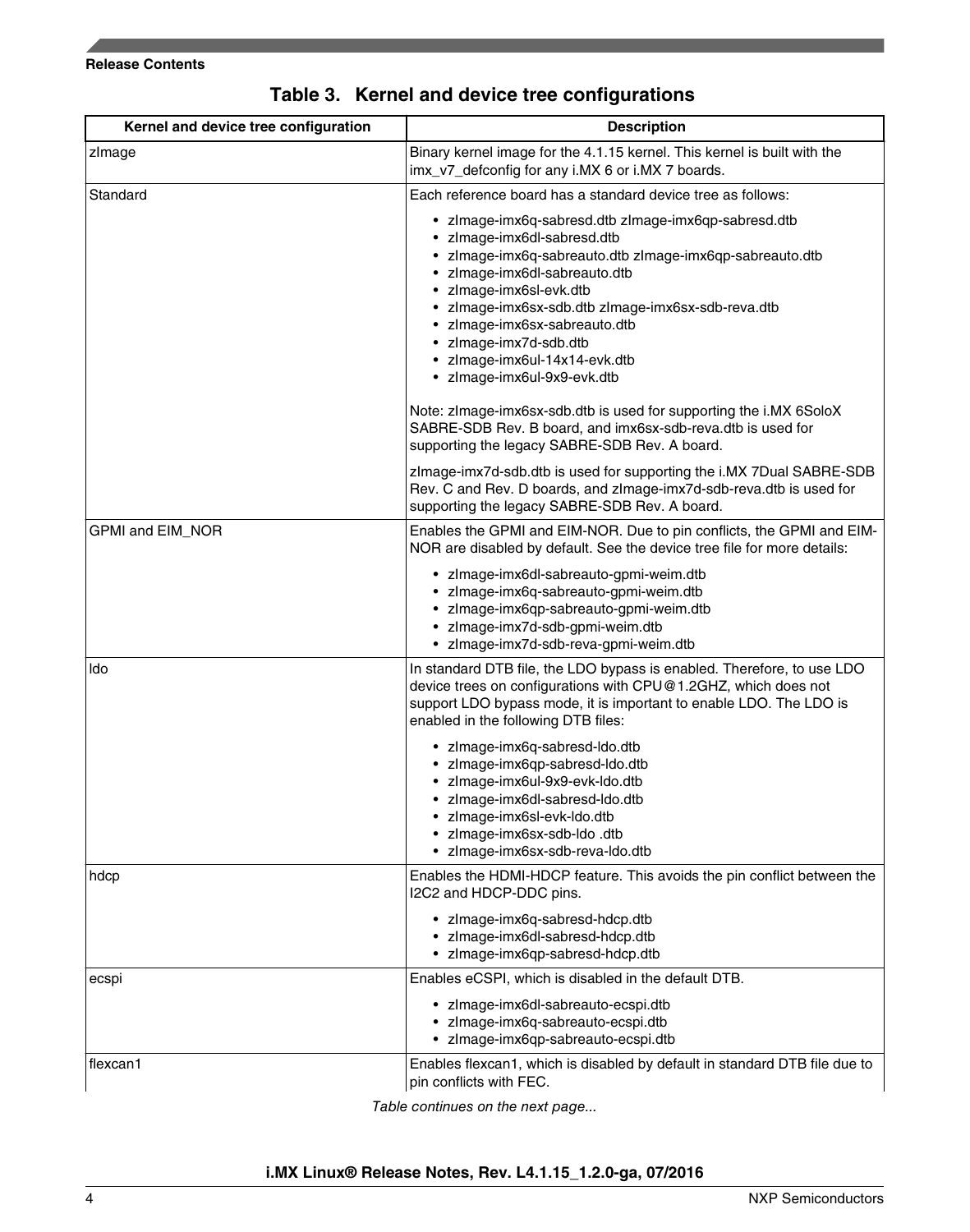**Table 3. Kernel and device tree configurations**

| Kernel and device tree configuration | Description |
|---|---|
| zImage | Binary kernel image for the 4.1.15 kernel. This kernel is built with the imx_v7_defconfig for any i.MX 6 or i.MX 7 boards. |
| Standard | Each reference board has a standard device tree as follows:<br>• zImage-imx6q-sabresd.dtb zImage-imx6qp-sabresd.dtb<br>• zImage-imx6dl-sabresd.dtb<br>• zImage-imx6q-sabreauto.dtb zImage-imx6qp-sabreauto.dtb<br>• zImage-imx6dl-sabreauto.dtb<br>• zImage-imx6sl-evk.dtb<br>• zImage-imx6sx-sdb.dtb zImage-imx6sx-sdb-reva.dtb<br>• zImage-imx6sx-sabreauto.dtb<br>• zImage-imx7d-sdb.dtb<br>• zImage-imx6ul-14x14-evk.dtb<br>• zImage-imx6ul-9x9-evk.dtb<br><br>Note: zImage-imx6sx-sdb.dtb is used for supporting the i.MX 6SoloX SABRE-SDB Rev. B board, and imx6sx-sdb-reva.dtb is used for supporting the legacy SABRE-SDB Rev. A board.<br><br>zImage-imx7d-sdb.dtb is used for supporting the i.MX 7Dual SABRE-SDB Rev. C and Rev. D boards, and zImage-imx7d-sdb-reva.dtb is used for supporting the legacy SABRE-SDB Rev. A board. |
| GPMI and EIM_NOR | Enables the GPMI and EIM-NOR. Due to pin conflicts, the GPMI and EIM-NOR are disabled by default. See the device tree file for more details:<br>• zImage-imx6dl-sabreauto-gpmi-weim.dtb<br>• zImage-imx6q-sabreauto-gpmi-weim.dtb<br>• zImage-imx6qp-sabreauto-gpmi-weim.dtb<br>• zImage-imx7d-sdb-gpmi-weim.dtb<br>• zImage-imx7d-sdb-reva-gpmi-weim.dtb |
| ldo | In standard DTB file, the LDO bypass is enabled. Therefore, to use LDO device trees on configurations with CPU@1.2GHZ, which does not support LDO bypass mode, it is important to enable LDO. The LDO is enabled in the following DTB files:<br>• zImage-imx6q-sabresd-ldo.dtb<br>• zImage-imx6qp-sabresd-ldo.dtb<br>• zImage-imx6ul-9x9-evk-ldo.dtb<br>• zImage-imx6dl-sabresd-ldo.dtb<br>• zImage-imx6sl-evk-ldo.dtb<br>• zImage-imx6sx-sdb-ldo .dtb<br>• zImage-imx6sx-sdb-reva-ldo.dtb |
| hdcp | Enables the HDMI-HDCP feature. This avoids the pin conflict between the I2C2 and HDCP-DDC pins.<br>• zImage-imx6q-sabresd-hdcp.dtb<br>• zImage-imx6dl-sabresd-hdcp.dtb<br>• zImage-imx6qp-sabresd-hdcp.dtb |
| ecspi | Enables eCSPI, which is disabled in the default DTB.<br>• zImage-imx6dl-sabreauto-ecspi.dtb<br>• zImage-imx6q-sabreauto-ecspi.dtb<br>• zImage-imx6qp-sabreauto-ecspi.dtb |
| flexcan1 | Enables flexcan1, which is disabled by default in standard DTB file due to pin conflicts with FEC. |

*Table continues on the next page...*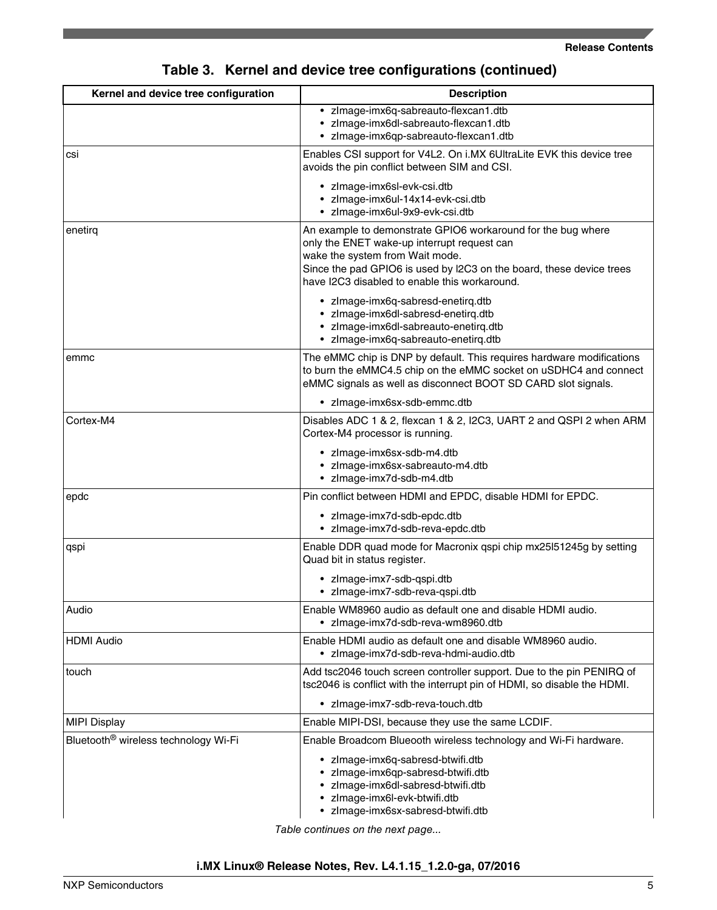## Table 3. Kernel and device tree configurations (continued)

| Kernel and device tree configuration | Description |
|---|---|
| | • zImage-imx6q-sabreauto-flexcan1.dtb<br>• zImage-imx6dl-sabreauto-flexcan1.dtb<br>• zImage-imx6qp-sabreauto-flexcan1.dtb |
| csi | Enables CSI support for V4L2. On i.MX 6UltraLite EVK this device tree avoids the pin conflict between SIM and CSI.<br>• zImage-imx6sl-evk-csi.dtb<br>• zImage-imx6ul-14x14-evk-csi.dtb<br>• zImage-imx6ul-9x9-evk-csi.dtb |
| enetirq | An example to demonstrate GPIO6 workaround for the bug where only the ENET wake-up interrupt request can wake the system from Wait mode.<br>Since the pad GPIO6 is used by I2C3 on the board, these device trees have I2C3 disabled to enable this workaround.<br>• zImage-imx6q-sabresd-enetirq.dtb<br>• zImage-imx6dl-sabresd-enetirq.dtb<br>• zImage-imx6dl-sabreauto-enetirq.dtb<br>• zImage-imx6q-sabreauto-enetirq.dtb |
| emmc | The eMMC chip is DNP by default. This requires hardware modifications to burn the eMMC4.5 chip on the eMMC socket on uSDHC4 and connect eMMC signals as well as disconnect BOOT SD CARD slot signals.<br>• zImage-imx6sx-sdb-emmc.dtb |
| Cortex-M4 | Disables ADC 1 & 2, flexcan 1 & 2, I2C3, UART 2 and QSPI 2 when ARM Cortex-M4 processor is running.<br>• zImage-imx6sx-sdb-m4.dtb<br>• zImage-imx6sx-sabreauto-m4.dtb<br>• zImage-imx7d-sdb-m4.dtb |
| epdc | Pin conflict between HDMI and EPDC, disable HDMI for EPDC.<br>• zImage-imx7d-sdb-epdc.dtb<br>• zImage-imx7d-sdb-reva-epdc.dtb |
| qspi | Enable DDR quad mode for Macronix qspi chip mx25l51245g by setting Quad bit in status register.<br>• zImage-imx7-sdb-qspi.dtb<br>• zImage-imx7-sdb-reva-qspi.dtb |
| Audio | Enable WM8960 audio as default one and disable HDMI audio.<br>• zImage-imx7d-sdb-reva-wm8960.dtb |
| HDMI Audio | Enable HDMI audio as default one and disable WM8960 audio.<br>• zImage-imx7d-sdb-reva-hdmi-audio.dtb |
| touch | Add tsc2046 touch screen controller support. Due to the pin PENIRQ of tsc2046 is conflict with the interrupt pin of HDMI, so disable the HDMI.<br>• zImage-imx7-sdb-reva-touch.dtb |
| MIPI Display | Enable MIPI-DSI, because they use the same LCDIF. |
| Bluetooth® wireless technology Wi-Fi | Enable Broadcom Blueooth wireless technology and Wi-Fi hardware.<br>• zImage-imx6q-sabresd-btwifi.dtb<br>• zImage-imx6qp-sabresd-btwifi.dtb<br>• zImage-imx6dl-sabresd-btwifi.dtb<br>• zImage-imx6l-evk-btwifi.dtb<br>• zImage-imx6sx-sabresd-btwifi.dtb |

*Table continues on the next page...*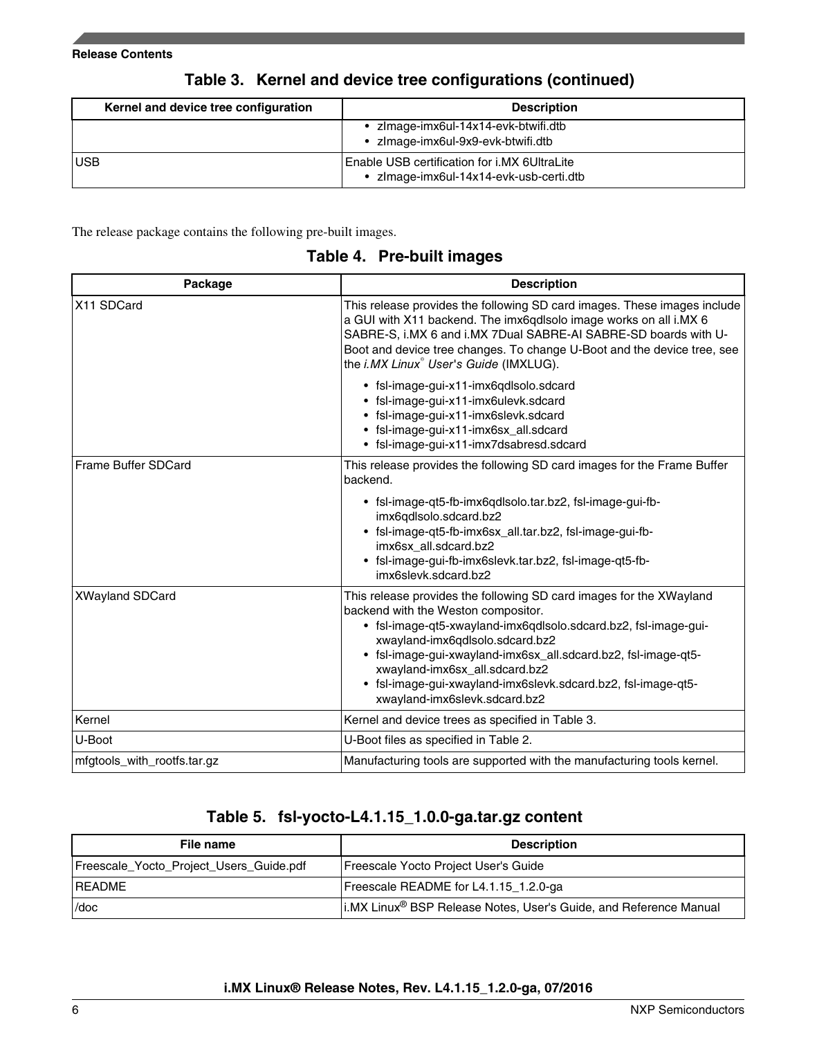**Table 3. Kernel and device tree configurations (continued)**

| Kernel and device tree configuration | Description |
| --- | --- |
| | • zImage-imx6ul-14x14-evk-btwifi.dtb<br>• zImage-imx6ul-9x9-evk-btwifi.dtb |
| USB | Enable USB certification for i.MX 6UltraLite<br>• zImage-imx6ul-14x14-evk-usb-certi.dtb |

The release package contains the following pre-built images.

**Table 4. Pre-built images**

| Package | Description |
| --- | --- |
| X11 SDCard | This release provides the following SD card images. These images include a GUI with X11 backend. The imx6qdlsolo image works on all i.MX 6 SABRE-S, i.MX 6 and i.MX 7Dual SABRE-AI SABRE-SD boards with U-Boot and device tree changes. To change U-Boot and the device tree, see the *i.MX Linux® User's Guide* (IMXLUG).<br>• fsl-image-gui-x11-imx6qdlsolo.sdcard<br>• fsl-image-gui-x11-imx6ulevk.sdcard<br>• fsl-image-gui-x11-imx6slevk.sdcard<br>• fsl-image-gui-x11-imx6sx_all.sdcard<br>• fsl-image-gui-x11-imx7dsabresd.sdcard |
| Frame Buffer SDCard | This release provides the following SD card images for the Frame Buffer backend.<br>• fsl-image-qt5-fb-imx6qdlsolo.tar.bz2, fsl-image-gui-fb-imx6qdlsolo.sdcard.bz2<br>• fsl-image-qt5-fb-imx6sx_all.tar.bz2, fsl-image-gui-fb-imx6sx_all.sdcard.bz2<br>• fsl-image-gui-fb-imx6slevk.tar.bz2, fsl-image-qt5-fb-imx6slevk.sdcard.bz2 |
| XWayland SDCard | This release provides the following SD card images for the XWayland backend with the Weston compositor.<br>• fsl-image-qt5-xwayland-imx6qdlsolo.sdcard.bz2, fsl-image-gui-xwayland-imx6qdlsolo.sdcard.bz2<br>• fsl-image-gui-xwayland-imx6sx_all.sdcard.bz2, fsl-image-qt5-xwayland-imx6sx_all.sdcard.bz2<br>• fsl-image-gui-xwayland-imx6slevk.sdcard.bz2, fsl-image-qt5-xwayland-imx6slevk.sdcard.bz2 |
| Kernel | Kernel and device trees as specified in Table 3. |
| U-Boot | U-Boot files as specified in Table 2. |
| mfgtools_with_rootfs.tar.gz | Manufacturing tools are supported with the manufacturing tools kernel. |

**Table 5. fsl-yocto-L4.1.15_1.0.0-ga.tar.gz content**

| File name | Description |
| --- | --- |
| Freescale_Yocto_Project_Users_Guide.pdf | Freescale Yocto Project User's Guide |
| README | Freescale README for L4.1.15_1.2.0-ga |
| /doc | i.MX Linux® BSP Release Notes, User's Guide, and Reference Manual |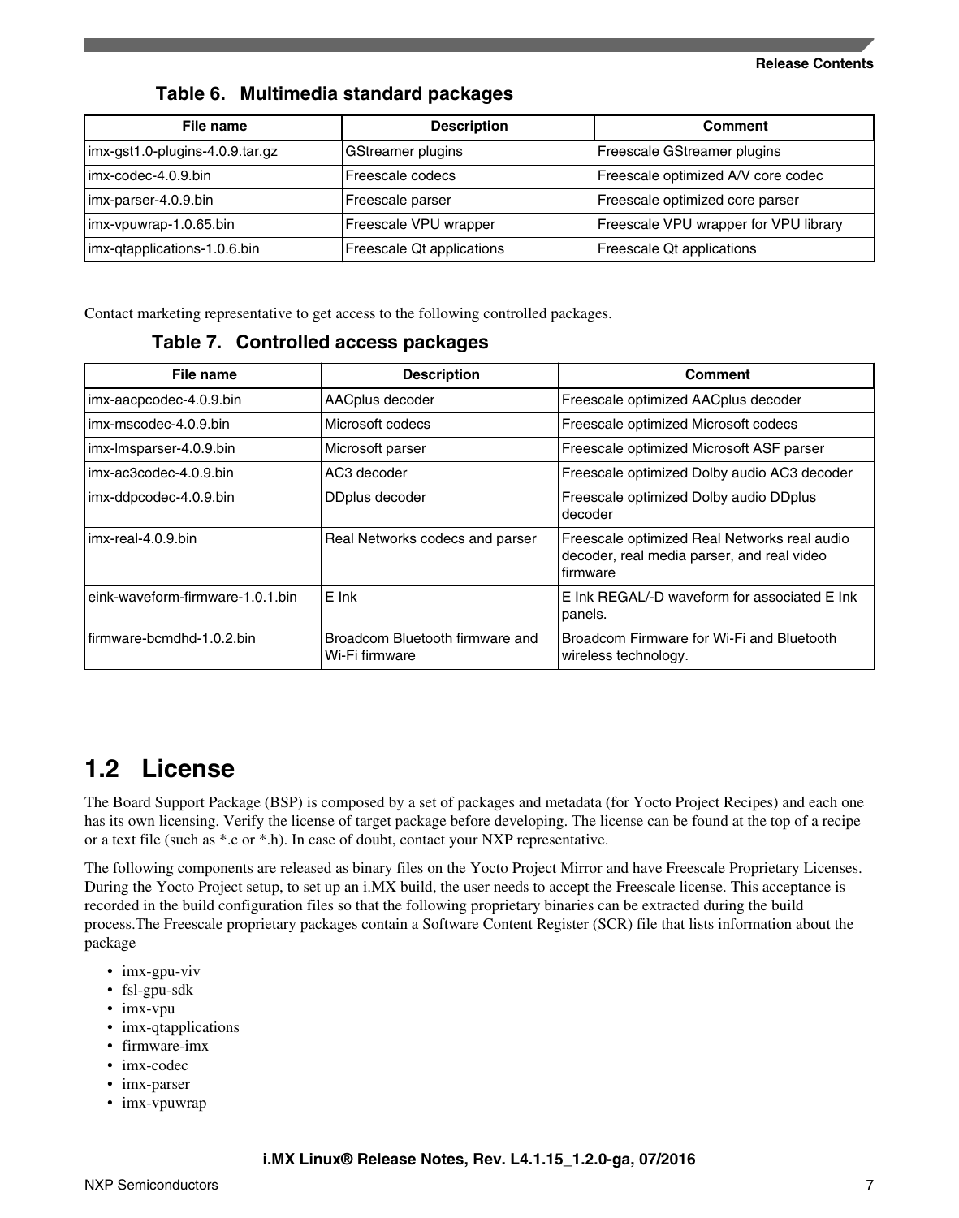**Table 6. Multimedia standard packages**

| File name | Description | Comment |
|---|---|---|
| imx-gst1.0-plugins-4.0.9.tar.gz | GStreamer plugins | Freescale GStreamer plugins |
| imx-codec-4.0.9.bin | Freescale codecs | Freescale optimized A/V core codec |
| imx-parser-4.0.9.bin | Freescale parser | Freescale optimized core parser |
| imx-vpuwrap-1.0.65.bin | Freescale VPU wrapper | Freescale VPU wrapper for VPU library |
| imx-qtapplications-1.0.6.bin | Freescale Qt applications | Freescale Qt applications |

Contact marketing representative to get access to the following controlled packages.

**Table 7. Controlled access packages**

| File name | Description | Comment |
|---|---|---|
| imx-aacpcodec-4.0.9.bin | AACplus decoder | Freescale optimized AACplus decoder |
| imx-mscodec-4.0.9.bin | Microsoft codecs | Freescale optimized Microsoft codecs |
| imx-lmsparser-4.0.9.bin | Microsoft parser | Freescale optimized Microsoft ASF parser |
| imx-ac3codec-4.0.9.bin | AC3 decoder | Freescale optimized Dolby audio AC3 decoder |
| imx-ddpcodec-4.0.9.bin | DDplus decoder | Freescale optimized Dolby audio DDplus decoder |
| imx-real-4.0.9.bin | Real Networks codecs and parser | Freescale optimized Real Networks real audio decoder, real media parser, and real video firmware |
| eink-waveform-firmware-1.0.1.bin | E Ink | E Ink REGAL/-D waveform for associated E Ink panels. |
| firmware-bcmdhd-1.0.2.bin | Broadcom Bluetooth firmware and Wi-Fi firmware | Broadcom Firmware for Wi-Fi and Bluetooth wireless technology. |

## 1.2 License

The Board Support Package (BSP) is composed by a set of packages and metadata (for Yocto Project Recipes) and each one has its own licensing. Verify the license of target package before developing. The license can be found at the top of a recipe or a text file (such as *.c or *.h). In case of doubt, contact your NXP representative.

The following components are released as binary files on the Yocto Project Mirror and have Freescale Proprietary Licenses. During the Yocto Project setup, to set up an i.MX build, the user needs to accept the Freescale license. This acceptance is recorded in the build configuration files so that the following proprietary binaries can be extracted during the build process.The Freescale proprietary packages contain a Software Content Register (SCR) file that lists information about the package

- imx-gpu-viv
- fsl-gpu-sdk
- imx-vpu
- imx-qtapplications
- firmware-imx
- imx-codec
- imx-parser
- imx-vpuwrap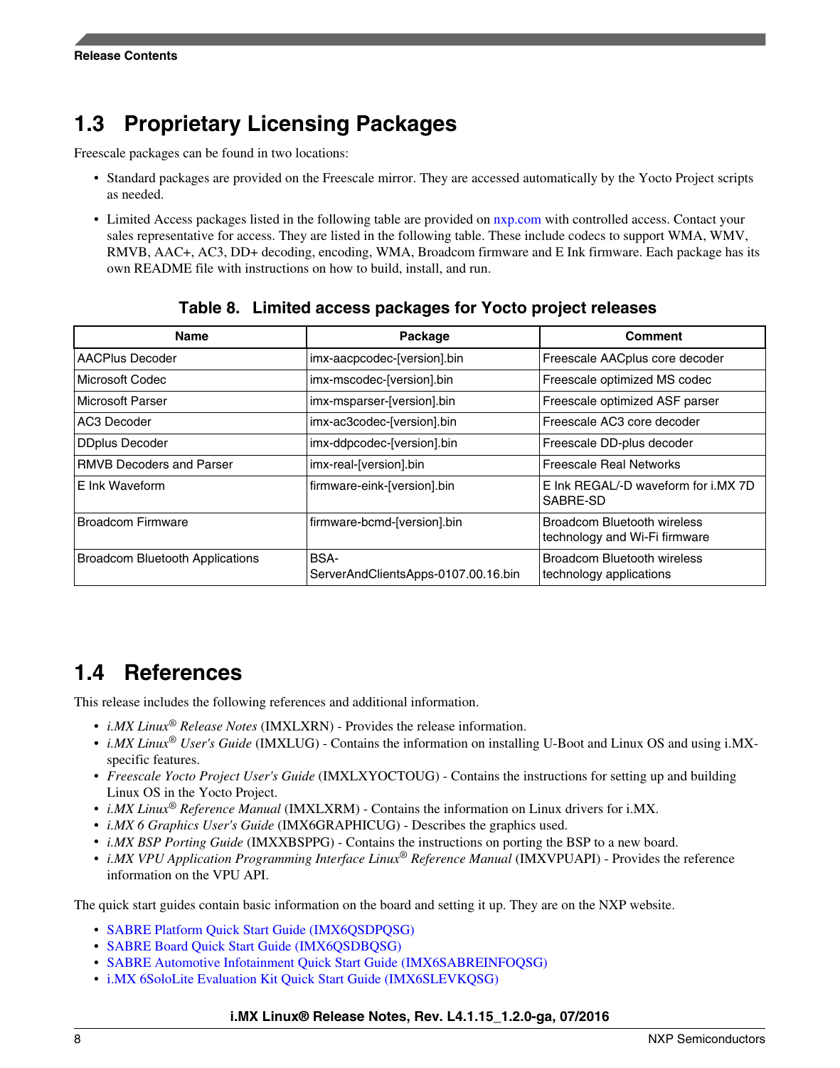## 1.3 Proprietary Licensing Packages

Freescale packages can be found in two locations:

- Standard packages are provided on the Freescale mirror. They are accessed automatically by the Yocto Project scripts as needed.
- Limited Access packages listed in the following table are provided on nxp.com with controlled access. Contact your sales representative for access. They are listed in the following table. These include codecs to support WMA, WMV, RMVB, AAC+, AC3, DD+ decoding, encoding, WMA, Broadcom firmware and E Ink firmware. Each package has its own README file with instructions on how to build, install, and run.

**Table 8. Limited access packages for Yocto project releases**

| Name | Package | Comment |
|---|---|---|
| AACPlus Decoder | imx-aacpcodec-[version].bin | Freescale AACplus core decoder |
| Microsoft Codec | imx-mscodec-[version].bin | Freescale optimized MS codec |
| Microsoft Parser | imx-msparser-[version].bin | Freescale optimized ASF parser |
| AC3 Decoder | imx-ac3codec-[version].bin | Freescale AC3 core decoder |
| DDplus Decoder | imx-ddpcodec-[version].bin | Freescale DD-plus decoder |
| RMVB Decoders and Parser | imx-real-[version].bin | Freescale Real Networks |
| E Ink Waveform | firmware-eink-[version].bin | E Ink REGAL/-D waveform for i.MX 7D SABRE-SD |
| Broadcom Firmware | firmware-bcmd-[version].bin | Broadcom Bluetooth wireless technology and Wi-Fi firmware |
| Broadcom Bluetooth Applications | BSA-ServerAndClientsApps-0107.00.16.bin | Broadcom Bluetooth wireless technology applications |

## 1.4 References

This release includes the following references and additional information.

- *i.MX Linux® Release Notes* (IMXLXRN) - Provides the release information.
- *i.MX Linux® User's Guide* (IMXLUG) - Contains the information on installing U-Boot and Linux OS and using i.MX-specific features.
- *Freescale Yocto Project User's Guide* (IMXLXYOCTOUG) - Contains the instructions for setting up and building Linux OS in the Yocto Project.
- *i.MX Linux® Reference Manual* (IMXLXRM) - Contains the information on Linux drivers for i.MX.
- *i.MX 6 Graphics User's Guide* (IMX6GRAPHICUG) - Describes the graphics used.
- *i.MX BSP Porting Guide* (IMXXBSPPG) - Contains the instructions on porting the BSP to a new board.
- *i.MX VPU Application Programming Interface Linux® Reference Manual* (IMXVPUAPI) - Provides the reference information on the VPU API.

The quick start guides contain basic information on the board and setting it up. They are on the NXP website.

- SABRE Platform Quick Start Guide (IMX6QSDPQSG)
- SABRE Board Quick Start Guide (IMX6QSDBQSG)
- SABRE Automotive Infotainment Quick Start Guide (IMX6SABREINFOQSG)
- i.MX 6SoloLite Evaluation Kit Quick Start Guide (IMX6SLEVKQSG)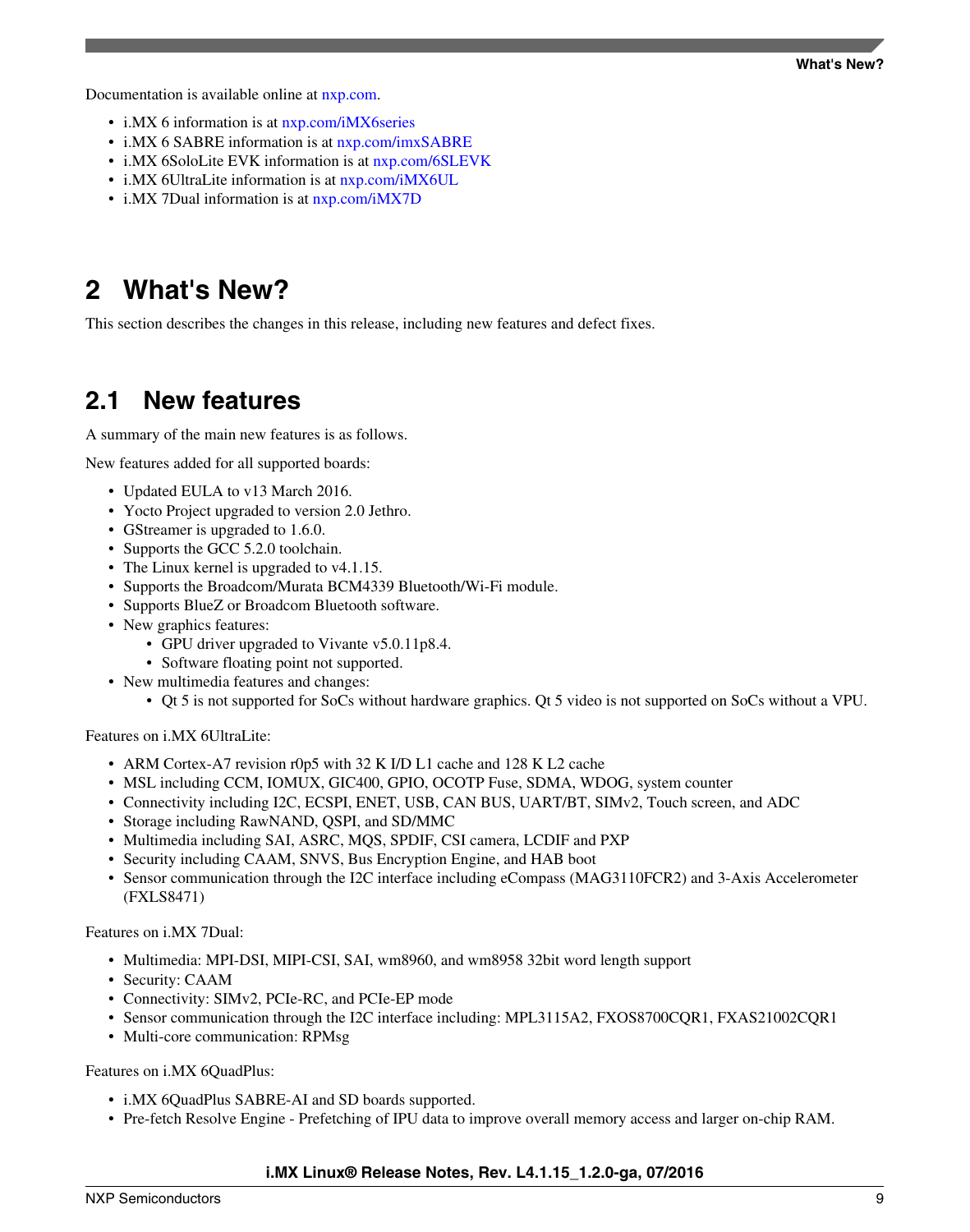Documentation is available online at nxp.com.

- i.MX 6 information is at nxp.com/iMX6series
- i.MX 6 SABRE information is at nxp.com/imxSABRE
- i.MX 6SoloLite EVK information is at nxp.com/6SLEVK
- i.MX 6UltraLite information is at nxp.com/iMX6UL
- i.MX 7Dual information is at nxp.com/iMX7D

# 2 What's New?

This section describes the changes in this release, including new features and defect fixes.

## 2.1 New features

A summary of the main new features is as follows.

New features added for all supported boards:

- Updated EULA to v13 March 2016.
- Yocto Project upgraded to version 2.0 Jethro.
- GStreamer is upgraded to 1.6.0.
- Supports the GCC 5.2.0 toolchain.
- The Linux kernel is upgraded to v4.1.15.
- Supports the Broadcom/Murata BCM4339 Bluetooth/Wi-Fi module.
- Supports BlueZ or Broadcom Bluetooth software.
- New graphics features:
  - GPU driver upgraded to Vivante v5.0.11p8.4.
  - Software floating point not supported.
- New multimedia features and changes:
  - Qt 5 is not supported for SoCs without hardware graphics. Qt 5 video is not supported on SoCs without a VPU.

Features on i.MX 6UltraLite:

- ARM Cortex-A7 revision r0p5 with 32 K I/D L1 cache and 128 K L2 cache
- MSL including CCM, IOMUX, GIC400, GPIO, OCOTP Fuse, SDMA, WDOG, system counter
- Connectivity including I2C, ECSPI, ENET, USB, CAN BUS, UART/BT, SIMv2, Touch screen, and ADC
- Storage including RawNAND, QSPI, and SD/MMC
- Multimedia including SAI, ASRC, MQS, SPDIF, CSI camera, LCDIF and PXP
- Security including CAAM, SNVS, Bus Encryption Engine, and HAB boot
- Sensor communication through the I2C interface including eCompass (MAG3110FCR2) and 3-Axis Accelerometer (FXLS8471)

Features on i.MX 7Dual:

- Multimedia: MPI-DSI, MIPI-CSI, SAI, wm8960, and wm8958 32bit word length support
- Security: CAAM
- Connectivity: SIMv2, PCIe-RC, and PCIe-EP mode
- Sensor communication through the I2C interface including: MPL3115A2, FXOS8700CQR1, FXAS21002CQR1
- Multi-core communication: RPMsg

Features on i.MX 6QuadPlus:

- i.MX 6QuadPlus SABRE-AI and SD boards supported.
- Pre-fetch Resolve Engine - Prefetching of IPU data to improve overall memory access and larger on-chip RAM.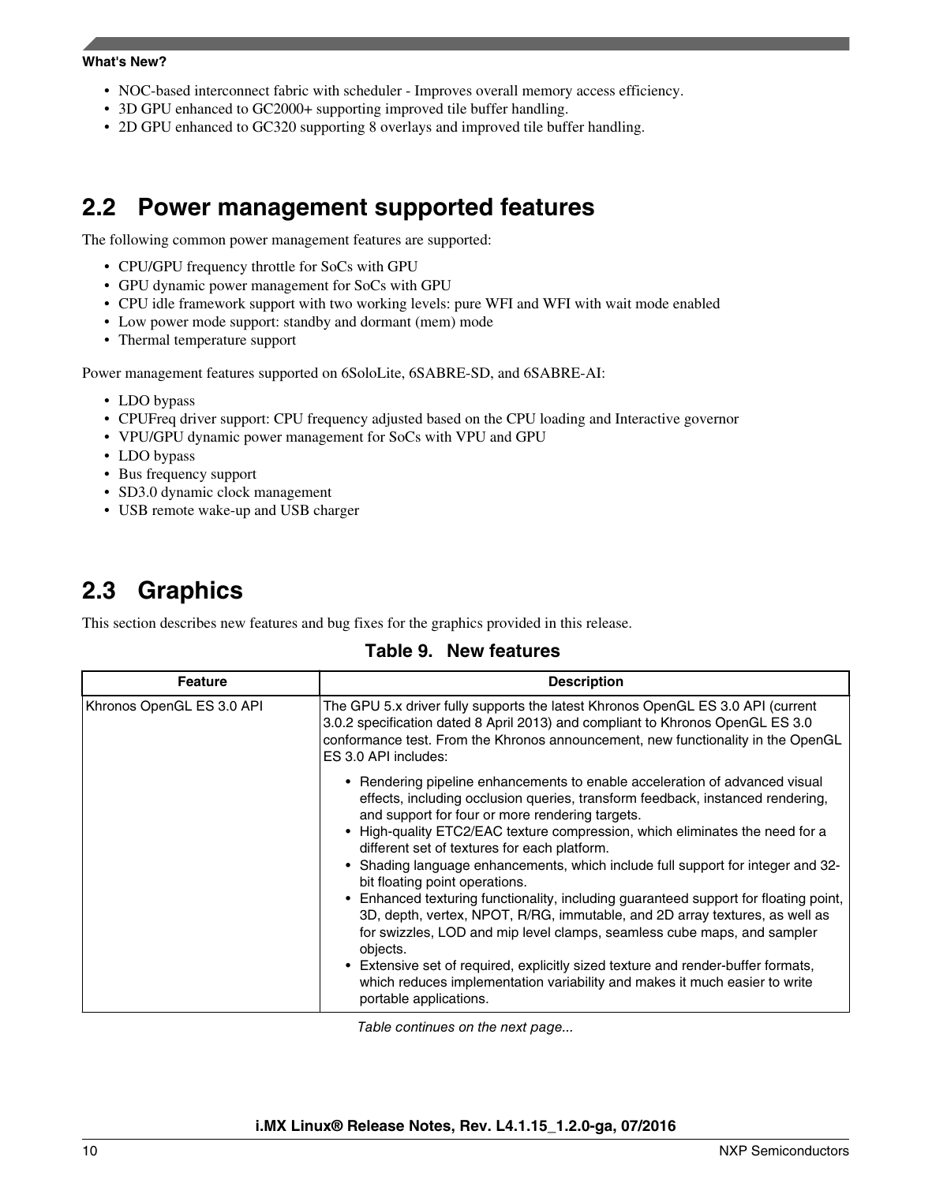- NOC-based interconnect fabric with scheduler - Improves overall memory access efficiency.
- 3D GPU enhanced to GC2000+ supporting improved tile buffer handling.
- 2D GPU enhanced to GC320 supporting 8 overlays and improved tile buffer handling.

## 2.2 Power management supported features

The following common power management features are supported:

- CPU/GPU frequency throttle for SoCs with GPU
- GPU dynamic power management for SoCs with GPU
- CPU idle framework support with two working levels: pure WFI and WFI with wait mode enabled
- Low power mode support: standby and dormant (mem) mode
- Thermal temperature support

Power management features supported on 6SoloLite, 6SABRE-SD, and 6SABRE-AI:

- LDO bypass
- CPUFreq driver support: CPU frequency adjusted based on the CPU loading and Interactive governor
- VPU/GPU dynamic power management for SoCs with VPU and GPU
- LDO bypass
- Bus frequency support
- SD3.0 dynamic clock management
- USB remote wake-up and USB charger

## 2.3 Graphics

This section describes new features and bug fixes for the graphics provided in this release.

**Table 9. New features**

| Feature | Description |
| --- | --- |
| Khronos OpenGL ES 3.0 API | The GPU 5.x driver fully supports the latest Khronos OpenGL ES 3.0 API (current 3.0.2 specification dated 8 April 2013) and compliant to Khronos OpenGL ES 3.0 conformance test. From the Khronos announcement, new functionality in the OpenGL ES 3.0 API includes:<br>• Rendering pipeline enhancements to enable acceleration of advanced visual effects, including occlusion queries, transform feedback, instanced rendering, and support for four or more rendering targets.<br>• High-quality ETC2/EAC texture compression, which eliminates the need for a different set of textures for each platform.<br>• Shading language enhancements, which include full support for integer and 32-bit floating point operations.<br>• Enhanced texturing functionality, including guaranteed support for floating point, 3D, depth, vertex, NPOT, R/RG, immutable, and 2D array textures, as well as for swizzles, LOD and mip level clamps, seamless cube maps, and sampler objects.<br>• Extensive set of required, explicitly sized texture and render-buffer formats, which reduces implementation variability and makes it much easier to write portable applications. |

*Table continues on the next page...*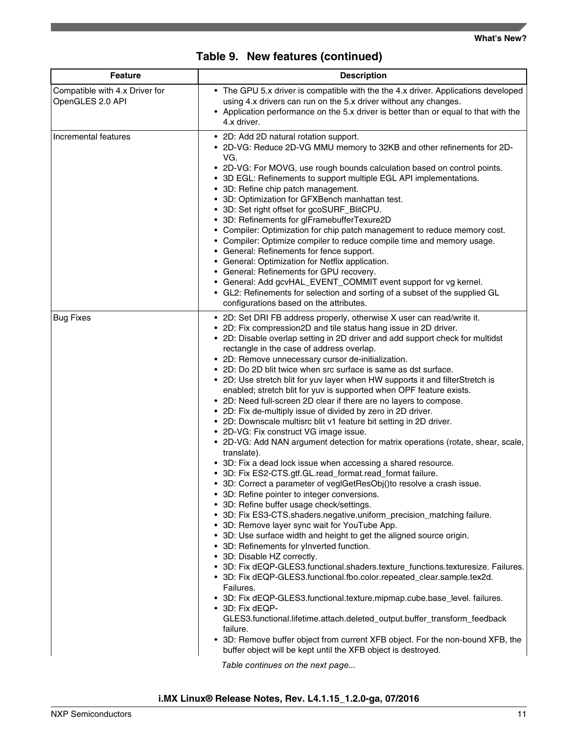**Table 9. New features (continued)**

| Feature | Description |
|---|---|
| Compatible with 4.x Driver for OpenGLES 2.0 API | • The GPU 5.x driver is compatible with the the 4.x driver. Applications developed using 4.x drivers can run on the 5.x driver without any changes.<br>• Application performance on the 5.x driver is better than or equal to that with the 4.x driver. |
| Incremental features | • 2D: Add 2D natural rotation support.<br>• 2D-VG: Reduce 2D-VG MMU memory to 32KB and other refinements for 2D-VG.<br>• 2D-VG: For MOVG, use rough bounds calculation based on control points.<br>• 3D EGL: Refinements to support multiple EGL API implementations.<br>• 3D: Refine chip patch management.<br>• 3D: Optimization for GFXBench manhattan test.<br>• 3D: Set right offset for gcoSURF_BlitCPU.<br>• 3D: Refinements for glFramebufferTexure2D<br>• Compiler: Optimization for chip patch management to reduce memory cost.<br>• Compiler: Optimize compiler to reduce compile time and memory usage.<br>• General: Refinements for fence support.<br>• General: Optimization for Netflix application.<br>• General: Refinements for GPU recovery.<br>• General: Add gcvHAL_EVENT_COMMIT event support for vg kernel.<br>• GL2: Refinements for selection and sorting of a subset of the supplied GL configurations based on the attributes. |
| Bug Fixes | • 2D: Set DRI FB address properly, otherwise X user can read/write it.<br>• 2D: Fix compression2D and tile status hang issue in 2D driver.<br>• 2D: Disable overlap setting in 2D driver and add support check for multidst rectangle in the case of address overlap.<br>• 2D: Remove unnecessary cursor de-initialization.<br>• 2D: Do 2D blit twice when src surface is same as dst surface.<br>• 2D: Use stretch blit for yuv layer when HW supports it and filterStretch is enabled; stretch blit for yuv is supported when OPF feature exists.<br>• 2D: Need full-screen 2D clear if there are no layers to compose.<br>• 2D: Fix de-multiply issue of divided by zero in 2D driver.<br>• 2D: Downscale multisrc blit v1 feature bit setting in 2D driver.<br>• 2D-VG: Fix construct VG image issue.<br>• 2D-VG: Add NAN argument detection for matrix operations (rotate, shear, scale, translate).<br>• 3D: Fix a dead lock issue when accessing a shared resource.<br>• 3D: Fix ES2-CTS.gtf.GL.read_format.read_format failure.<br>• 3D: Correct a parameter of veglGetResObj()to resolve a crash issue.<br>• 3D: Refine pointer to integer conversions.<br>• 3D: Refine buffer usage check/settings.<br>• 3D: Fix ES3-CTS.shaders.negative.uniform_precision_matching failure.<br>• 3D: Remove layer sync wait for YouTube App.<br>• 3D: Use surface width and height to get the aligned source origin.<br>• 3D: Refinements for yInverted function.<br>• 3D: Disable HZ correctly.<br>• 3D: Fix dEQP-GLES3.functional.shaders.texture_functions.texturesize. Failures.<br>• 3D: Fix dEQP-GLES3.functional.fbo.color.repeated_clear.sample.tex2d. Failures.<br>• 3D: Fix dEQP-GLES3.functional.texture.mipmap.cube.base_level. failures.<br>• 3D: Fix dEQP-GLES3.functional.lifetime.attach.deleted_output.buffer_transform_feedback failure.<br>• 3D: Remove buffer object from current XFB object. For the non-bound XFB, the buffer object will be kept until the XFB object is destroyed. |

*Table continues on the next page...*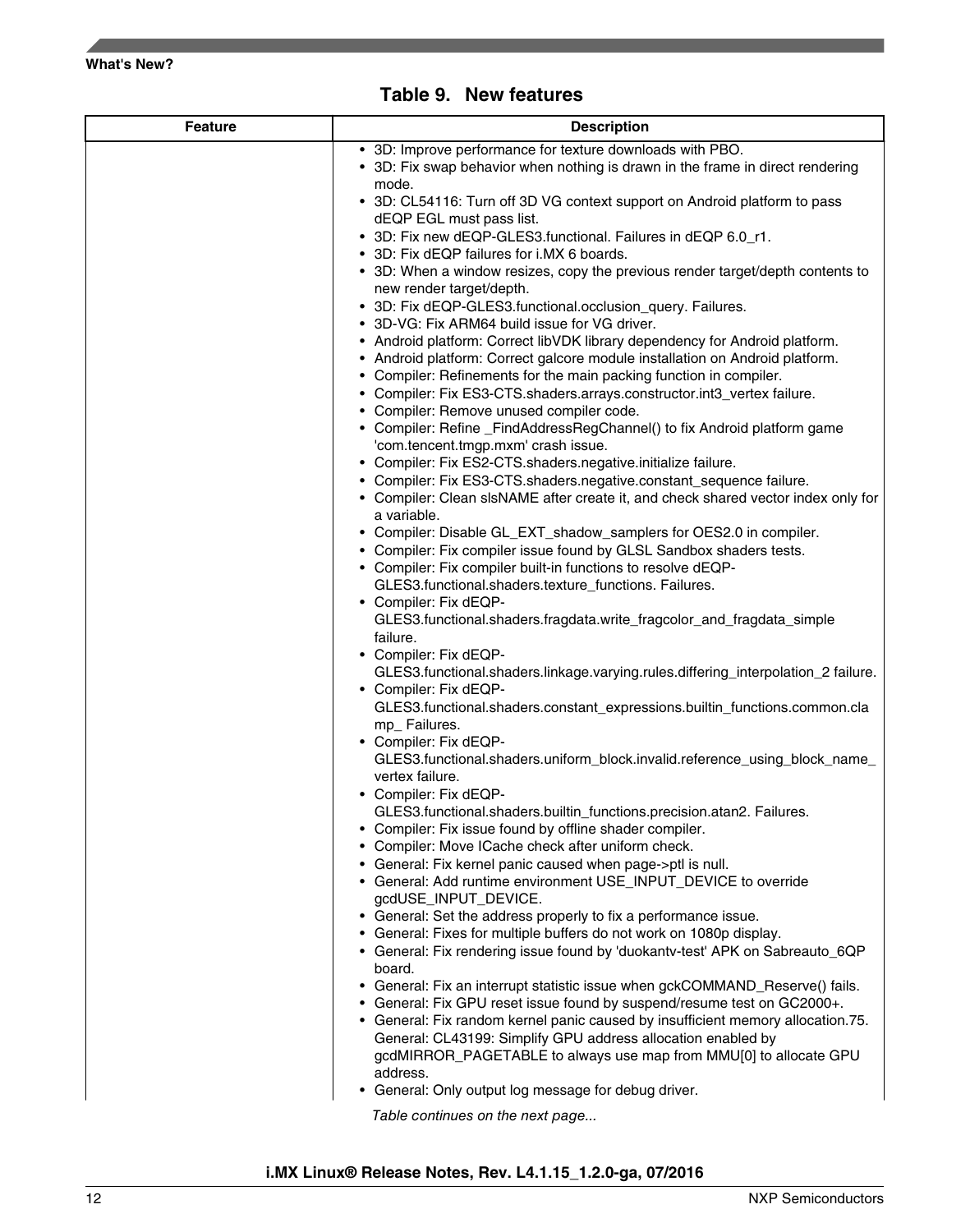**Table 9. New features**

| Feature | Description |
|---|---|
| | • 3D: Improve performance for texture downloads with PBO.<br>• 3D: Fix swap behavior when nothing is drawn in the frame in direct rendering mode.<br>• 3D: CL54116: Turn off 3D VG context support on Android platform to pass dEQP EGL must pass list.<br>• 3D: Fix new dEQP-GLES3.functional. Failures in dEQP 6.0_r1.<br>• 3D: Fix dEQP failures for i.MX 6 boards.<br>• 3D: When a window resizes, copy the previous render target/depth contents to new render target/depth.<br>• 3D: Fix dEQP-GLES3.functional.occlusion_query. Failures.<br>• 3D-VG: Fix ARM64 build issue for VG driver.<br>• Android platform: Correct libVDK library dependency for Android platform.<br>• Android platform: Correct galcore module installation on Android platform.<br>• Compiler: Refinements for the main packing function in compiler.<br>• Compiler: Fix ES3-CTS.shaders.arrays.constructor.int3_vertex failure.<br>• Compiler: Remove unused compiler code.<br>• Compiler: Refine _FindAddressRegChannel() to fix Android platform game 'com.tencent.tmgp.mxm' crash issue.<br>• Compiler: Fix ES2-CTS.shaders.negative.initialize failure.<br>• Compiler: Fix ES3-CTS.shaders.negative.constant_sequence failure.<br>• Compiler: Clean slsNAME after create it, and check shared vector index only for a variable.<br>• Compiler: Disable GL_EXT_shadow_samplers for OES2.0 in compiler.<br>• Compiler: Fix compiler issue found by GLSL Sandbox shaders tests.<br>• Compiler: Fix compiler built-in functions to resolve dEQP-GLES3.functional.shaders.texture_functions. Failures.<br>• Compiler: Fix dEQP-GLES3.functional.shaders.fragdata.write_fragcolor_and_fragdata_simple failure.<br>• Compiler: Fix dEQP-GLES3.functional.shaders.linkage.varying.rules.differing_interpolation_2 failure.<br>• Compiler: Fix dEQP-GLES3.functional.shaders.constant_expressions.builtin_functions.common.clamp_ Failures.<br>• Compiler: Fix dEQP-GLES3.functional.shaders.uniform_block.invalid.reference_using_block_name_vertex failure.<br>• Compiler: Fix dEQP-GLES3.functional.shaders.builtin_functions.precision.atan2. Failures.<br>• Compiler: Fix issue found by offline shader compiler.<br>• Compiler: Move ICache check after uniform check.<br>• General: Fix kernel panic caused when page->ptl is null.<br>• General: Add runtime environment USE_INPUT_DEVICE to override gcdUSE_INPUT_DEVICE.<br>• General: Set the address properly to fix a performance issue.<br>• General: Fixes for multiple buffers do not work on 1080p display.<br>• General: Fix rendering issue found by 'duokantv-test' APK on Sabreauto_6QP board.<br>• General: Fix an interrupt statistic issue when gckCOMMAND_Reserve() fails.<br>• General: Fix GPU reset issue found by suspend/resume test on GC2000+.<br>• General: Fix random kernel panic caused by insufficient memory allocation.75. General: CL43199: Simplify GPU address allocation enabled by gcdMIRROR_PAGETABLE to always use map from MMU[0] to allocate GPU address.<br>• General: Only output log message for debug driver. |

*Table continues on the next page...*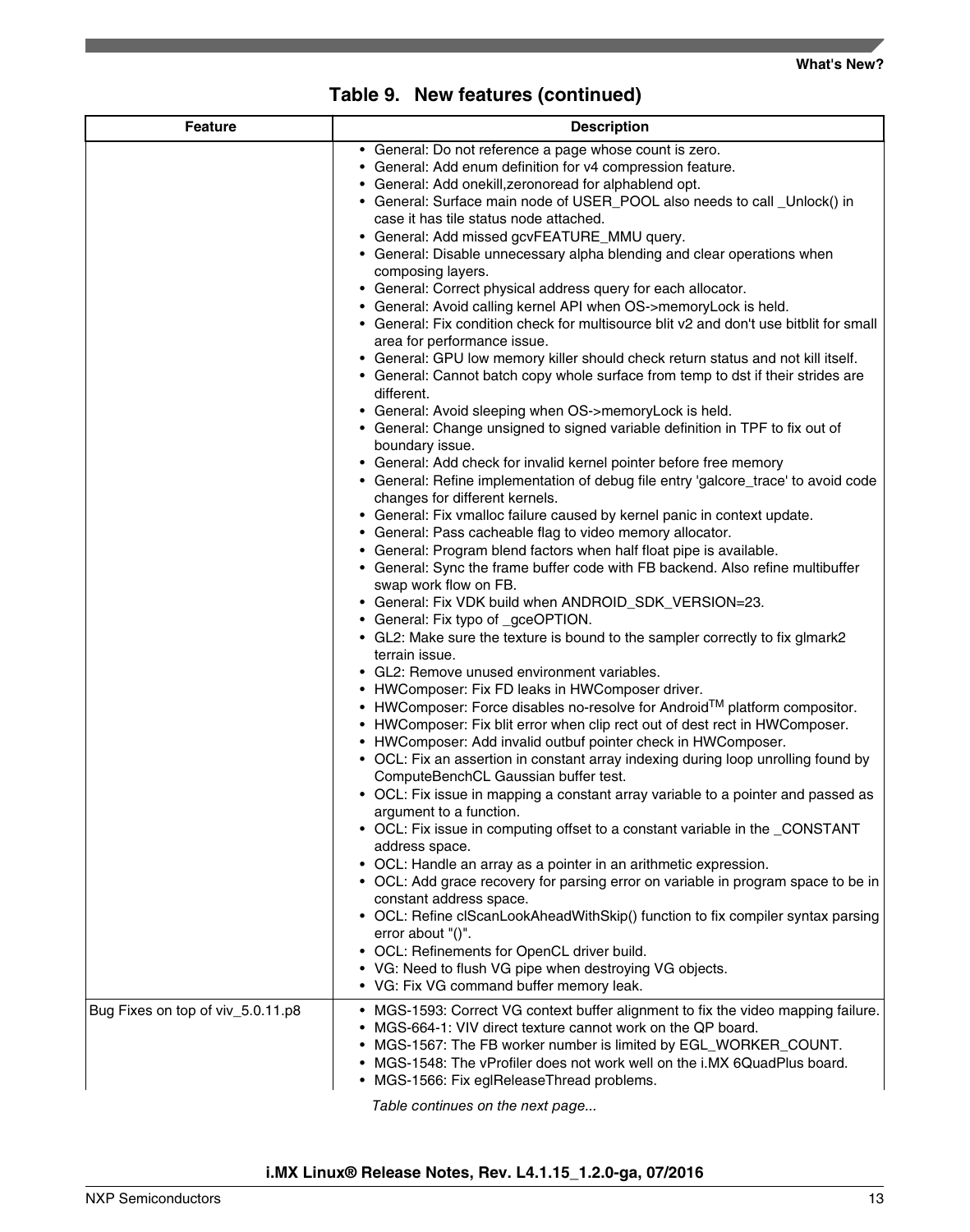**Table 9. New features (continued)**

| Feature | Description |
| --- | --- |
| | • General: Do not reference a page whose count is zero.<br>• General: Add enum definition for v4 compression feature.<br>• General: Add onekill,zeronoread for alphablend opt.<br>• General: Surface main node of USER_POOL also needs to call _Unlock() in case it has tile status node attached.<br>• General: Add missed gcvFEATURE_MMU query.<br>• General: Disable unnecessary alpha blending and clear operations when composing layers.<br>• General: Correct physical address query for each allocator.<br>• General: Avoid calling kernel API when OS->memoryLock is held.<br>• General: Fix condition check for multisource blit v2 and don't use bitblit for small area for performance issue.<br>• General: GPU low memory killer should check return status and not kill itself.<br>• General: Cannot batch copy whole surface from temp to dst if their strides are different.<br>• General: Avoid sleeping when OS->memoryLock is held.<br>• General: Change unsigned to signed variable definition in TPF to fix out of boundary issue.<br>• General: Add check for invalid kernel pointer before free memory<br>• General: Refine implementation of debug file entry 'galcore_trace' to avoid code changes for different kernels.<br>• General: Fix vmalloc failure caused by kernel panic in context update.<br>• General: Pass cacheable flag to video memory allocator.<br>• General: Program blend factors when half float pipe is available.<br>• General: Sync the frame buffer code with FB backend. Also refine multibuffer swap work flow on FB.<br>• General: Fix VDK build when ANDROID_SDK_VERSION=23.<br>• General: Fix typo of _gceOPTION.<br>• GL2: Make sure the texture is bound to the sampler correctly to fix glmark2 terrain issue.<br>• GL2: Remove unused environment variables.<br>• HWComposer: Fix FD leaks in HWComposer driver.<br>• HWComposer: Force disables no-resolve for Android™ platform compositor.<br>• HWComposer: Fix blit error when clip rect out of dest rect in HWComposer.<br>• HWComposer: Add invalid outbuf pointer check in HWComposer.<br>• OCL: Fix an assertion in constant array indexing during loop unrolling found by ComputeBenchCL Gaussian buffer test.<br>• OCL: Fix issue in mapping a constant array variable to a pointer and passed as argument to a function.<br>• OCL: Fix issue in computing offset to a constant variable in the _CONSTANT address space.<br>• OCL: Handle an array as a pointer in an arithmetic expression.<br>• OCL: Add grace recovery for parsing error on variable in program space to be in constant address space.<br>• OCL: Refine clScanLookAheadWithSkip() function to fix compiler syntax parsing error about "()".<br>• OCL: Refinements for OpenCL driver build.<br>• VG: Need to flush VG pipe when destroying VG objects.<br>• VG: Fix VG command buffer memory leak. |
| Bug Fixes on top of viv_5.0.11.p8 | • MGS-1593: Correct VG context buffer alignment to fix the video mapping failure.<br>• MGS-664-1: VIV direct texture cannot work on the QP board.<br>• MGS-1567: The FB worker number is limited by EGL_WORKER_COUNT.<br>• MGS-1548: The vProfiler does not work well on the i.MX 6QuadPlus board.<br>• MGS-1566: Fix eglReleaseThread problems. |

*Table continues on the next page...*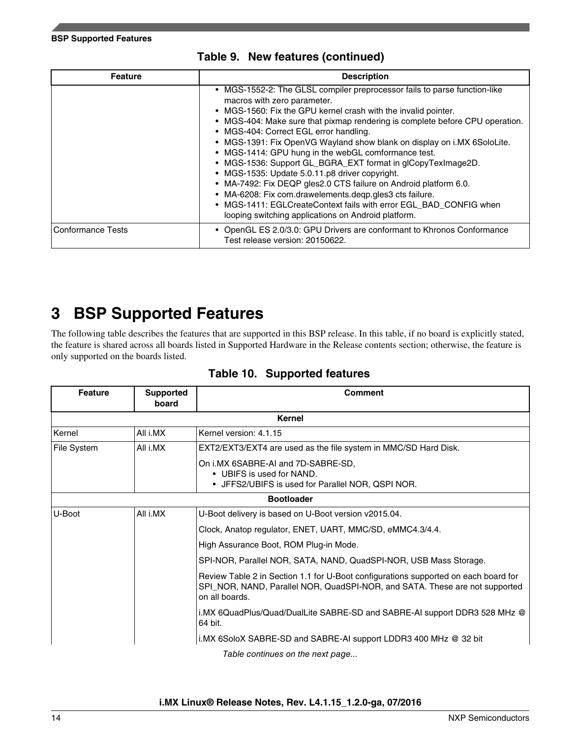**Table 9. New features (continued)**

| Feature | Description |
| --- | --- |
| | • MGS-1552-2: The GLSL compiler preprocessor fails to parse function-like macros with zero parameter.<br>• MGS-1560: Fix the GPU kernel crash with the invalid pointer.<br>• MGS-404: Make sure that pixmap rendering is complete before CPU operation.<br>• MGS-404: Correct EGL error handling.<br>• MGS-1391: Fix OpenVG Wayland show blank on display on i.MX 6SoloLite.<br>• MGS-1414: GPU hung in the webGL comformance test.<br>• MGS-1536: Support GL_BGRA_EXT format in glCopyTexImage2D.<br>• MGS-1535: Update 5.0.11.p8 driver copyright.<br>• MA-7492: Fix DEQP gles2.0 CTS failure on Android platform 6.0.<br>• MA-6208: Fix com.drawelements.deqp.gles3 cts failure.<br>• MGS-1411: EGLCreateContext fails with error EGL_BAD_CONFIG when looping switching applications on Android platform. |
| Conformance Tests | • OpenGL ES 2.0/3.0: GPU Drivers are conformant to Khronos Conformance Test release version: 20150622. |

# 3 BSP Supported Features

The following table describes the features that are supported in this BSP release. In this table, if no board is explicitly stated, the feature is shared across all boards listed in Supported Hardware in the Release contents section; otherwise, the feature is only supported on the boards listed.

**Table 10. Supported features**

| Feature | Supported board | Comment |
| --- | --- | --- |
| **Kernel** | | |
| Kernel | All i.MX | Kernel version: 4.1.15 |
| File System | All i.MX | EXT2/EXT3/EXT4 are used as the file system in MMC/SD Hard Disk.<br>On i.MX 6SABRE-AI and 7D-SABRE-SD,<br>• UBIFS is used for NAND.<br>• JFFS2/UBIFS is used for Parallel NOR, QSPI NOR. |
| **Bootloader** | | |
| U-Boot | All i.MX | U-Boot delivery is based on U-Boot version v2015.04.<br>Clock, Anatop regulator, ENET, UART, MMC/SD, eMMC4.3/4.4.<br>High Assurance Boot, ROM Plug-in Mode.<br>SPI-NOR, Parallel NOR, SATA, NAND, QuadSPI-NOR, USB Mass Storage.<br>Review Table 2 in Section 1.1 for U-Boot configurations supported on each board for SPI_NOR, NAND, Parallel NOR, QuadSPI-NOR, and SATA. These are not supported on all boards.<br>i.MX 6QuadPlus/Quad/DualLite SABRE-SD and SABRE-AI support DDR3 528 MHz @ 64 bit.<br>i.MX 6SoloX SABRE-SD and SABRE-AI support LDDR3 400 MHz @ 32 bit |

*Table continues on the next page...*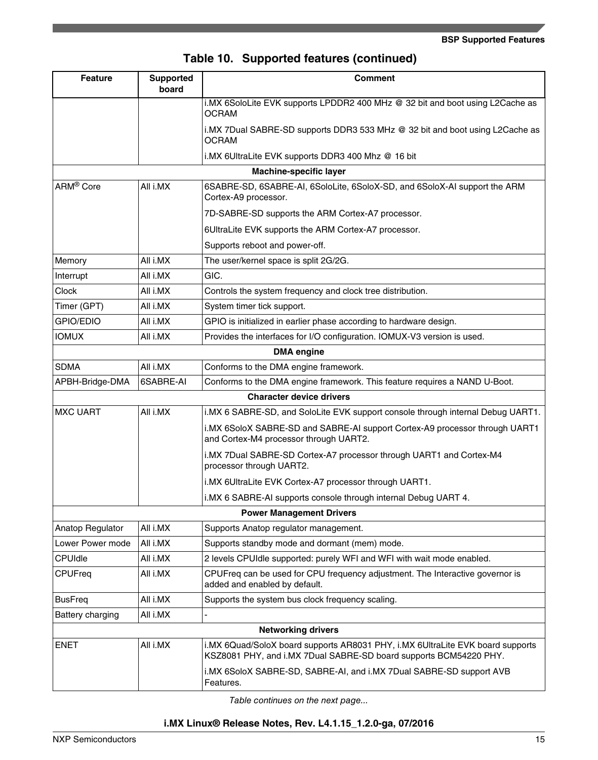**Table 10. Supported features (continued)**

| Feature | Supported board | Comment |
|---|---|---|
| | | i.MX 6SoloLite EVK supports LPDDR2 400 MHz @ 32 bit and boot using L2Cache as OCRAM<br><br>i.MX 7Dual SABRE-SD supports DDR3 533 MHz @ 32 bit and boot using L2Cache as OCRAM<br><br>i.MX 6UltraLite EVK supports DDR3 400 Mhz @ 16 bit |
| **Machine-specific layer** | | |
| ARM® Core | All i.MX | 6SABRE-SD, 6SABRE-AI, 6SoloLite, 6SoloX-SD, and 6SoloX-AI support the ARM Cortex-A9 processor.<br><br>7D-SABRE-SD supports the ARM Cortex-A7 processor.<br><br>6UltraLite EVK supports the ARM Cortex-A7 processor.<br><br>Supports reboot and power-off. |
| Memory | All i.MX | The user/kernel space is split 2G/2G. |
| Interrupt | All i.MX | GIC. |
| Clock | All i.MX | Controls the system frequency and clock tree distribution. |
| Timer (GPT) | All i.MX | System timer tick support. |
| GPIO/EDIO | All i.MX | GPIO is initialized in earlier phase according to hardware design. |
| IOMUX | All i.MX | Provides the interfaces for I/O configuration. IOMUX-V3 version is used. |
| **DMA engine** | | |
| SDMA | All i.MX | Conforms to the DMA engine framework. |
| APBH-Bridge-DMA | 6SABRE-AI | Conforms to the DMA engine framework. This feature requires a NAND U-Boot. |
| **Character device drivers** | | |
| MXC UART | All i.MX | i.MX 6 SABRE-SD, and SoloLite EVK support console through internal Debug UART1.<br><br>i.MX 6SoloX SABRE-SD and SABRE-AI support Cortex-A9 processor through UART1 and Cortex-M4 processor through UART2.<br><br>i.MX 7Dual SABRE-SD Cortex-A7 processor through UART1 and Cortex-M4 processor through UART2.<br><br>i.MX 6UltraLite EVK Cortex-A7 processor through UART1.<br><br>i.MX 6 SABRE-AI supports console through internal Debug UART 4. |
| **Power Management Drivers** | | |
| Anatop Regulator | All i.MX | Supports Anatop regulator management. |
| Lower Power mode | All i.MX | Supports standby mode and dormant (mem) mode. |
| CPUIdle | All i.MX | 2 levels CPUIdle supported: purely WFI and WFI with wait mode enabled. |
| CPUFreq | All i.MX | CPUFreq can be used for CPU frequency adjustment. The Interactive governor is added and enabled by default. |
| BusFreq | All i.MX | Supports the system bus clock frequency scaling. |
| Battery charging | All i.MX | - |
| **Networking drivers** | | |
| ENET | All i.MX | i.MX 6Quad/SoloX board supports AR8031 PHY, i.MX 6UltraLite EVK board supports KSZ8081 PHY, and i.MX 7Dual SABRE-SD board supports BCM54220 PHY.<br><br>i.MX 6SoloX SABRE-SD, SABRE-AI, and i.MX 7Dual SABRE-SD support AVB Features. |

*Table continues on the next page...*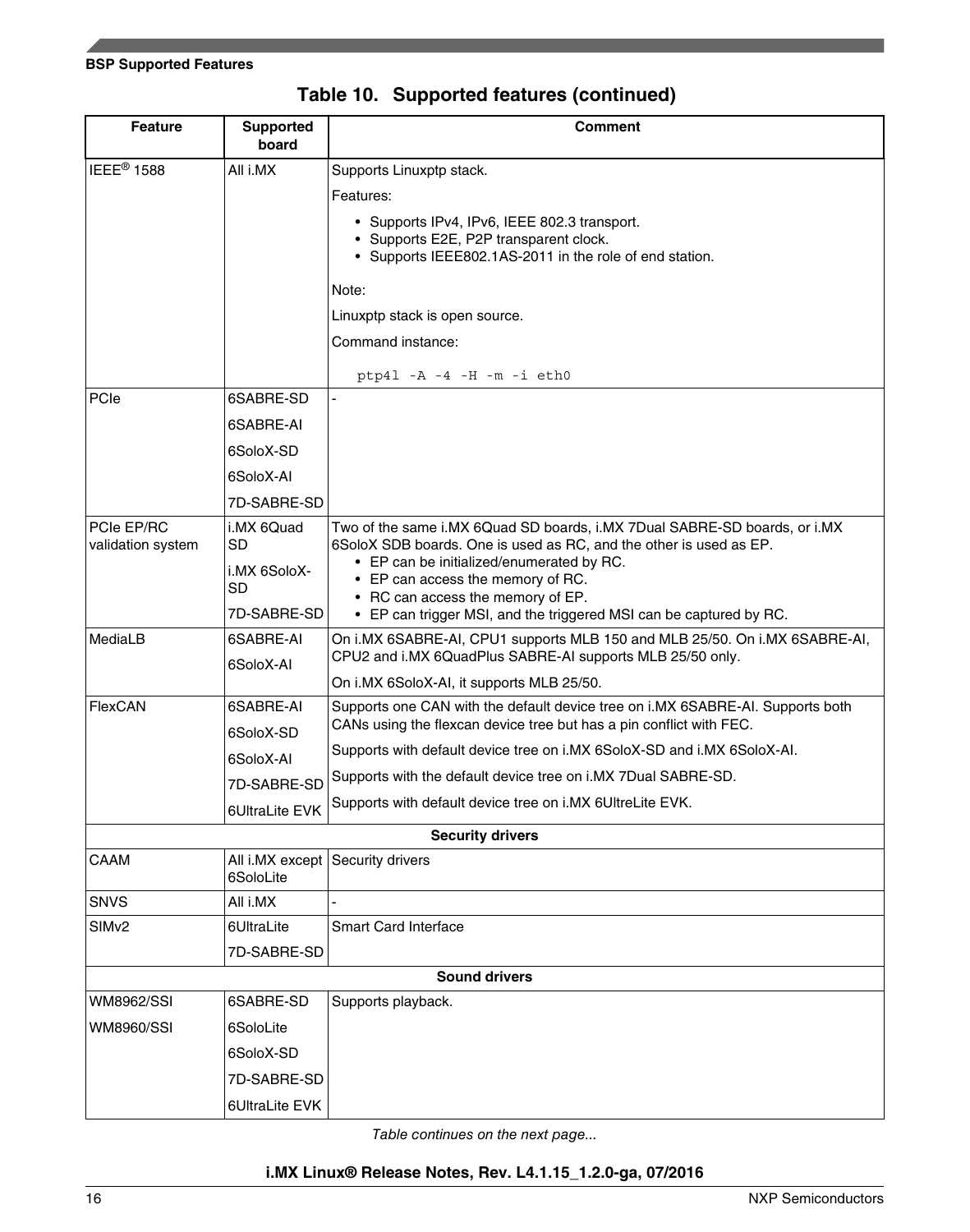**Table 10. Supported features (continued)**

| Feature | Supported board | Comment |
|---|---|---|
| IEEE® 1588 | All i.MX | Supports Linuxptp stack.<br>Features:<br>• Supports IPv4, IPv6, IEEE 802.3 transport.<br>• Supports E2E, P2P transparent clock.<br>• Supports IEEE802.1AS-2011 in the role of end station.<br>Note:<br>Linuxptp stack is open source.<br>Command instance:<br>`ptp4l -A -4 -H -m -i eth0` |
| PCIe | 6SABRE-SD<br>6SABRE-AI<br>6SoloX-SD<br>6SoloX-AI<br>7D-SABRE-SD | - |
| PCIe EP/RC validation system | i.MX 6Quad SD<br>i.MX 6SoloX-SD<br>7D-SABRE-SD | Two of the same i.MX 6Quad SD boards, i.MX 7Dual SABRE-SD boards, or i.MX 6SoloX SDB boards. One is used as RC, and the other is used as EP.<br>• EP can be initialized/enumerated by RC.<br>• EP can access the memory of RC.<br>• RC can access the memory of EP.<br>• EP can trigger MSI, and the triggered MSI can be captured by RC. |
| MediaLB | 6SABRE-AI<br>6SoloX-AI | On i.MX 6SABRE-AI, CPU1 supports MLB 150 and MLB 25/50. On i.MX 6SABRE-AI, CPU2 and i.MX 6QuadPlus SABRE-AI supports MLB 25/50 only.<br>On i.MX 6SoloX-AI, it supports MLB 25/50. |
| FlexCAN | 6SABRE-AI<br>6SoloX-SD<br>6SoloX-AI<br>7D-SABRE-SD<br>6UltraLite EVK | Supports one CAN with the default device tree on i.MX 6SABRE-AI. Supports both CANs using the flexcan device tree but has a pin conflict with FEC.<br>Supports with default device tree on i.MX 6SoloX-SD and i.MX 6SoloX-AI.<br>Supports with the default device tree on i.MX 7Dual SABRE-SD.<br>Supports with default device tree on i.MX 6UltreLite EVK. |
| **Security drivers** | | |
| CAAM | All i.MX except 6SoloLite | Security drivers |
| SNVS | All i.MX | - |
| SIMv2 | 6UltraLite<br>7D-SABRE-SD | Smart Card Interface |
| **Sound drivers** | | |
| WM8962/SSI<br>WM8960/SSI | 6SABRE-SD<br>6SoloLite<br>6SoloX-SD<br>7D-SABRE-SD<br>6UltraLite EVK | Supports playback. |

*Table continues on the next page...*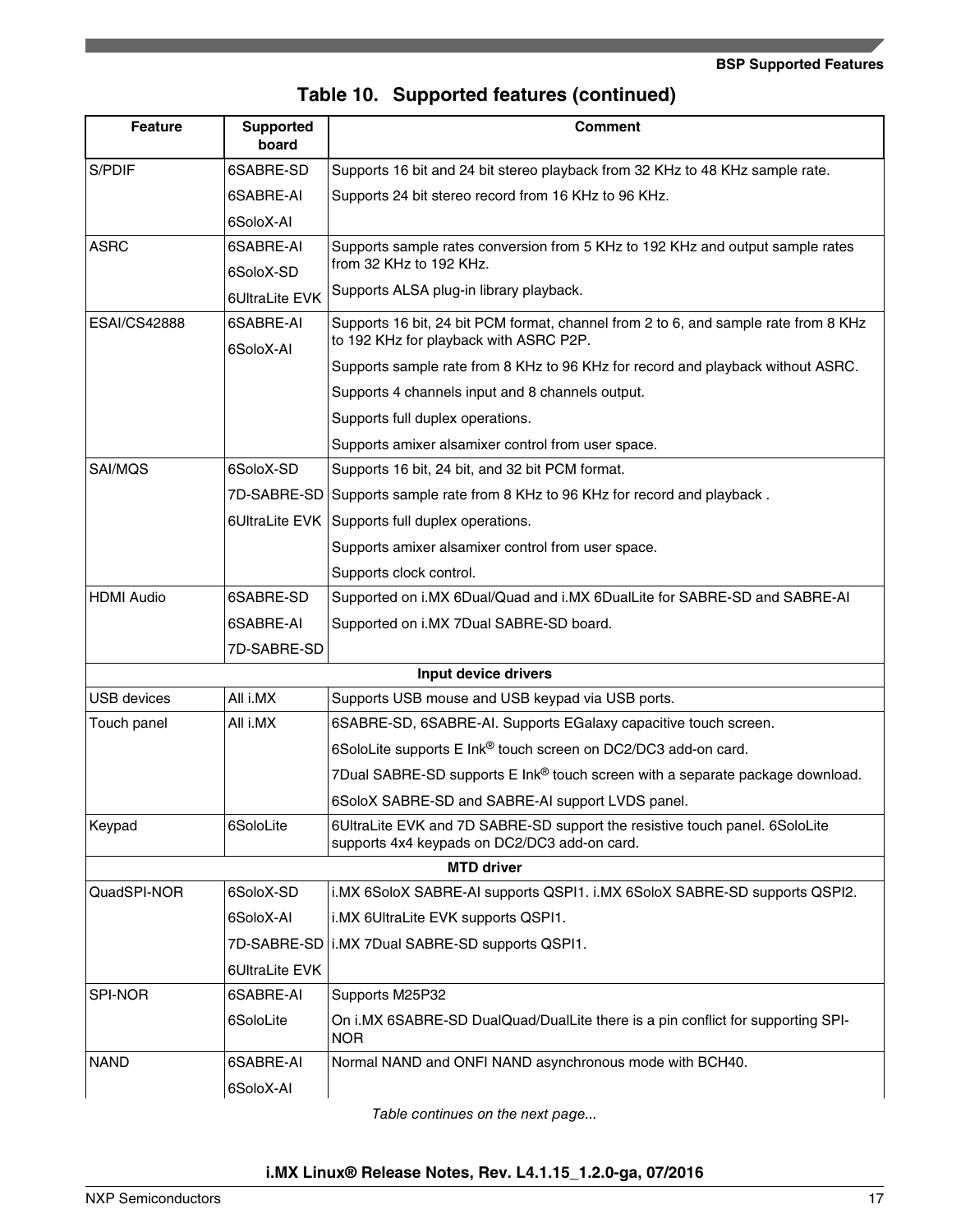**Table 10. Supported features (continued)**

| Feature | Supported board | Comment |
|---|---|---|
| S/PDIF | 6SABRE-SD<br>6SABRE-AI<br>6SoloX-AI | Supports 16 bit and 24 bit stereo playback from 32 KHz to 48 KHz sample rate.<br>Supports 24 bit stereo record from 16 KHz to 96 KHz. |
| ASRC | 6SABRE-AI<br>6SoloX-SD<br>6UltraLite EVK | Supports sample rates conversion from 5 KHz to 192 KHz and output sample rates from 32 KHz to 192 KHz.<br>Supports ALSA plug-in library playback. |
| ESAI/CS42888 | 6SABRE-AI<br>6SoloX-AI | Supports 16 bit, 24 bit PCM format, channel from 2 to 6, and sample rate from 8 KHz to 192 KHz for playback with ASRC P2P.<br>Supports sample rate from 8 KHz to 96 KHz for record and playback without ASRC.<br>Supports 4 channels input and 8 channels output.<br>Supports full duplex operations.<br>Supports amixer alsamixer control from user space. |
| SAI/MQS | 6SoloX-SD<br>7D-SABRE-SD<br>6UltraLite EVK | Supports 16 bit, 24 bit, and 32 bit PCM format.<br>Supports sample rate from 8 KHz to 96 KHz for record and playback .<br>Supports full duplex operations.<br>Supports amixer alsamixer control from user space.<br>Supports clock control. |
| HDMI Audio | 6SABRE-SD<br>6SABRE-AI<br>7D-SABRE-SD | Supported on i.MX 6Dual/Quad and i.MX 6DualLite for SABRE-SD and SABRE-AI<br>Supported on i.MX 7Dual SABRE-SD board. |
| **Input device drivers** | | |
| USB devices | All i.MX | Supports USB mouse and USB keypad via USB ports. |
| Touch panel | All i.MX | 6SABRE-SD, 6SABRE-AI. Supports EGalaxy capacitive touch screen.<br>6SoloLite supports E Ink® touch screen on DC2/DC3 add-on card.<br>7Dual SABRE-SD supports E Ink® touch screen with a separate package download.<br>6SoloX SABRE-SD and SABRE-AI support LVDS panel. |
| Keypad | 6SoloLite | 6UltraLite EVK and 7D SABRE-SD support the resistive touch panel. 6SoloLite supports 4x4 keypads on DC2/DC3 add-on card. |
| **MTD driver** | | |
| QuadSPI-NOR | 6SoloX-SD<br>6SoloX-AI<br>7D-SABRE-SD<br>6UltraLite EVK | i.MX 6SoloX SABRE-AI supports QSPI1. i.MX 6SoloX SABRE-SD supports QSPI2.<br>i.MX 6UltraLite EVK supports QSPI1.<br>i.MX 7Dual SABRE-SD supports QSPI1. |
| SPI-NOR | 6SABRE-AI<br>6SoloLite | Supports M25P32<br>On i.MX 6SABRE-SD DualQuad/DualLite there is a pin conflict for supporting SPI-NOR |
| NAND | 6SABRE-AI<br>6SoloX-AI | Normal NAND and ONFI NAND asynchronous mode with BCH40. |

*Table continues on the next page...*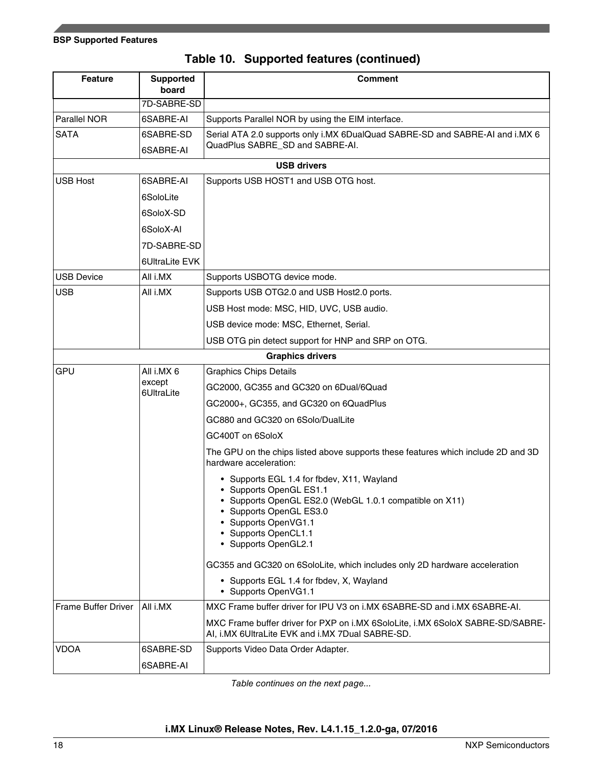**Table 10. Supported features (continued)**

| Feature | Supported board | Comment |
|---|---|---|
| | 7D-SABRE-SD | |
| Parallel NOR | 6SABRE-AI | Supports Parallel NOR by using the EIM interface. |
| SATA | 6SABRE-SD<br>6SABRE-AI | Serial ATA 2.0 supports only i.MX 6DualQuad SABRE-SD and SABRE-AI and i.MX 6 QuadPlus SABRE_SD and SABRE-AI. |
| **USB drivers** | | |
| USB Host | 6SABRE-AI<br>6SoloLite<br>6SoloX-SD<br>6SoloX-AI<br>7D-SABRE-SD<br>6UltraLite EVK | Supports USB HOST1 and USB OTG host. |
| USB Device | All i.MX | Supports USBOTG device mode. |
| USB | All i.MX | Supports USB OTG2.0 and USB Host2.0 ports.<br>USB Host mode: MSC, HID, UVC, USB audio.<br>USB device mode: MSC, Ethernet, Serial.<br>USB OTG pin detect support for HNP and SRP on OTG. |
| **Graphics drivers** | | |
| GPU | All i.MX 6 except 6UltraLite | Graphics Chips Details<br>GC2000, GC355 and GC320 on 6Dual/6Quad<br>GC2000+, GC355, and GC320 on 6QuadPlus<br>GC880 and GC320 on 6Solo/DualLite<br>GC400T on 6SoloX<br>The GPU on the chips listed above supports these features which include 2D and 3D hardware acceleration:<br>• Supports EGL 1.4 for fbdev, X11, Wayland<br>• Supports OpenGL ES1.1<br>• Supports OpenGL ES2.0 (WebGL 1.0.1 compatible on X11)<br>• Supports OpenGL ES3.0<br>• Supports OpenVG1.1<br>• Supports OpenCL1.1<br>• Supports OpenGL2.1<br>GC355 and GC320 on 6SoloLite, which includes only 2D hardware acceleration<br>• Supports EGL 1.4 for fbdev, X, Wayland<br>• Supports OpenVG1.1 |
| Frame Buffer Driver | All i.MX | MXC Frame buffer driver for IPU V3 on i.MX 6SABRE-SD and i.MX 6SABRE-AI.<br>MXC Frame buffer driver for PXP on i.MX 6SoloLite, i.MX 6SoloX SABRE-SD/SABRE-AI, i.MX 6UltraLite EVK and i.MX 7Dual SABRE-SD. |
| VDOA | 6SABRE-SD<br>6SABRE-AI | Supports Video Data Order Adapter. |

*Table continues on the next page...*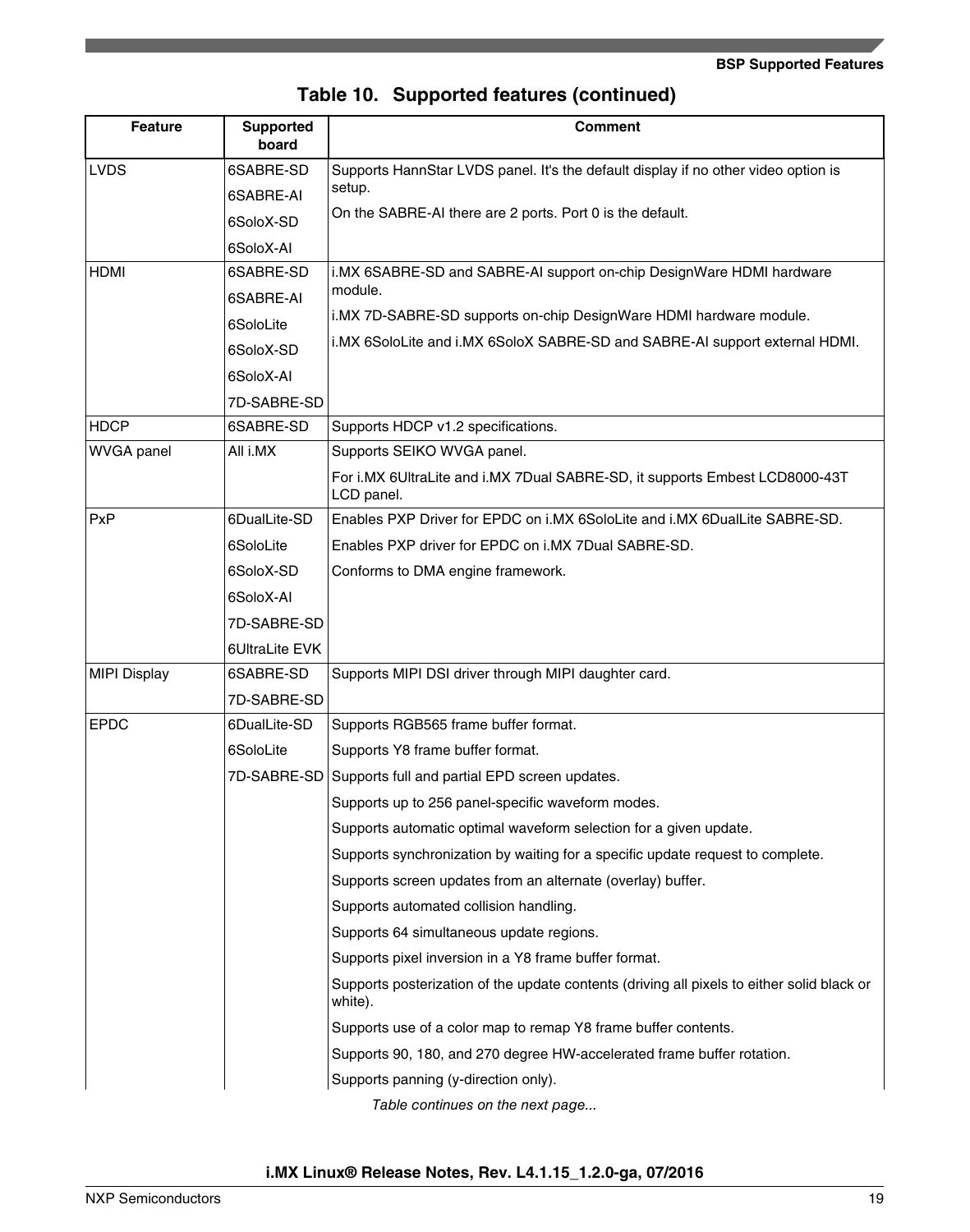**Table 10. Supported features (continued)**

| Feature | Supported board | Comment |
|---|---|---|
| LVDS | 6SABRE-SD<br>6SABRE-AI<br>6SoloX-SD<br>6SoloX-AI | Supports HannStar LVDS panel. It's the default display if no other video option is setup.<br>On the SABRE-AI there are 2 ports. Port 0 is the default. |
| HDMI | 6SABRE-SD<br>6SABRE-AI<br>6SoloLite<br>6SoloX-SD<br>6SoloX-AI<br>7D-SABRE-SD | i.MX 6SABRE-SD and SABRE-AI support on-chip DesignWare HDMI hardware module.<br>i.MX 7D-SABRE-SD supports on-chip DesignWare HDMI hardware module.<br>i.MX 6SoloLite and i.MX 6SoloX SABRE-SD and SABRE-AI support external HDMI. |
| HDCP | 6SABRE-SD | Supports HDCP v1.2 specifications. |
| WVGA panel | All i.MX | Supports SEIKO WVGA panel.<br>For i.MX 6UltraLite and i.MX 7Dual SABRE-SD, it supports Embest LCD8000-43T LCD panel. |
| PxP | 6DualLite-SD<br>6SoloLite<br>6SoloX-SD<br>6SoloX-AI<br>7D-SABRE-SD<br>6UltraLite EVK | Enables PXP Driver for EPDC on i.MX 6SoloLite and i.MX 6DualLite SABRE-SD.<br>Enables PXP driver for EPDC on i.MX 7Dual SABRE-SD.<br>Conforms to DMA engine framework. |
| MIPI Display | 6SABRE-SD<br>7D-SABRE-SD | Supports MIPI DSI driver through MIPI daughter card. |
| EPDC | 6DualLite-SD<br>6SoloLite<br>7D-SABRE-SD | Supports RGB565 frame buffer format.<br>Supports Y8 frame buffer format.<br>Supports full and partial EPD screen updates.<br>Supports up to 256 panel-specific waveform modes.<br>Supports automatic optimal waveform selection for a given update.<br>Supports synchronization by waiting for a specific update request to complete.<br>Supports screen updates from an alternate (overlay) buffer.<br>Supports automated collision handling.<br>Supports 64 simultaneous update regions.<br>Supports pixel inversion in a Y8 frame buffer format.<br>Supports posterization of the update contents (driving all pixels to either solid black or white).<br>Supports use of a color map to remap Y8 frame buffer contents.<br>Supports 90, 180, and 270 degree HW-accelerated frame buffer rotation.<br>Supports panning (y-direction only). |

*Table continues on the next page...*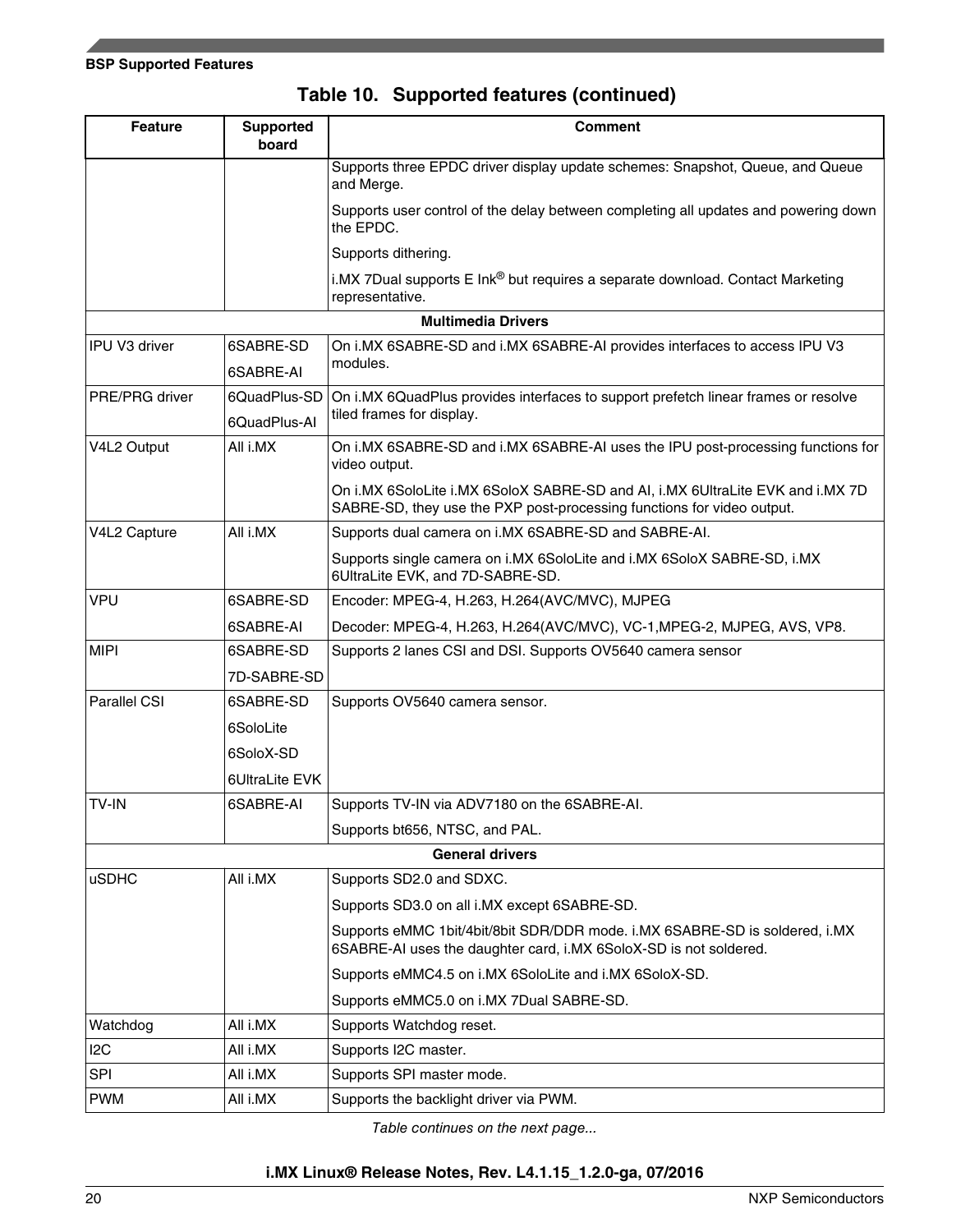**Table 10. Supported features (continued)**

| Feature | Supported board | Comment |
|---|---|---|
| | | Supports three EPDC driver display update schemes: Snapshot, Queue, and Queue and Merge.<br>Supports user control of the delay between completing all updates and powering down the EPDC.<br>Supports dithering.<br>i.MX 7Dual supports E Ink® but requires a separate download. Contact Marketing representative. |
| **Multimedia Drivers** | | |
| IPU V3 driver | 6SABRE-SD<br>6SABRE-AI | On i.MX 6SABRE-SD and i.MX 6SABRE-AI provides interfaces to access IPU V3 modules. |
| PRE/PRG driver | 6QuadPlus-SD<br>6QuadPlus-AI | On i.MX 6QuadPlus provides interfaces to support prefetch linear frames or resolve tiled frames for display. |
| V4L2 Output | All i.MX | On i.MX 6SABRE-SD and i.MX 6SABRE-AI uses the IPU post-processing functions for video output.<br>On i.MX 6SoloLite i.MX 6SoloX SABRE-SD and AI, i.MX 6UltraLite EVK and i.MX 7D SABRE-SD, they use the PXP post-processing functions for video output. |
| V4L2 Capture | All i.MX | Supports dual camera on i.MX 6SABRE-SD and SABRE-AI.<br>Supports single camera on i.MX 6SoloLite and i.MX 6SoloX SABRE-SD, i.MX 6UltraLite EVK, and 7D-SABRE-SD. |
| VPU | 6SABRE-SD<br>6SABRE-AI | Encoder: MPEG-4, H.263, H.264(AVC/MVC), MJPEG<br>Decoder: MPEG-4, H.263, H.264(AVC/MVC), VC-1,MPEG-2, MJPEG, AVS, VP8. |
| MIPI | 6SABRE-SD<br>7D-SABRE-SD | Supports 2 lanes CSI and DSI. Supports OV5640 camera sensor |
| Parallel CSI | 6SABRE-SD<br>6SoloLite<br>6SoloX-SD<br>6UltraLite EVK | Supports OV5640 camera sensor. |
| TV-IN | 6SABRE-AI | Supports TV-IN via ADV7180 on the 6SABRE-AI.<br>Supports bt656, NTSC, and PAL. |
| **General drivers** | | |
| uSDHC | All i.MX | Supports SD2.0 and SDXC.<br>Supports SD3.0 on all i.MX except 6SABRE-SD.<br>Supports eMMC 1bit/4bit/8bit SDR/DDR mode. i.MX 6SABRE-SD is soldered, i.MX 6SABRE-AI uses the daughter card, i.MX 6SoloX-SD is not soldered.<br>Supports eMMC4.5 on i.MX 6SoloLite and i.MX 6SoloX-SD.<br>Supports eMMC5.0 on i.MX 7Dual SABRE-SD. |
| Watchdog | All i.MX | Supports Watchdog reset. |
| I2C | All i.MX | Supports I2C master. |
| SPI | All i.MX | Supports SPI master mode. |
| PWM | All i.MX | Supports the backlight driver via PWM. |

*Table continues on the next page...*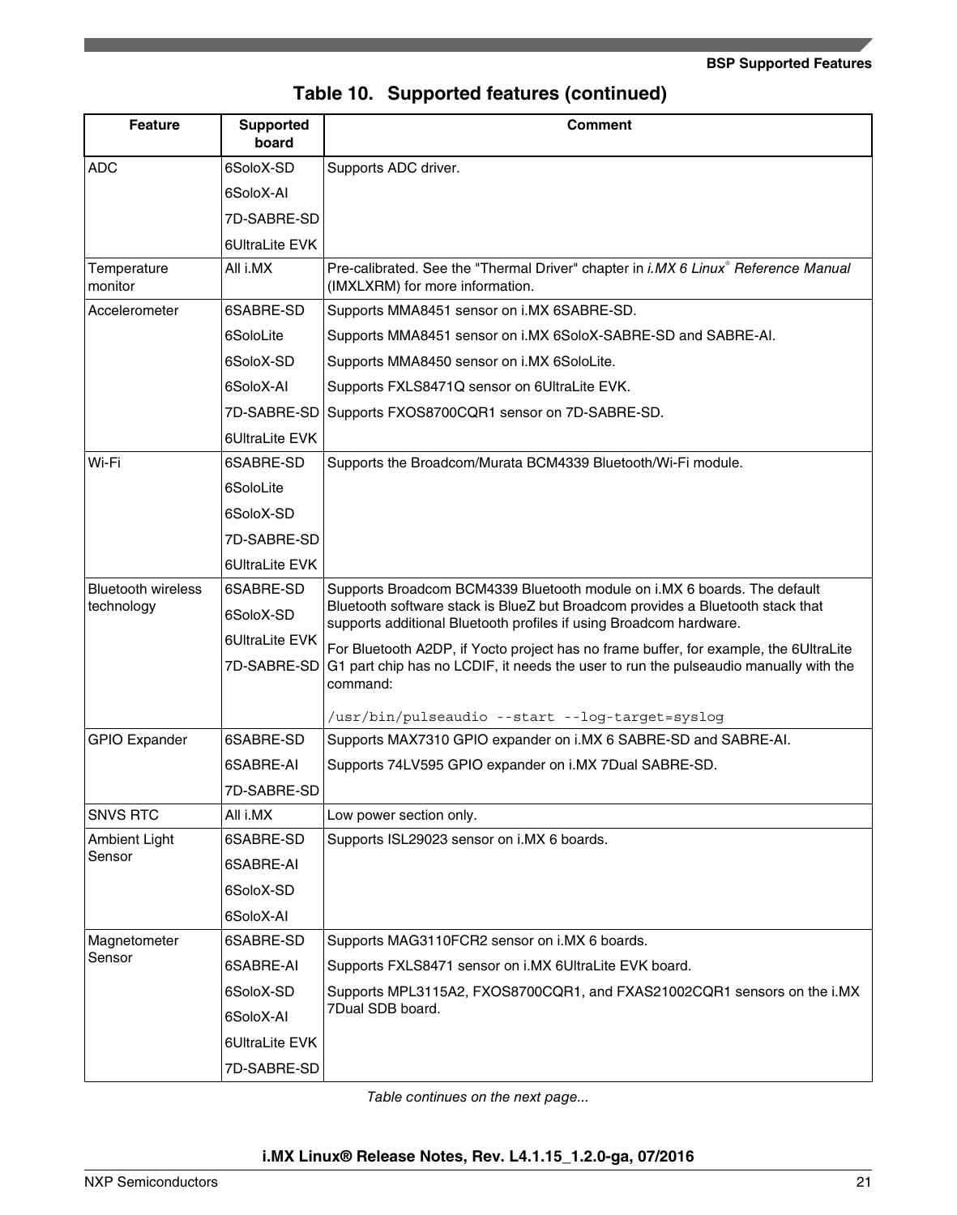**Table 10. Supported features (continued)**

| Feature | Supported board | Comment |
|---|---|---|
| ADC | 6SoloX-SD<br>6SoloX-AI<br>7D-SABRE-SD<br>6UltraLite EVK | Supports ADC driver. |
| Temperature monitor | All i.MX | Pre-calibrated. See the "Thermal Driver" chapter in *i.MX 6 Linux® Reference Manual* (IMXLXRM) for more information. |
| Accelerometer | 6SABRE-SD<br>6SoloLite<br>6SoloX-SD<br>6SoloX-AI<br>7D-SABRE-SD<br>6UltraLite EVK | Supports MMA8451 sensor on i.MX 6SABRE-SD.<br>Supports MMA8451 sensor on i.MX 6SoloX-SABRE-SD and SABRE-AI.<br>Supports MMA8450 sensor on i.MX 6SoloLite.<br>Supports FXLS8471Q sensor on 6UltraLite EVK.<br>Supports FXOS8700CQR1 sensor on 7D-SABRE-SD. |
| Wi-Fi | 6SABRE-SD<br>6SoloLite<br>6SoloX-SD<br>7D-SABRE-SD<br>6UltraLite EVK | Supports the Broadcom/Murata BCM4339 Bluetooth/Wi-Fi module. |
| Bluetooth wireless technology | 6SABRE-SD<br>6SoloX-SD<br>6UltraLite EVK<br>7D-SABRE-SD | Supports Broadcom BCM4339 Bluetooth module on i.MX 6 boards. The default Bluetooth software stack is BlueZ but Broadcom provides a Bluetooth stack that supports additional Bluetooth profiles if using Broadcom hardware.<br>For Bluetooth A2DP, if Yocto project has no frame buffer, for example, the 6UltraLite G1 part chip has no LCDIF, it needs the user to run the pulseaudio manually with the command:<br>`/usr/bin/pulseaudio --start --log-target=syslog` |
| GPIO Expander | 6SABRE-SD<br>6SABRE-AI<br>7D-SABRE-SD | Supports MAX7310 GPIO expander on i.MX 6 SABRE-SD and SABRE-AI.<br>Supports 74LV595 GPIO expander on i.MX 7Dual SABRE-SD. |
| SNVS RTC | All i.MX | Low power section only. |
| Ambient Light Sensor | 6SABRE-SD<br>6SABRE-AI<br>6SoloX-SD<br>6SoloX-AI | Supports ISL29023 sensor on i.MX 6 boards. |
| Magnetometer Sensor | 6SABRE-SD<br>6SABRE-AI<br>6SoloX-SD<br>6SoloX-AI<br>6UltraLite EVK<br>7D-SABRE-SD | Supports MAG3110FCR2 sensor on i.MX 6 boards.<br>Supports FXLS8471 sensor on i.MX 6UltraLite EVK board.<br>Supports MPL3115A2, FXOS8700CQR1, and FXAS21002CQR1 sensors on the i.MX 7Dual SDB board. |

*Table continues on the next page...*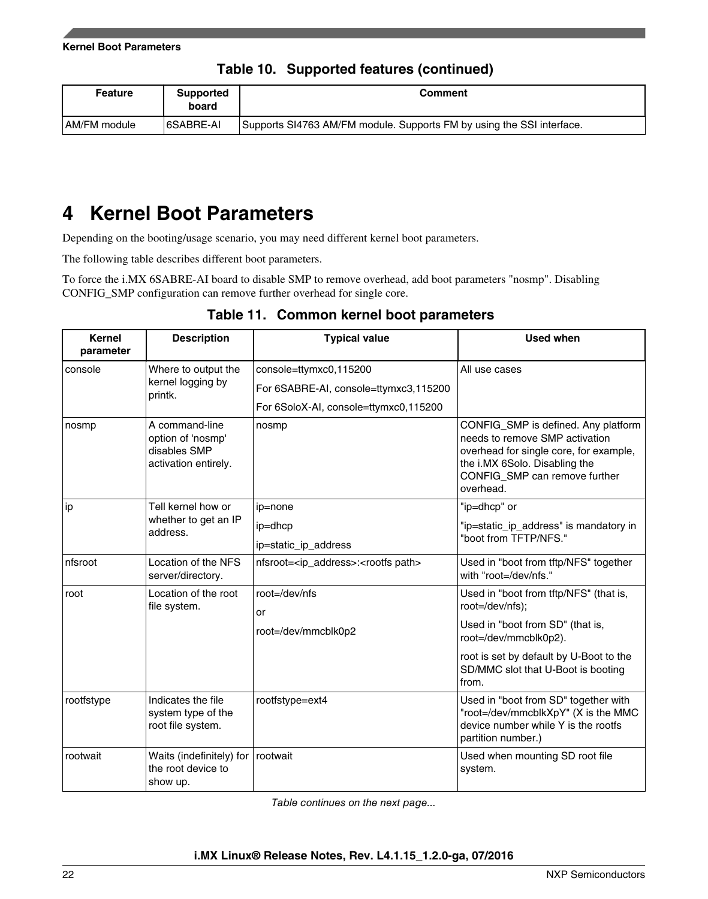**Table 10. Supported features (continued)**

| Feature | Supported board | Comment |
|---|---|---|
| AM/FM module | 6SABRE-AI | Supports SI4763 AM/FM module. Supports FM by using the SSI interface. |

# 4 Kernel Boot Parameters

Depending on the booting/usage scenario, you may need different kernel boot parameters.

The following table describes different boot parameters.

To force the i.MX 6SABRE-AI board to disable SMP to remove overhead, add boot parameters "nosmp". Disabling CONFIG_SMP configuration can remove further overhead for single core.

**Table 11. Common kernel boot parameters**

| Kernel parameter | Description | Typical value | Used when |
|---|---|---|---|
| console | Where to output the kernel logging by printk. | console=ttymxc0,115200<br>For 6SABRE-AI, console=ttymxc3,115200<br>For 6SoloX-AI, console=ttymxc0,115200 | All use cases |
| nosmp | A command-line option of 'nosmp' disables SMP activation entirely. | nosmp | CONFIG_SMP is defined. Any platform needs to remove SMP activation overhead for single core, for example, the i.MX 6Solo. Disabling the CONFIG_SMP can remove further overhead. |
| ip | Tell kernel how or whether to get an IP address. | ip=none<br>ip=dhcp<br>ip=static_ip_address | "ip=dhcp" or<br>"ip=static_ip_address" is mandatory in "boot from TFTP/NFS." |
| nfsroot | Location of the NFS server/directory. | nfsroot=<ip_address>:<rootfs path> | Used in "boot from tftp/NFS" together with "root=/dev/nfs." |
| root | Location of the root file system. | root=/dev/nfs<br>or<br>root=/dev/mmcblk0p2 | Used in "boot from tftp/NFS" (that is, root=/dev/nfs);<br>Used in "boot from SD" (that is, root=/dev/mmcblk0p2).<br>root is set by default by U-Boot to the SD/MMC slot that U-Boot is booting from. |
| rootfstype | Indicates the file system type of the root file system. | rootfstype=ext4 | Used in "boot from SD" together with "root=/dev/mmcblkXpY" (X is the MMC device number while Y is the rootfs partition number.) |
| rootwait | Waits (indefinitely) for the root device to show up. | rootwait | Used when mounting SD root file system. |

*Table continues on the next page...*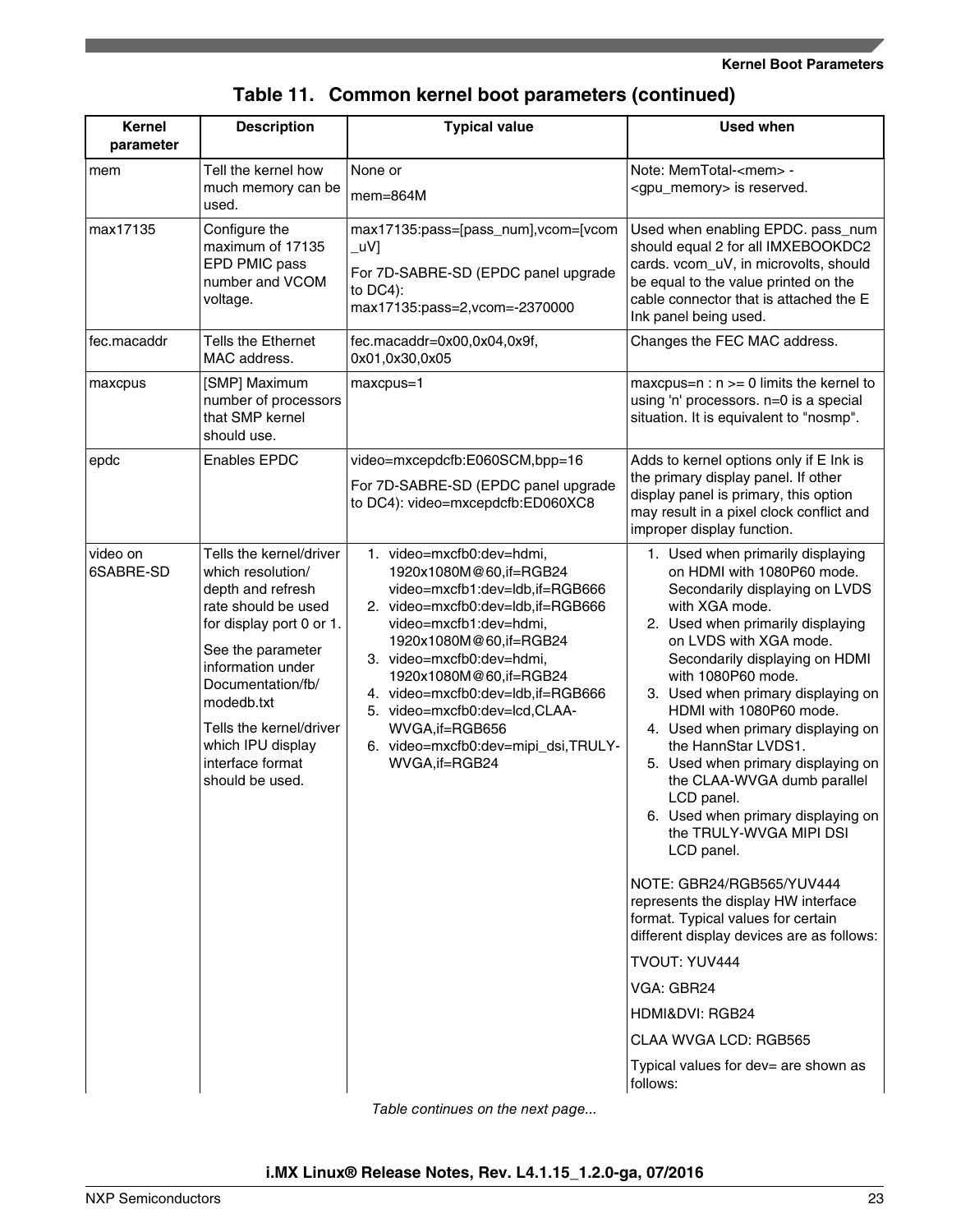**Table 11. Common kernel boot parameters (continued)**

| Kernel parameter | Description | Typical value | Used when |
|---|---|---|---|
| mem | Tell the kernel how much memory can be used. | None or<br><br>mem=864M | Note: MemTotal-<mem> - <gpu_memory> is reserved. |
| max17135 | Configure the maximum of 17135 EPD PMIC pass number and VCOM voltage. | max17135:pass=[pass_num],vcom=[vcom_uV]<br><br>For 7D-SABRE-SD (EPDC panel upgrade to DC4): max17135:pass=2,vcom=-2370000 | Used when enabling EPDC. pass_num should equal 2 for all IMXEBOOKDC2 cards. vcom_uV, in microvolts, should be equal to the value printed on the cable connector that is attached the E Ink panel being used. |
| fec.macaddr | Tells the Ethernet MAC address. | fec.macaddr=0x00,0x04,0x9f, 0x01,0x30,0x05 | Changes the FEC MAC address. |
| maxcpus | [SMP] Maximum number of processors that SMP kernel should use. | maxcpus=1 | maxcpus=n : n >= 0 limits the kernel to using 'n' processors. n=0 is a special situation. It is equivalent to "nosmp". |
| epdc | Enables EPDC | video=mxcepdcfb:E060SCM,bpp=16<br><br>For 7D-SABRE-SD (EPDC panel upgrade to DC4): video=mxcepdcfb:ED060XC8 | Adds to kernel options only if E Ink is the primary display panel. If other display panel is primary, this option may result in a pixel clock conflict and improper display function. |
| video on 6SABRE-SD | Tells the kernel/driver which resolution/ depth and refresh rate should be used for display port 0 or 1.<br><br>See the parameter information under Documentation/fb/ modedb.txt<br><br>Tells the kernel/driver which IPU display interface format should be used. | 1. video=mxcfb0:dev=hdmi, 1920x1080M@60,if=RGB24 video=mxcfb1:dev=ldb,if=RGB666<br>2. video=mxcfb0:dev=ldb,if=RGB666 video=mxcfb1:dev=hdmi, 1920x1080M@60,if=RGB24<br>3. video=mxcfb0:dev=hdmi, 1920x1080M@60,if=RGB24<br>4. video=mxcfb0:dev=ldb,if=RGB666<br>5. video=mxcfb0:dev=lcd,CLAA-WVGA,if=RGB656<br>6. video=mxcfb0:dev=mipi_dsi,TRULY-WVGA,if=RGB24 | 1. Used when primarily displaying on HDMI with 1080P60 mode. Secondarily displaying on LVDS with XGA mode.<br>2. Used when primarily displaying on LVDS with XGA mode. Secondarily displaying on HDMI with 1080P60 mode.<br>3. Used when primary displaying on HDMI with 1080P60 mode.<br>4. Used when primary displaying on the HannStar LVDS1.<br>5. Used when primary displaying on the CLAA-WVGA dumb parallel LCD panel.<br>6. Used when primary displaying on the TRULY-WVGA MIPI DSI LCD panel.<br><br>NOTE: GBR24/RGB565/YUV444 represents the display HW interface format. Typical values for certain different display devices are as follows:<br><br>TVOUT: YUV444<br><br>VGA: GBR24<br><br>HDMI&DVI: RGB24<br><br>CLAA WVGA LCD: RGB565<br><br>Typical values for dev= are shown as follows: |

*Table continues on the next page...*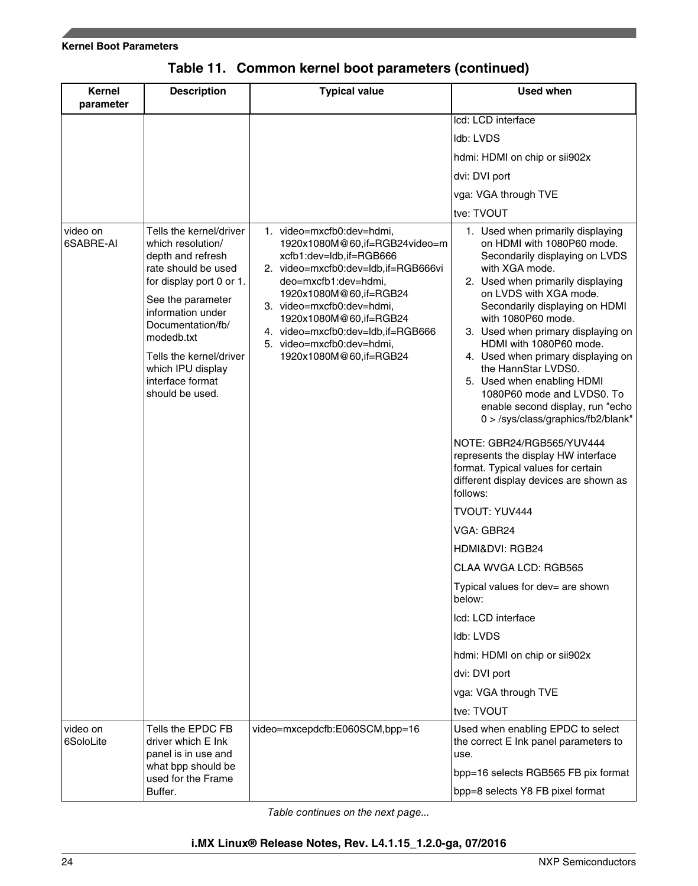**Table 11. Common kernel boot parameters (continued)**

| Kernel parameter | Description | Typical value | Used when |
|---|---|---|---|
| | | | lcd: LCD interface<br>ldb: LVDS<br>hdmi: HDMI on chip or sii902x<br>dvi: DVI port<br>vga: VGA through TVE<br>tve: TVOUT |
| video on 6SABRE-AI | Tells the kernel/driver which resolution/ depth and refresh rate should be used for display port 0 or 1.<br>See the parameter information under Documentation/fb/ modedb.txt<br>Tells the kernel/driver which IPU display interface format should be used. | 1. video=mxcfb0:dev=hdmi, 1920x1080M@60,if=RGB24video=mxcfb1:dev=ldb,if=RGB666<br>2. video=mxcfb0:dev=ldb,if=RGB666video=mxcfb1:dev=hdmi, 1920x1080M@60,if=RGB24<br>3. video=mxcfb0:dev=hdmi, 1920x1080M@60,if=RGB24<br>4. video=mxcfb0:dev=ldb,if=RGB666<br>5. video=mxcfb0:dev=hdmi, 1920x1080M@60,if=RGB24 | 1. Used when primarily displaying on HDMI with 1080P60 mode. Secondarily displaying on LVDS with XGA mode.<br>2. Used when primarily displaying on LVDS with XGA mode. Secondarily displaying on HDMI with 1080P60 mode.<br>3. Used when primary displaying on HDMI with 1080P60 mode.<br>4. Used when primary displaying on the HannStar LVDS0.<br>5. Used when enabling HDMI 1080P60 mode and LVDS0. To enable second display, run "echo 0 > /sys/class/graphics/fb2/blank"<br><br>NOTE: GBR24/RGB565/YUV444 represents the display HW interface format. Typical values for certain different display devices are shown as follows:<br>TVOUT: YUV444<br>VGA: GBR24<br>HDMI&DVI: RGB24<br>CLAA WVGA LCD: RGB565<br>Typical values for dev= are shown below:<br>lcd: LCD interface<br>ldb: LVDS<br>hdmi: HDMI on chip or sii902x<br>dvi: DVI port<br>vga: VGA through TVE<br>tve: TVOUT |
| video on 6SoloLite | Tells the EPDC FB driver which E Ink panel is in use and what bpp should be used for the Frame Buffer. | video=mxcepdcfb:E060SCM,bpp=16 | Used when enabling EPDC to select the correct E Ink panel parameters to use.<br>bpp=16 selects RGB565 FB pix format<br>bpp=8 selects Y8 FB pixel format |

*Table continues on the next page...*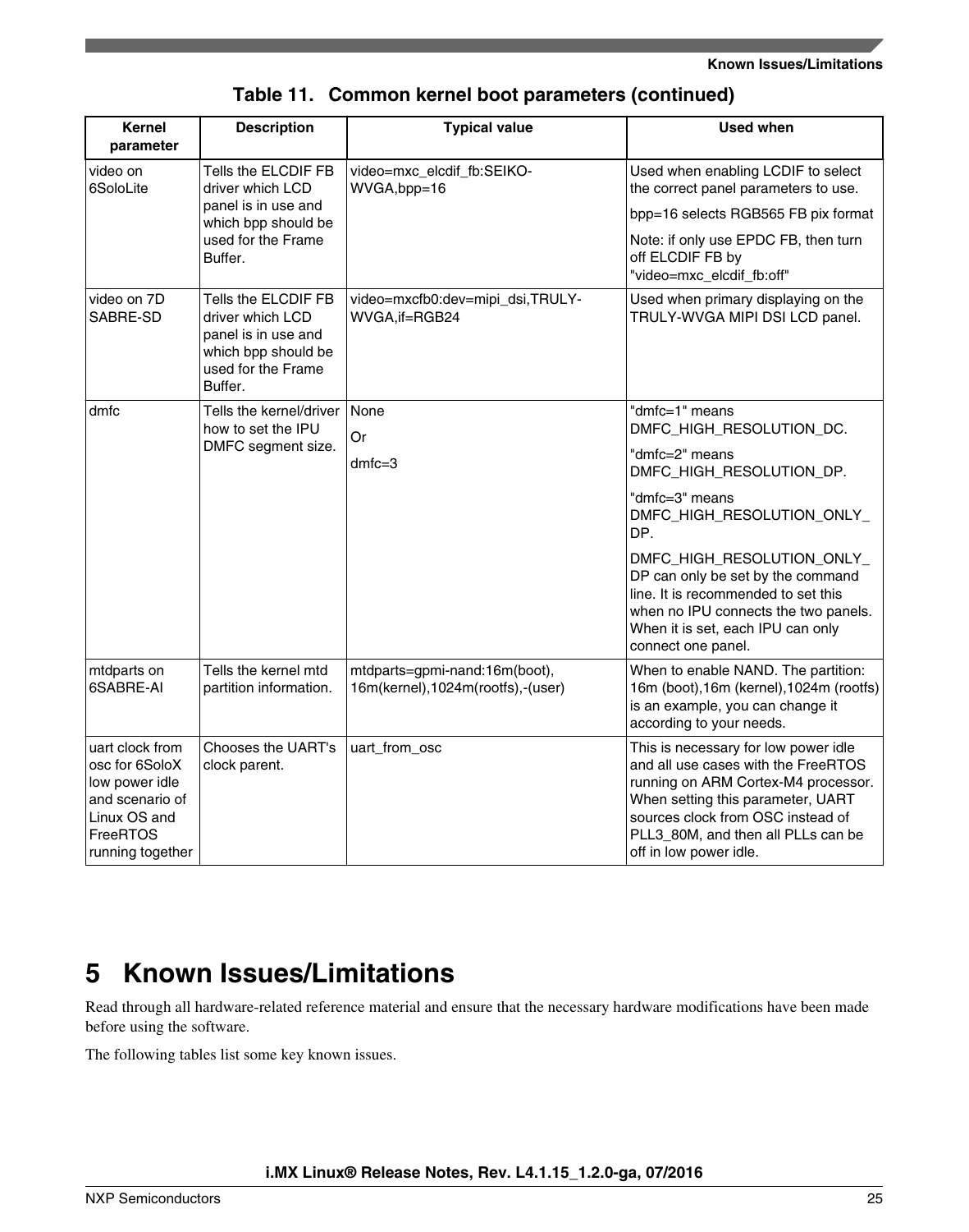**Table 11. Common kernel boot parameters (continued)**

| Kernel parameter | Description | Typical value | Used when |
|---|---|---|---|
| video on 6SoloLite | Tells the ELCDIF FB driver which LCD panel is in use and which bpp should be used for the Frame Buffer. | video=mxc_elcdif_fb:SEIKO-WVGA,bpp=16 | Used when enabling LCDIF to select the correct panel parameters to use.<br>bpp=16 selects RGB565 FB pix format<br>Note: if only use EPDC FB, then turn off ELCDIF FB by "video=mxc_elcdif_fb:off" |
| video on 7D SABRE-SD | Tells the ELCDIF FB driver which LCD panel is in use and which bpp should be used for the Frame Buffer. | video=mxcfb0:dev=mipi_dsi,TRULY-WVGA,if=RGB24 | Used when primary displaying on the TRULY-WVGA MIPI DSI LCD panel. |
| dmfc | Tells the kernel/driver how to set the IPU DMFC segment size. | None<br>Or<br>dmfc=3 | "dmfc=1" means DMFC_HIGH_RESOLUTION_DC.<br>"dmfc=2" means DMFC_HIGH_RESOLUTION_DP.<br>"dmfc=3" means DMFC_HIGH_RESOLUTION_ONLY_DP.<br>DMFC_HIGH_RESOLUTION_ONLY_DP can only be set by the command line. It is recommended to set this when no IPU connects the two panels. When it is set, each IPU can only connect one panel. |
| mtdparts on 6SABRE-AI | Tells the kernel mtd partition information. | mtdparts=gpmi-nand:16m(boot),16m(kernel),1024m(rootfs),-(user) | When to enable NAND. The partition: 16m (boot),16m (kernel),1024m (rootfs) is an example, you can change it according to your needs. |
| uart clock from osc for 6SoloX low power idle and scenario of Linux OS and FreeRTOS running together | Chooses the UART's clock parent. | uart_from_osc | This is necessary for low power idle and all use cases with the FreeRTOS running on ARM Cortex-M4 processor. When setting this parameter, UART sources clock from OSC instead of PLL3_80M, and then all PLLs can be off in low power idle. |

# 5 Known Issues/Limitations

Read through all hardware-related reference material and ensure that the necessary hardware modifications have been made before using the software.

The following tables list some key known issues.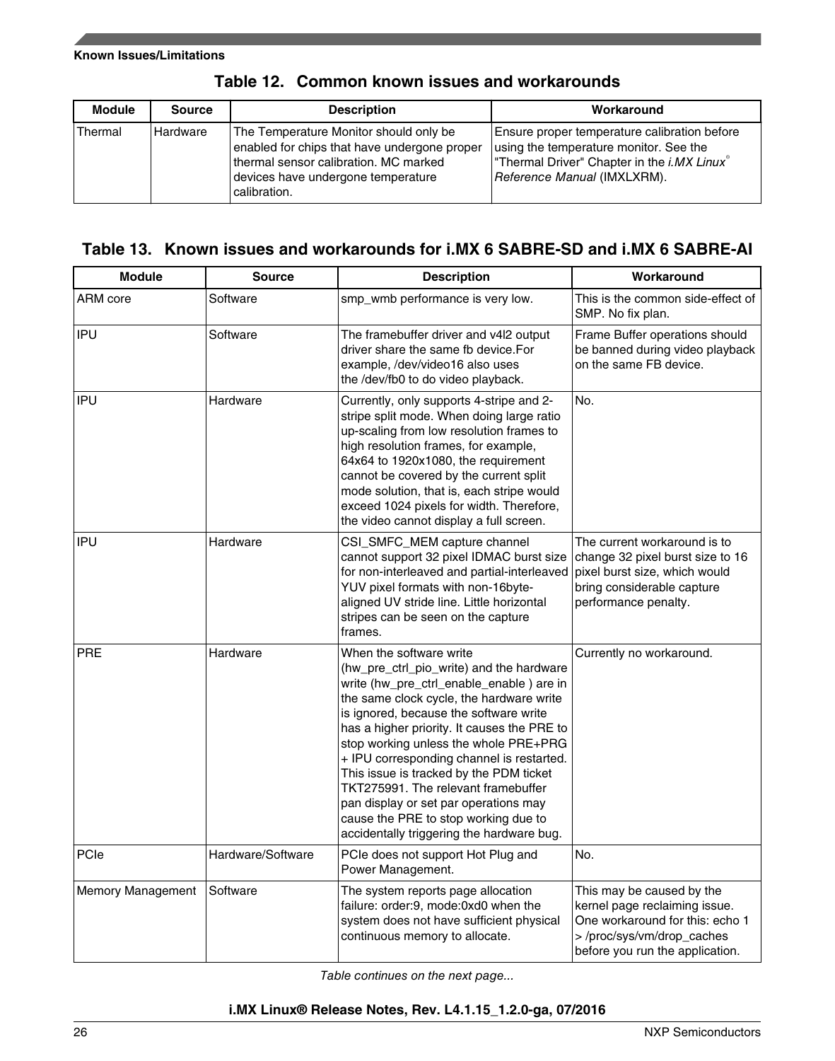**Table 12. Common known issues and workarounds**

| Module | Source | Description | Workaround |
| --- | --- | --- | --- |
| Thermal | Hardware | The Temperature Monitor should only be enabled for chips that have undergone proper thermal sensor calibration. MC marked devices have undergone temperature calibration. | Ensure proper temperature calibration before using the temperature monitor. See the "Thermal Driver" Chapter in the *i.MX Linux® Reference Manual* (IMXLXRM). |

**Table 13. Known issues and workarounds for i.MX 6 SABRE-SD and i.MX 6 SABRE-AI**

| Module | Source | Description | Workaround |
| --- | --- | --- | --- |
| ARM core | Software | smp_wmb performance is very low. | This is the common side-effect of SMP. No fix plan. |
| IPU | Software | The framebuffer driver and v4l2 output driver share the same fb device.For example, /dev/video16 also uses the /dev/fb0 to do video playback. | Frame Buffer operations should be banned during video playback on the same FB device. |
| IPU | Hardware | Currently, only supports 4-stripe and 2-stripe split mode. When doing large ratio up-scaling from low resolution frames to high resolution frames, for example, 64x64 to 1920x1080, the requirement cannot be covered by the current split mode solution, that is, each stripe would exceed 1024 pixels for width. Therefore, the video cannot display a full screen. | No. |
| IPU | Hardware | CSI_SMFC_MEM capture channel cannot support 32 pixel IDMAC burst size for non-interleaved and partial-interleaved YUV pixel formats with non-16byte-aligned UV stride line. Little horizontal stripes can be seen on the capture frames. | The current workaround is to change 32 pixel burst size to 16 pixel burst size, which would bring considerable capture performance penalty. |
| PRE | Hardware | When the software write (hw_pre_ctrl_pio_write) and the hardware write (hw_pre_ctrl_enable_enable ) are in the same clock cycle, the hardware write is ignored, because the software write has a higher priority. It causes the PRE to stop working unless the whole PRE+PRG + IPU corresponding channel is restarted. This issue is tracked by the PDM ticket TKT275991. The relevant framebuffer pan display or set par operations may cause the PRE to stop working due to accidentally triggering the hardware bug. | Currently no workaround. |
| PCIe | Hardware/Software | PCIe does not support Hot Plug and Power Management. | No. |
| Memory Management | Software | The system reports page allocation failure: order:9, mode:0xd0 when the system does not have sufficient physical continuous memory to allocate. | This may be caused by the kernel page reclaiming issue. One workaround for this: echo 1 > /proc/sys/vm/drop_caches before you run the application. |

*Table continues on the next page...*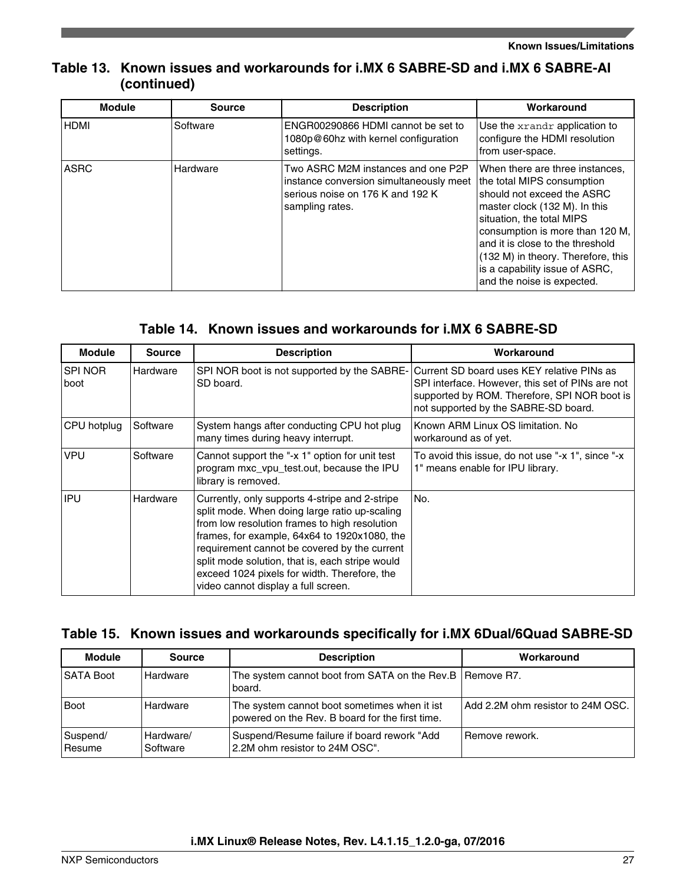### Table 13. Known issues and workarounds for i.MX 6 SABRE-SD and i.MX 6 SABRE-AI (continued)

| Module | Source | Description | Workaround |
|---|---|---|---|
| HDMI | Software | ENGR00290866 HDMI cannot be set to 1080p@60hz with kernel configuration settings. | Use the `xrandr` application to configure the HDMI resolution from user-space. |
| ASRC | Hardware | Two ASRC M2M instances and one P2P instance conversion simultaneously meet serious noise on 176 K and 192 K sampling rates. | When there are three instances, the total MIPS consumption should not exceed the ASRC master clock (132 M). In this situation, the total MIPS consumption is more than 120 M, and it is close to the threshold (132 M) in theory. Therefore, this is a capability issue of ASRC, and the noise is expected. |

### Table 14. Known issues and workarounds for i.MX 6 SABRE-SD

| Module | Source | Description | Workaround |
|---|---|---|---|
| SPI NOR boot | Hardware | SPI NOR boot is not supported by the SABRE-SD board. | Current SD board uses KEY relative PINs as SPI interface. However, this set of PINs are not supported by ROM. Therefore, SPI NOR boot is not supported by the SABRE-SD board. |
| CPU hotplug | Software | System hangs after conducting CPU hot plug many times during heavy interrupt. | Known ARM Linux OS limitation. No workaround as of yet. |
| VPU | Software | Cannot support the "-x 1" option for unit test program mxc_vpu_test.out, because the IPU library is removed. | To avoid this issue, do not use "-x 1", since "-x 1" means enable for IPU library. |
| IPU | Hardware | Currently, only supports 4-stripe and 2-stripe split mode. When doing large ratio up-scaling from low resolution frames to high resolution frames, for example, 64x64 to 1920x1080, the requirement cannot be covered by the current split mode solution, that is, each stripe would exceed 1024 pixels for width. Therefore, the video cannot display a full screen. | No. |

### Table 15. Known issues and workarounds specifically for i.MX 6Dual/6Quad SABRE-SD

| Module | Source | Description | Workaround |
|---|---|---|---|
| SATA Boot | Hardware | The system cannot boot from SATA on the Rev.B board. | Remove R7. |
| Boot | Hardware | The system cannot boot sometimes when it ist powered on the Rev. B board for the first time. | Add 2.2M ohm resistor to 24M OSC. |
| Suspend/ Resume | Hardware/ Software | Suspend/Resume failure if board rework "Add 2.2M ohm resistor to 24M OSC". | Remove rework. |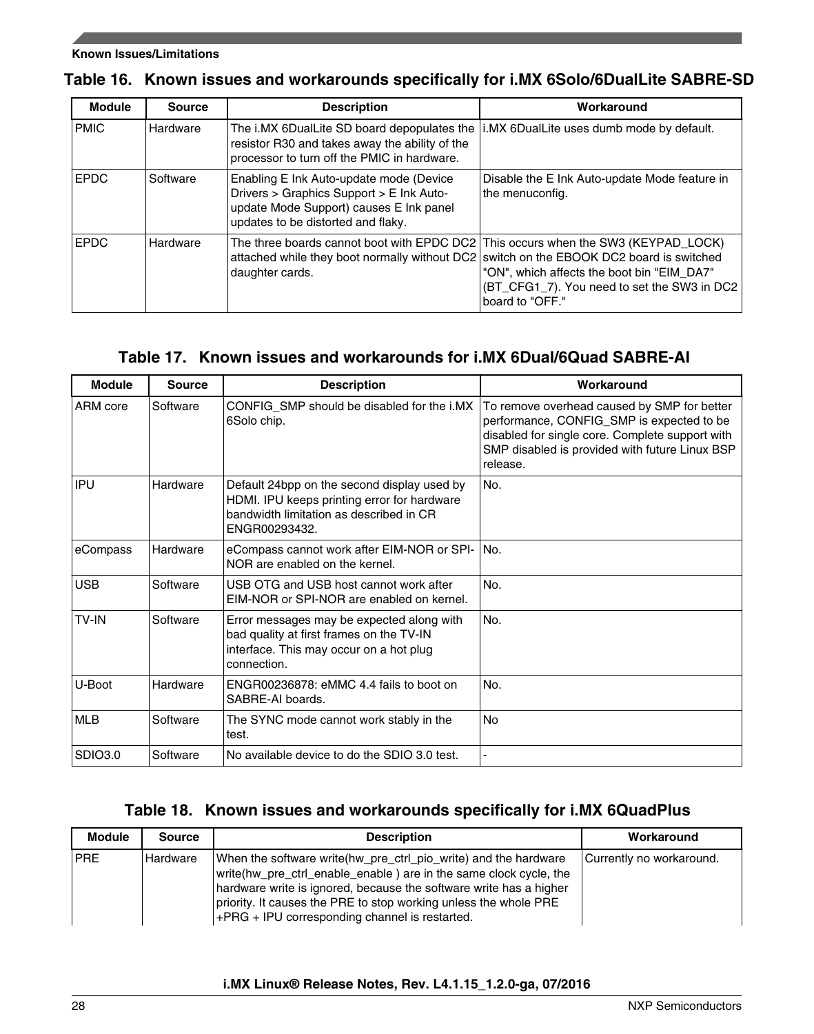**Table 16. Known issues and workarounds specifically for i.MX 6Solo/6DualLite SABRE-SD**

| Module | Source | Description | Workaround |
| --- | --- | --- | --- |
| PMIC | Hardware | The i.MX 6DualLite SD board depopulates the resistor R30 and takes away the ability of the processor to turn off the PMIC in hardware. | i.MX 6DualLite uses dumb mode by default. |
| EPDC | Software | Enabling E Ink Auto-update mode (Device Drivers > Graphics Support > E Ink Auto-update Mode Support) causes E Ink panel updates to be distorted and flaky. | Disable the E Ink Auto-update Mode feature in the menuconfig. |
| EPDC | Hardware | The three boards cannot boot with EPDC DC2 attached while they boot normally without DC2 daughter cards. | This occurs when the SW3 (KEYPAD_LOCK) switch on the EBOOK DC2 board is switched "ON", which affects the boot bin "EIM_DA7" (BT_CFG1_7). You need to set the SW3 in DC2 board to "OFF." |

**Table 17. Known issues and workarounds for i.MX 6Dual/6Quad SABRE-AI**

| Module | Source | Description | Workaround |
| --- | --- | --- | --- |
| ARM core | Software | CONFIG_SMP should be disabled for the i.MX 6Solo chip. | To remove overhead caused by SMP for better performance, CONFIG_SMP is expected to be disabled for single core. Complete support with SMP disabled is provided with future Linux BSP release. |
| IPU | Hardware | Default 24bpp on the second display used by HDMI. IPU keeps printing error for hardware bandwidth limitation as described in CR ENGR00293432. | No. |
| eCompass | Hardware | eCompass cannot work after EIM-NOR or SPI-NOR are enabled on the kernel. | No. |
| USB | Software | USB OTG and USB host cannot work after EIM-NOR or SPI-NOR are enabled on kernel. | No. |
| TV-IN | Software | Error messages may be expected along with bad quality at first frames on the TV-IN interface. This may occur on a hot plug connection. | No. |
| U-Boot | Hardware | ENGR00236878: eMMC 4.4 fails to boot on SABRE-AI boards. | No. |
| MLB | Software | The SYNC mode cannot work stably in the test. | No |
| SDIO3.0 | Software | No available device to do the SDIO 3.0 test. | - |

**Table 18. Known issues and workarounds specifically for i.MX 6QuadPlus**

| Module | Source | Description | Workaround |
| --- | --- | --- | --- |
| PRE | Hardware | When the software write(hw_pre_ctrl_pio_write) and the hardware write(hw_pre_ctrl_enable_enable ) are in the same clock cycle, the hardware write is ignored, because the software write has a higher priority. It causes the PRE to stop working unless the whole PRE +PRG + IPU corresponding channel is restarted. | Currently no workaround. |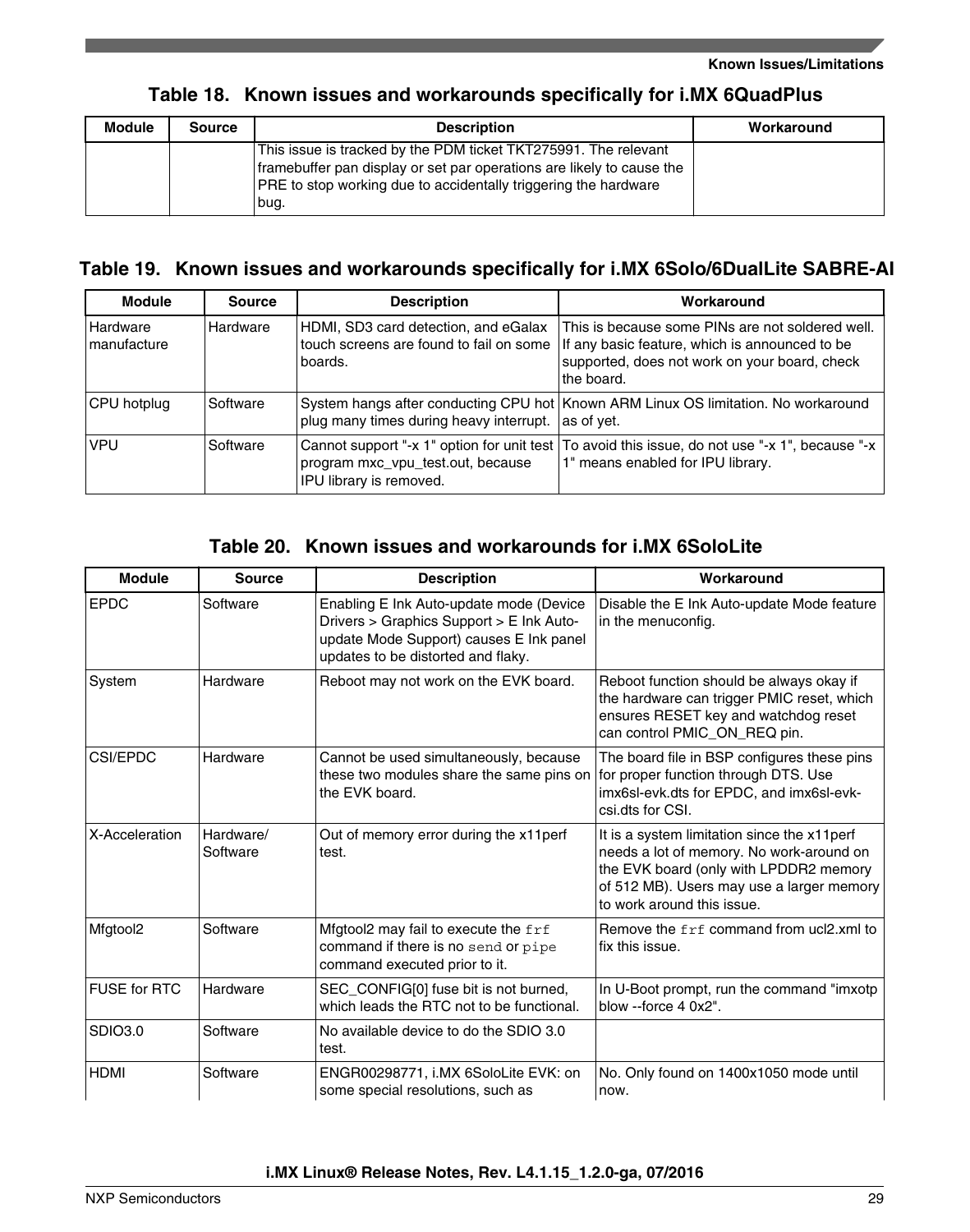**Table 18. Known issues and workarounds specifically for i.MX 6QuadPlus**

| Module | Source | Description | Workaround |
|---|---|---|---|
| | | This issue is tracked by the PDM ticket TKT275991. The relevant framebuffer pan display or set par operations are likely to cause the PRE to stop working due to accidentally triggering the hardware bug. | |

**Table 19. Known issues and workarounds specifically for i.MX 6Solo/6DualLite SABRE-AI**

| Module | Source | Description | Workaround |
|---|---|---|---|
| Hardware manufacture | Hardware | HDMI, SD3 card detection, and eGalax touch screens are found to fail on some boards. | This is because some PINs are not soldered well. If any basic feature, which is announced to be supported, does not work on your board, check the board. |
| CPU hotplug | Software | System hangs after conducting CPU hot plug many times during heavy interrupt. | Known ARM Linux OS limitation. No workaround as of yet. |
| VPU | Software | Cannot support "-x 1" option for unit test program mxc_vpu_test.out, because IPU library is removed. | To avoid this issue, do not use "-x 1", because "-x 1" means enabled for IPU library. |

**Table 20. Known issues and workarounds for i.MX 6SoloLite**

| Module | Source | Description | Workaround |
|---|---|---|---|
| EPDC | Software | Enabling E Ink Auto-update mode (Device Drivers > Graphics Support > E Ink Auto-update Mode Support) causes E Ink panel updates to be distorted and flaky. | Disable the E Ink Auto-update Mode feature in the menuconfig. |
| System | Hardware | Reboot may not work on the EVK board. | Reboot function should be always okay if the hardware can trigger PMIC reset, which ensures RESET key and watchdog reset can control PMIC_ON_REQ pin. |
| CSI/EPDC | Hardware | Cannot be used simultaneously, because these two modules share the same pins on the EVK board. | The board file in BSP configures these pins for proper function through DTS. Use imx6sl-evk.dts for EPDC, and imx6sl-evk-csi.dts for CSI. |
| X-Acceleration | Hardware/ Software | Out of memory error during the x11perf test. | It is a system limitation since the x11perf needs a lot of memory. No work-around on the EVK board (only with LPDDR2 memory of 512 MB). Users may use a larger memory to work around this issue. |
| Mfgtool2 | Software | Mfgtool2 may fail to execute the `frf` command if there is no `send` or `pipe` command executed prior to it. | Remove the `frf` command from ucl2.xml to fix this issue. |
| FUSE for RTC | Hardware | SEC_CONFIG[0] fuse bit is not burned, which leads the RTC not to be functional. | In U-Boot prompt, run the command "imxotp blow --force 4 0x2". |
| SDIO3.0 | Software | No available device to do the SDIO 3.0 test. | |
| HDMI | Software | ENGR00298771, i.MX 6SoloLite EVK: on some special resolutions, such as | No. Only found on 1400x1050 mode until now. |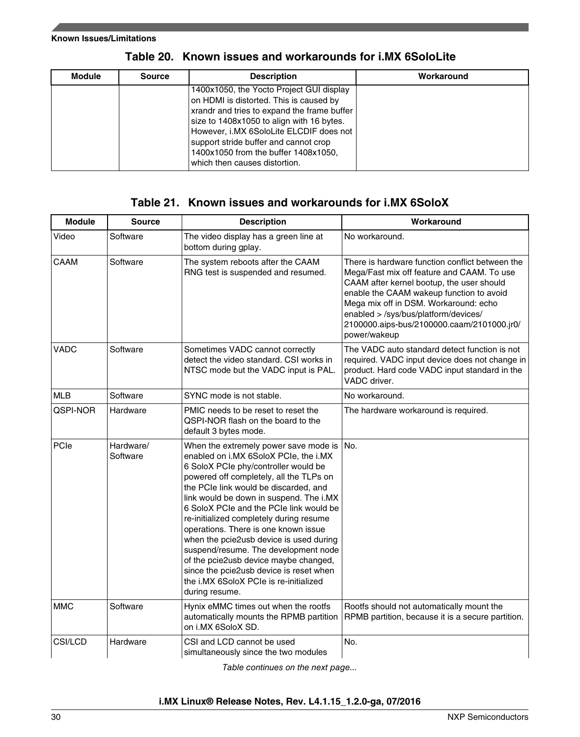Table 20. Known issues and workarounds for i.MX 6SoloLite

| Module | Source | Description | Workaround |
|---|---|---|---|
| | | 1400x1050, the Yocto Project GUI display on HDMI is distorted. This is caused by xrandr and tries to expand the frame buffer size to 1408x1050 to align with 16 bytes. However, i.MX 6SoloLite ELCDIF does not support stride buffer and cannot crop 1400x1050 from the buffer 1408x1050, which then causes distortion. | |

Table 21. Known issues and workarounds for i.MX 6SoloX

| Module | Source | Description | Workaround |
|---|---|---|---|
| Video | Software | The video display has a green line at bottom during gplay. | No workaround. |
| CAAM | Software | The system reboots after the CAAM RNG test is suspended and resumed. | There is hardware function conflict between the Mega/Fast mix off feature and CAAM. To use CAAM after kernel bootup, the user should enable the CAAM wakeup function to avoid Mega mix off in DSM. Workaround: echo enabled > /sys/bus/platform/devices/2100000.aips-bus/2100000.caam/2101000.jr0/power/wakeup |
| VADC | Software | Sometimes VADC cannot correctly detect the video standard. CSI works in NTSC mode but the VADC input is PAL. | The VADC auto standard detect function is not required. VADC input device does not change in product. Hard code VADC input standard in the VADC driver. |
| MLB | Software | SYNC mode is not stable. | No workaround. |
| QSPI-NOR | Hardware | PMIC needs to be reset to reset the QSPI-NOR flash on the board to the default 3 bytes mode. | The hardware workaround is required. |
| PCIe | Hardware/ Software | When the extremely power save mode is enabled on i.MX 6SoloX PCIe, the i.MX 6 SoloX PCIe phy/controller would be powered off completely, all the TLPs on the PCIe link would be discarded, and link would be down in suspend. The i.MX 6 SoloX PCIe and the PCIe link would be re-initialized completely during resume operations. There is one known issue when the pcie2usb device is used during suspend/resume. The development node of the pcie2usb device maybe changed, since the pcie2usb device is reset when the i.MX 6SoloX PCIe is re-initialized during resume. | No. |
| MMC | Software | Hynix eMMC times out when the rootfs automatically mounts the RPMB partition on i.MX 6SoloX SD. | Rootfs should not automatically mount the RPMB partition, because it is a secure partition. |
| CSI/LCD | Hardware | CSI and LCD cannot be used simultaneously since the two modules | No. |

*Table continues on the next page...*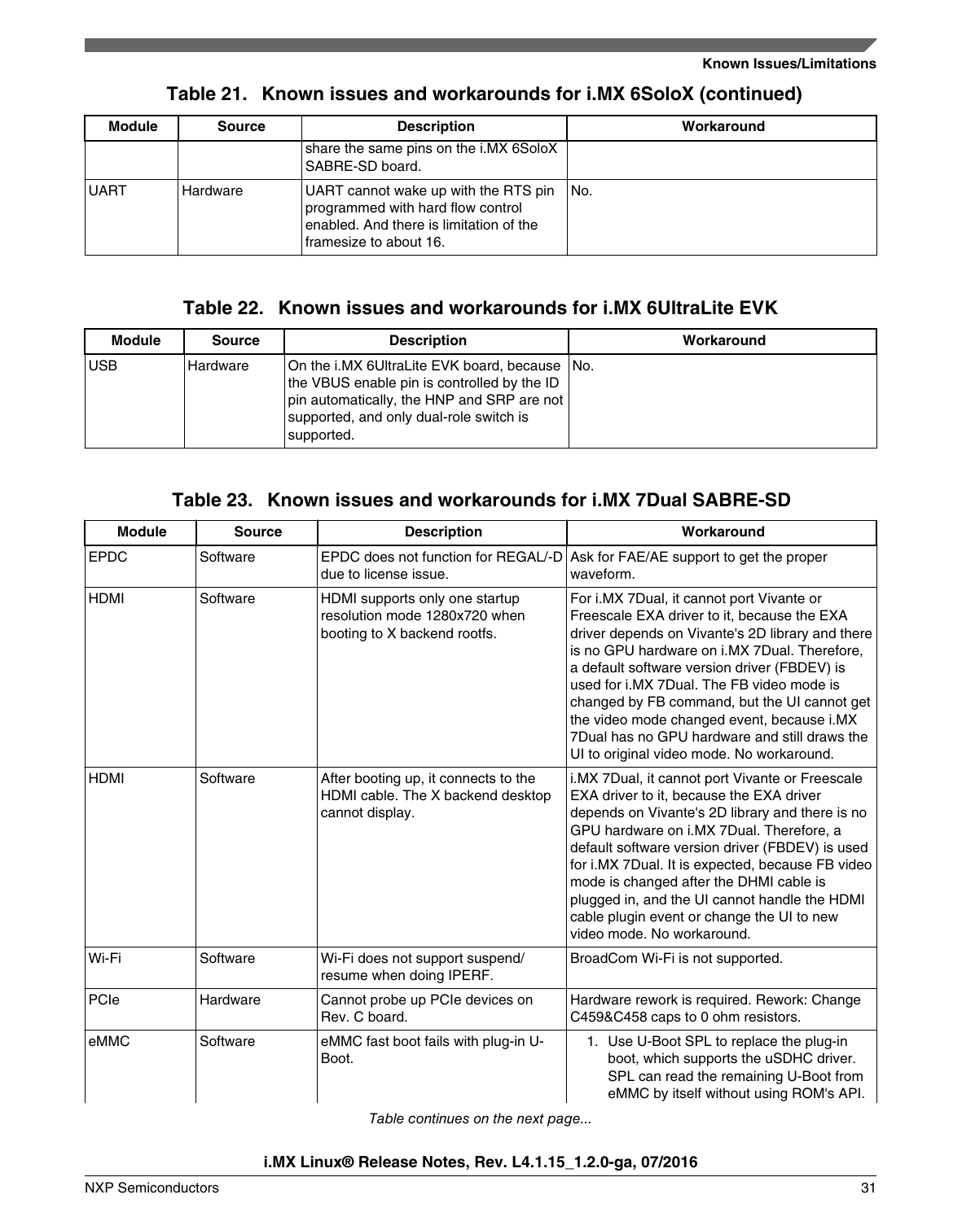**Table 21. Known issues and workarounds for i.MX 6SoloX (continued)**

| Module | Source | Description | Workaround |
|---|---|---|---|
| | | share the same pins on the i.MX 6SoloX SABRE-SD board. | |
| UART | Hardware | UART cannot wake up with the RTS pin programmed with hard flow control enabled. And there is limitation of the framesize to about 16. | No. |

**Table 22. Known issues and workarounds for i.MX 6UltraLite EVK**

| Module | Source | Description | Workaround |
|---|---|---|---|
| USB | Hardware | On the i.MX 6UltraLite EVK board, because the VBUS enable pin is controlled by the ID pin automatically, the HNP and SRP are not supported, and only dual-role switch is supported. | No. |

**Table 23. Known issues and workarounds for i.MX 7Dual SABRE-SD**

| Module | Source | Description | Workaround |
|---|---|---|---|
| EPDC | Software | EPDC does not function for REGAL/-D due to license issue. | Ask for FAE/AE support to get the proper waveform. |
| HDMI | Software | HDMI supports only one startup resolution mode 1280x720 when booting to X backend rootfs. | For i.MX 7Dual, it cannot port Vivante or Freescale EXA driver to it, because the EXA driver depends on Vivante's 2D library and there is no GPU hardware on i.MX 7Dual. Therefore, a default software version driver (FBDEV) is used for i.MX 7Dual. The FB video mode is changed by FB command, but the UI cannot get the video mode changed event, because i.MX 7Dual has no GPU hardware and still draws the UI to original video mode. No workaround. |
| HDMI | Software | After booting up, it connects to the HDMI cable. The X backend desktop cannot display. | i.MX 7Dual, it cannot port Vivante or Freescale EXA driver to it, because the EXA driver depends on Vivante's 2D library and there is no GPU hardware on i.MX 7Dual. Therefore, a default software version driver (FBDEV) is used for i.MX 7Dual. It is expected, because FB video mode is changed after the DHMI cable is plugged in, and the UI cannot handle the HDMI cable plugin event or change the UI to new video mode. No workaround. |
| Wi-Fi | Software | Wi-Fi does not support suspend/ resume when doing IPERF. | BroadCom Wi-Fi is not supported. |
| PCIe | Hardware | Cannot probe up PCIe devices on Rev. C board. | Hardware rework is required. Rework: Change C459&C458 caps to 0 ohm resistors. |
| eMMC | Software | eMMC fast boot fails with plug-in U-Boot. | 1. Use U-Boot SPL to replace the plug-in boot, which supports the uSDHC driver. SPL can read the remaining U-Boot from eMMC by itself without using ROM's API. |

*Table continues on the next page...*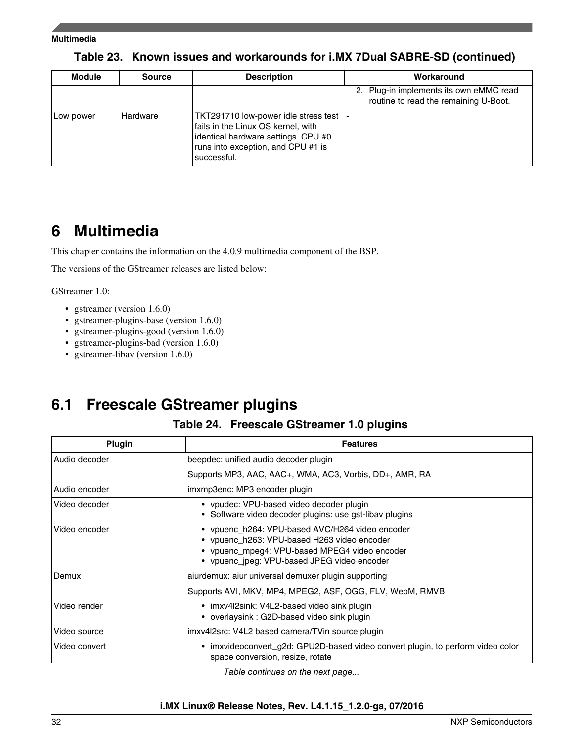**Table 23. Known issues and workarounds for i.MX 7Dual SABRE-SD (continued)**

| Module | Source | Description | Workaround |
|---|---|---|---|
| | | | 2. Plug-in implements its own eMMC read routine to read the remaining U-Boot. |
| Low power | Hardware | TKT291710 low-power idle stress test fails in the Linux OS kernel, with identical hardware settings. CPU #0 runs into exception, and CPU #1 is successful. | - |

# 6 Multimedia

This chapter contains the information on the 4.0.9 multimedia component of the BSP.

The versions of the GStreamer releases are listed below:

GStreamer 1.0:

- gstreamer (version 1.6.0)
- gstreamer-plugins-base (version 1.6.0)
- gstreamer-plugins-good (version 1.6.0)
- gstreamer-plugins-bad (version 1.6.0)
- gstreamer-libav (version 1.6.0)

## 6.1 Freescale GStreamer plugins

**Table 24. Freescale GStreamer 1.0 plugins**

| Plugin | Features |
|---|---|
| Audio decoder | beepdec: unified audio decoder plugin<br><br>Supports MP3, AAC, AAC+, WMA, AC3, Vorbis, DD+, AMR, RA |
| Audio encoder | imxmp3enc: MP3 encoder plugin |
| Video decoder | • vpudec: VPU-based video decoder plugin<br>• Software video decoder plugins: use gst-libav plugins |
| Video encoder | • vpuenc_h264: VPU-based AVC/H264 video encoder<br>• vpuenc_h263: VPU-based H263 video encoder<br>• vpuenc_mpeg4: VPU-based MPEG4 video encoder<br>• vpuenc_jpeg: VPU-based JPEG video encoder |
| Demux | aiurdemux: aiur universal demuxer plugin supporting<br><br>Supports AVI, MKV, MP4, MPEG2, ASF, OGG, FLV, WebM, RMVB |
| Video render | • imxv4l2sink: V4L2-based video sink plugin<br>• overlaysink : G2D-based video sink plugin |
| Video source | imxv4l2src: V4L2 based camera/TVin source plugin |
| Video convert | • imxvideoconvert_g2d: GPU2D-based video convert plugin, to perform video color space conversion, resize, rotate |

*Table continues on the next page...*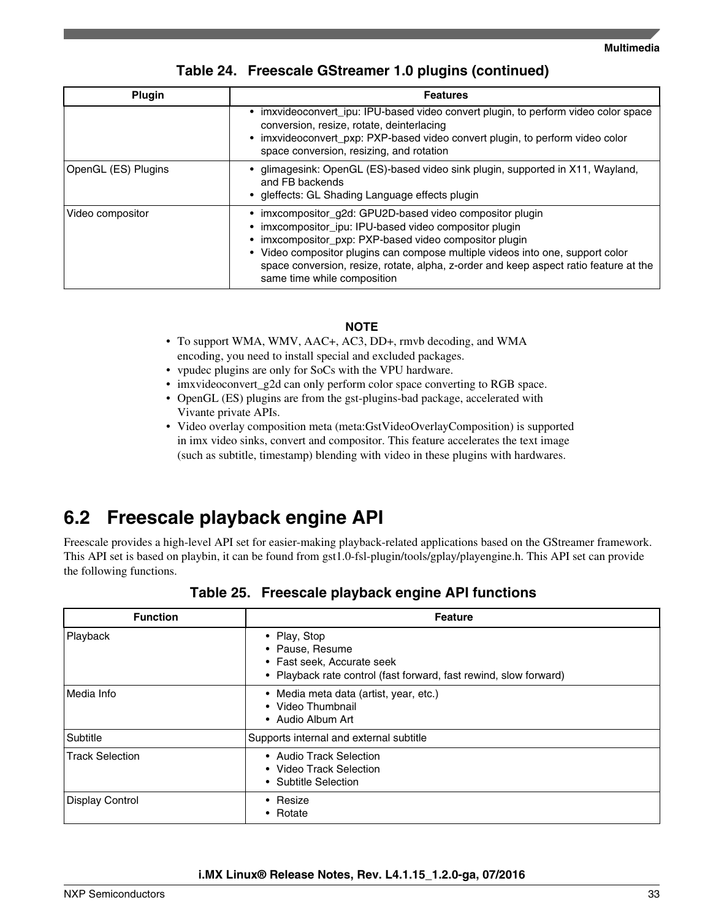**Table 24. Freescale GStreamer 1.0 plugins (continued)**

| Plugin | Features |
|---|---|
| | • imxvideoconvert_ipu: IPU-based video convert plugin, to perform video color space conversion, resize, rotate, deinterlacing<br>• imxvideoconvert_pxp: PXP-based video convert plugin, to perform video color space conversion, resizing, and rotation |
| OpenGL (ES) Plugins | • glimagesink: OpenGL (ES)-based video sink plugin, supported in X11, Wayland, and FB backends<br>• gleffects: GL Shading Language effects plugin |
| Video compositor | • imxcompositor_g2d: GPU2D-based video compositor plugin<br>• imxcompositor_ipu: IPU-based video compositor plugin<br>• imxcompositor_pxp: PXP-based video compositor plugin<br>• Video compositor plugins can compose multiple videos into one, support color space conversion, resize, rotate, alpha, z-order and keep aspect ratio feature at the same time while composition |

**NOTE**

- To support WMA, WMV, AAC+, AC3, DD+, rmvb decoding, and WMA encoding, you need to install special and excluded packages.
- vpudec plugins are only for SoCs with the VPU hardware.
- imxvideoconvert_g2d can only perform color space converting to RGB space.
- OpenGL (ES) plugins are from the gst-plugins-bad package, accelerated with Vivante private APIs.
- Video overlay composition meta (meta:GstVideoOverlayComposition) is supported in imx video sinks, convert and compositor. This feature accelerates the text image (such as subtitle, timestamp) blending with video in these plugins with hardwares.

## 6.2 Freescale playback engine API

Freescale provides a high-level API set for easier-making playback-related applications based on the GStreamer framework. This API set is based on playbin, it can be found from gst1.0-fsl-plugin/tools/gplay/playengine.h. This API set can provide the following functions.

**Table 25. Freescale playback engine API functions**

| Function | Feature |
|---|---|
| Playback | • Play, Stop<br>• Pause, Resume<br>• Fast seek, Accurate seek<br>• Playback rate control (fast forward, fast rewind, slow forward) |
| Media Info | • Media meta data (artist, year, etc.)<br>• Video Thumbnail<br>• Audio Album Art |
| Subtitle | Supports internal and external subtitle |
| Track Selection | • Audio Track Selection<br>• Video Track Selection<br>• Subtitle Selection |
| Display Control | • Resize<br>• Rotate |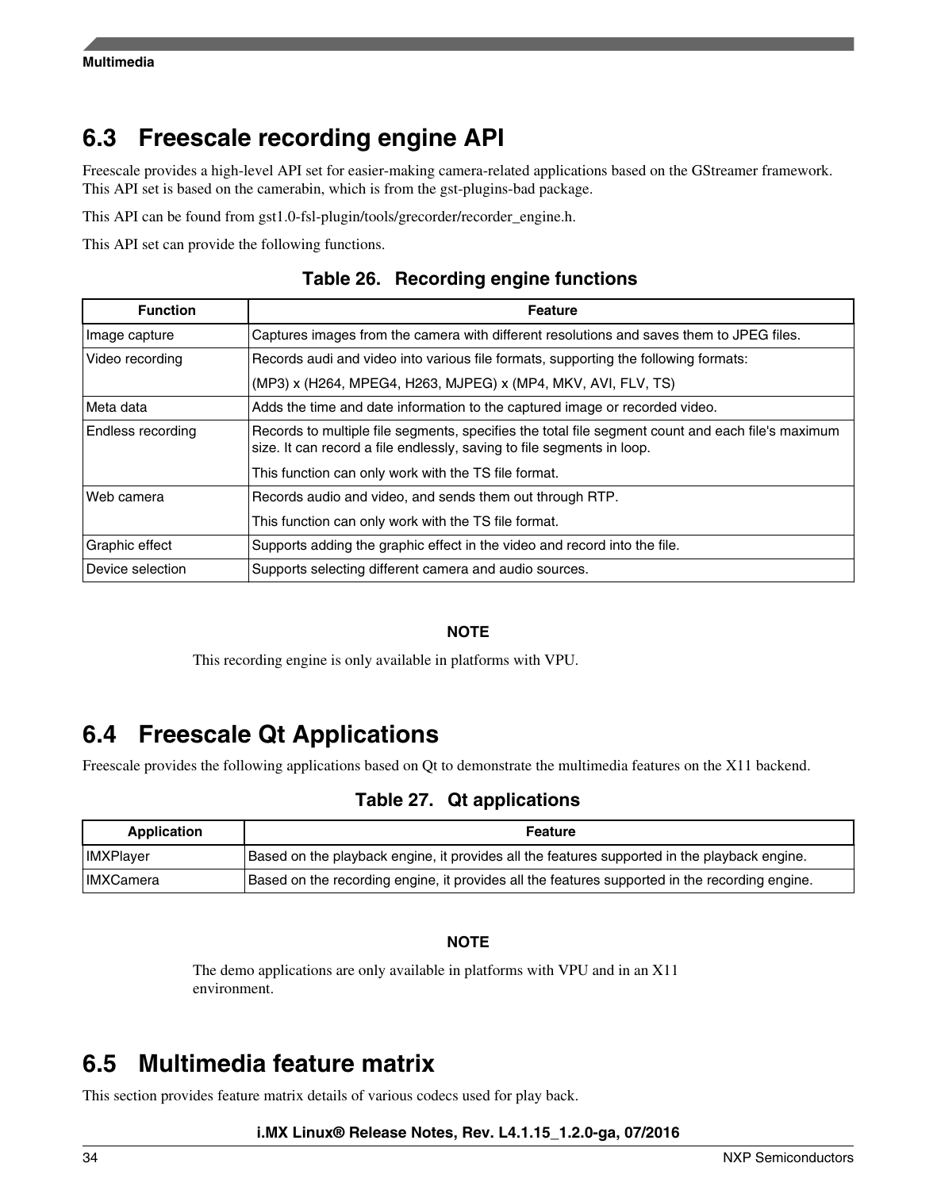## 6.3 Freescale recording engine API

Freescale provides a high-level API set for easier-making camera-related applications based on the GStreamer framework. This API set is based on the camerabin, which is from the gst-plugins-bad package.

This API can be found from gst1.0-fsl-plugin/tools/grecorder/recorder_engine.h.

This API set can provide the following functions.

**Table 26. Recording engine functions**

| Function | Feature |
|---|---|
| Image capture | Captures images from the camera with different resolutions and saves them to JPEG files. |
| Video recording | Records audi and video into various file formats, supporting the following formats:<br><br>(MP3) x (H264, MPEG4, H263, MJPEG) x (MP4, MKV, AVI, FLV, TS) |
| Meta data | Adds the time and date information to the captured image or recorded video. |
| Endless recording | Records to multiple file segments, specifies the total file segment count and each file's maximum size. It can record a file endlessly, saving to file segments in loop.<br><br>This function can only work with the TS file format. |
| Web camera | Records audio and video, and sends them out through RTP.<br><br>This function can only work with the TS file format. |
| Graphic effect | Supports adding the graphic effect in the video and record into the file. |
| Device selection | Supports selecting different camera and audio sources. |

**NOTE**

This recording engine is only available in platforms with VPU.

## 6.4 Freescale Qt Applications

Freescale provides the following applications based on Qt to demonstrate the multimedia features on the X11 backend.

**Table 27. Qt applications**

| Application | Feature |
|---|---|
| IMXPlayer | Based on the playback engine, it provides all the features supported in the playback engine. |
| IMXCamera | Based on the recording engine, it provides all the features supported in the recording engine. |

**NOTE**

The demo applications are only available in platforms with VPU and in an X11 environment.

## 6.5 Multimedia feature matrix

This section provides feature matrix details of various codecs used for play back.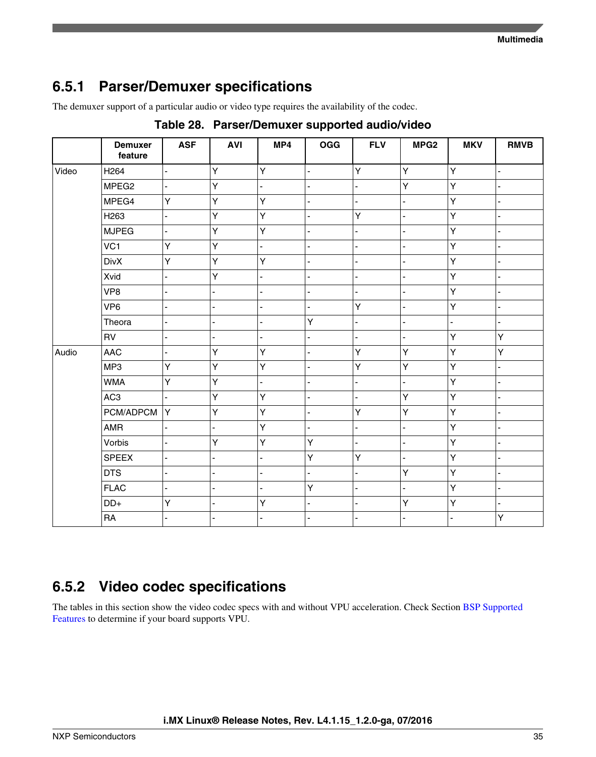## 6.5.1 Parser/Demuxer specifications

The demuxer support of a particular audio or video type requires the availability of the codec.

**Table 28. Parser/Demuxer supported audio/video**

| | Demuxer feature | ASF | AVI | MP4 | OGG | FLV | MPG2 | MKV | RMVB |
|---|---|---|---|---|---|---|---|---|---|
| Video | H264 | - | Y | Y | - | Y | Y | Y | - |
| | MPEG2 | - | Y | - | - | - | Y | Y | - |
| | MPEG4 | Y | Y | Y | - | - | - | Y | - |
| | H263 | - | Y | Y | - | Y | - | Y | - |
| | MJPEG | - | Y | Y | - | - | - | Y | - |
| | VC1 | Y | Y | - | - | - | - | Y | - |
| | DivX | Y | Y | Y | - | - | - | Y | - |
| | Xvid | - | Y | - | - | - | - | Y | - |
| | VP8 | - | - | - | - | - | - | Y | - |
| | VP6 | - | - | - | - | Y | - | Y | - |
| | Theora | - | - | - | Y | - | - | - | - |
| | RV | - | - | - | - | - | - | Y | Y |
| Audio | AAC | - | Y | Y | - | Y | Y | Y | Y |
| | MP3 | Y | Y | Y | - | Y | Y | Y | - |
| | WMA | Y | Y | - | - | - | - | Y | - |
| | AC3 | - | Y | Y | - | - | Y | Y | - |
| | PCM/ADPCM | Y | Y | Y | - | Y | Y | Y | - |
| | AMR | - | - | Y | - | - | - | Y | - |
| | Vorbis | - | Y | Y | Y | - | - | Y | - |
| | SPEEX | - | - | - | Y | Y | - | Y | - |
| | DTS | - | - | - | - | - | Y | Y | - |
| | FLAC | - | - | - | Y | - | - | Y | - |
| | DD+ | Y | - | Y | - | - | Y | Y | - |
| | RA | - | - | - | - | - | - | - | Y |

## 6.5.2 Video codec specifications

The tables in this section show the video codec specs with and without VPU acceleration. Check Section BSP Supported Features to determine if your board supports VPU.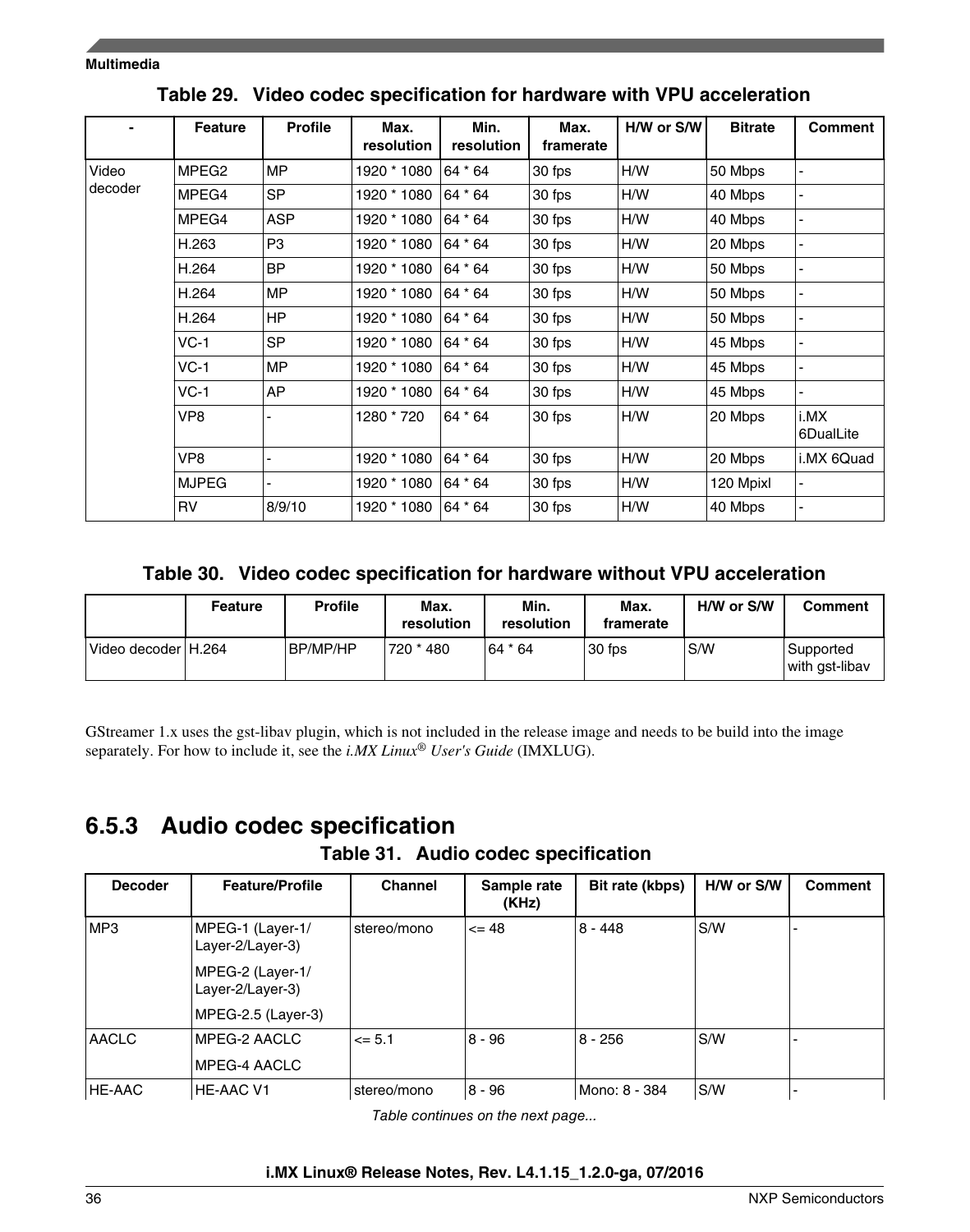**Table 29. Video codec specification for hardware with VPU acceleration**

| - | Feature | Profile | Max. resolution | Min. resolution | Max. framerate | H/W or S/W | Bitrate | Comment |
|---|---|---|---|---|---|---|---|---|
| Video decoder | MPEG2 | MP | 1920 * 1080 | 64 * 64 | 30 fps | H/W | 50 Mbps | - |
| | MPEG4 | SP | 1920 * 1080 | 64 * 64 | 30 fps | H/W | 40 Mbps | - |
| | MPEG4 | ASP | 1920 * 1080 | 64 * 64 | 30 fps | H/W | 40 Mbps | - |
| | H.263 | P3 | 1920 * 1080 | 64 * 64 | 30 fps | H/W | 20 Mbps | - |
| | H.264 | BP | 1920 * 1080 | 64 * 64 | 30 fps | H/W | 50 Mbps | - |
| | H.264 | MP | 1920 * 1080 | 64 * 64 | 30 fps | H/W | 50 Mbps | - |
| | H.264 | HP | 1920 * 1080 | 64 * 64 | 30 fps | H/W | 50 Mbps | - |
| | VC-1 | SP | 1920 * 1080 | 64 * 64 | 30 fps | H/W | 45 Mbps | - |
| | VC-1 | MP | 1920 * 1080 | 64 * 64 | 30 fps | H/W | 45 Mbps | - |
| | VC-1 | AP | 1920 * 1080 | 64 * 64 | 30 fps | H/W | 45 Mbps | - |
| | VP8 | - | 1280 * 720 | 64 * 64 | 30 fps | H/W | 20 Mbps | i.MX 6DualLite |
| | VP8 | - | 1920 * 1080 | 64 * 64 | 30 fps | H/W | 20 Mbps | i.MX 6Quad |
| | MJPEG | - | 1920 * 1080 | 64 * 64 | 30 fps | H/W | 120 Mpixl | - |
| | RV | 8/9/10 | 1920 * 1080 | 64 * 64 | 30 fps | H/W | 40 Mbps | - |

**Table 30. Video codec specification for hardware without VPU acceleration**

| | Feature | Profile | Max. resolution | Min. resolution | Max. framerate | H/W or S/W | Comment |
|---|---|---|---|---|---|---|---|
| Video decoder | H.264 | BP/MP/HP | 720 * 480 | 64 * 64 | 30 fps | S/W | Supported with gst-libav |

GStreamer 1.x uses the gst-libav plugin, which is not included in the release image and needs to be build into the image separately. For how to include it, see the *i.MX Linux® User's Guide* (IMXLUG).

## 6.5.3 Audio codec specification

**Table 31. Audio codec specification**

| Decoder | Feature/Profile | Channel | Sample rate (KHz) | Bit rate (kbps) | H/W or S/W | Comment |
|---|---|---|---|---|---|---|
| MP3 | MPEG-1 (Layer-1/ Layer-2/Layer-3)<br>MPEG-2 (Layer-1/ Layer-2/Layer-3)<br>MPEG-2.5 (Layer-3) | stereo/mono | <= 48 | 8 - 448 | S/W | - |
| AACLC | MPEG-2 AACLC<br>MPEG-4 AACLC | <= 5.1 | 8 - 96 | 8 - 256 | S/W | - |
| HE-AAC | HE-AAC V1 | stereo/mono | 8 - 96 | Mono: 8 - 384 | S/W | - |

*Table continues on the next page...*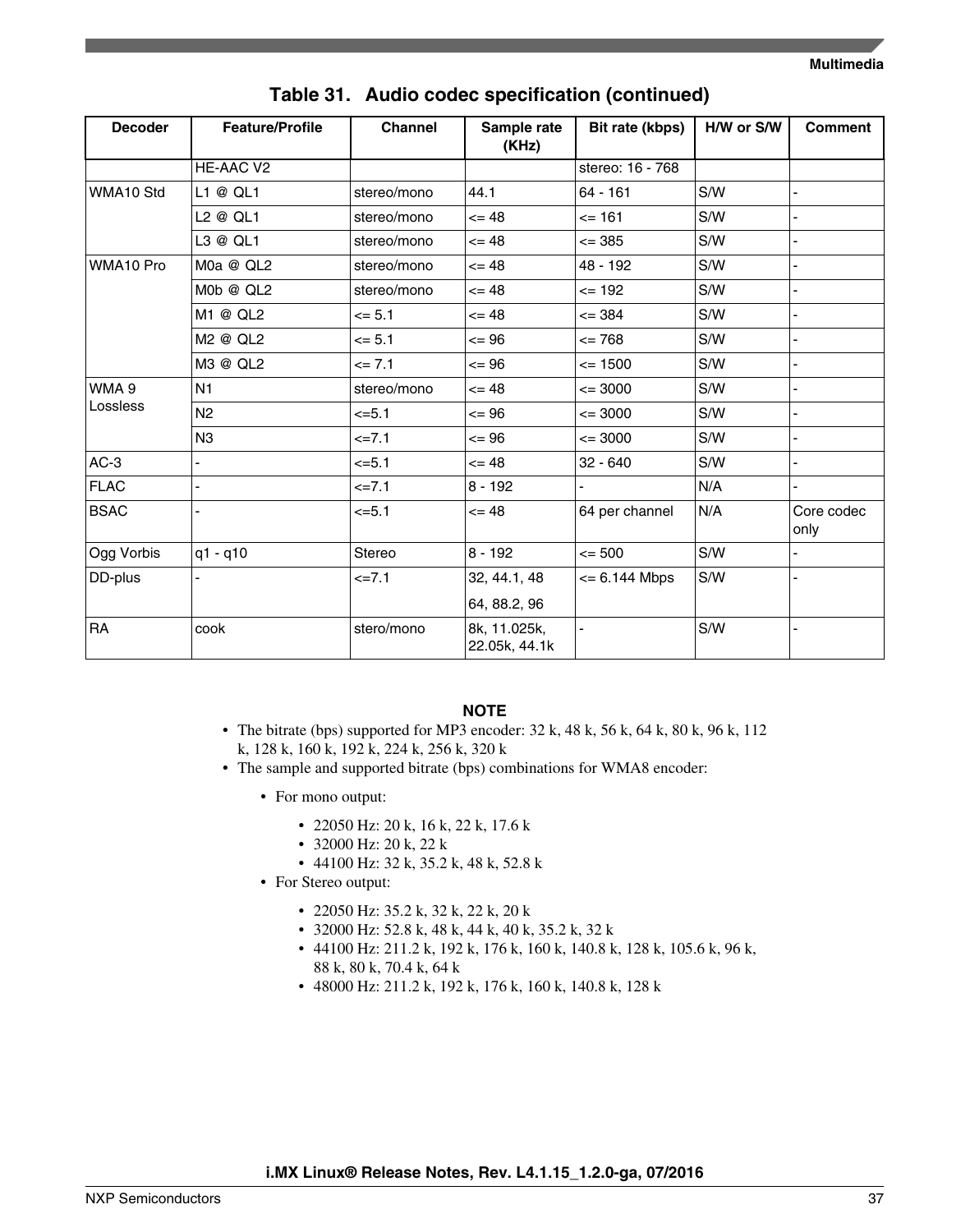**Table 31. Audio codec specification (continued)**

| Decoder | Feature/Profile | Channel | Sample rate (KHz) | Bit rate (kbps) | H/W or S/W | Comment |
|---|---|---|---|---|---|---|
| | HE-AAC V2 | | | stereo: 16 - 768 | | |
| WMA10 Std | L1 @ QL1 | stereo/mono | 44.1 | 64 - 161 | S/W | - |
| | L2 @ QL1 | stereo/mono | <= 48 | <= 161 | S/W | - |
| | L3 @ QL1 | stereo/mono | <= 48 | <= 385 | S/W | - |
| WMA10 Pro | M0a @ QL2 | stereo/mono | <= 48 | 48 - 192 | S/W | - |
| | M0b @ QL2 | stereo/mono | <= 48 | <= 192 | S/W | - |
| | M1 @ QL2 | <= 5.1 | <= 48 | <= 384 | S/W | - |
| | M2 @ QL2 | <= 5.1 | <= 96 | <= 768 | S/W | - |
| | M3 @ QL2 | <= 7.1 | <= 96 | <= 1500 | S/W | - |
| WMA 9 Lossless | N1 | stereo/mono | <= 48 | <= 3000 | S/W | - |
| | N2 | <=5.1 | <= 96 | <= 3000 | S/W | - |
| | N3 | <=7.1 | <= 96 | <= 3000 | S/W | - |
| AC-3 | - | <=5.1 | <= 48 | 32 - 640 | S/W | - |
| FLAC | - | <=7.1 | 8 - 192 | - | N/A | - |
| BSAC | - | <=5.1 | <= 48 | 64 per channel | N/A | Core codec only |
| Ogg Vorbis | q1 - q10 | Stereo | 8 - 192 | <= 500 | S/W | - |
| DD-plus | - | <=7.1 | 32, 44.1, 48<br>64, 88.2, 96 | <= 6.144 Mbps | S/W | - |
| RA | cook | stero/mono | 8k, 11.025k, 22.05k, 44.1k | - | S/W | - |

**NOTE**

- The bitrate (bps) supported for MP3 encoder: 32 k, 48 k, 56 k, 64 k, 80 k, 96 k, 112 k, 128 k, 160 k, 192 k, 224 k, 256 k, 320 k
- The sample and supported bitrate (bps) combinations for WMA8 encoder:
  - For mono output:
    - 22050 Hz: 20 k, 16 k, 22 k, 17.6 k
    - 32000 Hz: 20 k, 22 k
    - 44100 Hz: 32 k, 35.2 k, 48 k, 52.8 k
  - For Stereo output:
    - 22050 Hz: 35.2 k, 32 k, 22 k, 20 k
    - 32000 Hz: 52.8 k, 48 k, 44 k, 40 k, 35.2 k, 32 k
    - 44100 Hz: 211.2 k, 192 k, 176 k, 160 k, 140.8 k, 128 k, 105.6 k, 96 k, 88 k, 80 k, 70.4 k, 64 k
    - 48000 Hz: 211.2 k, 192 k, 176 k, 160 k, 140.8 k, 128 k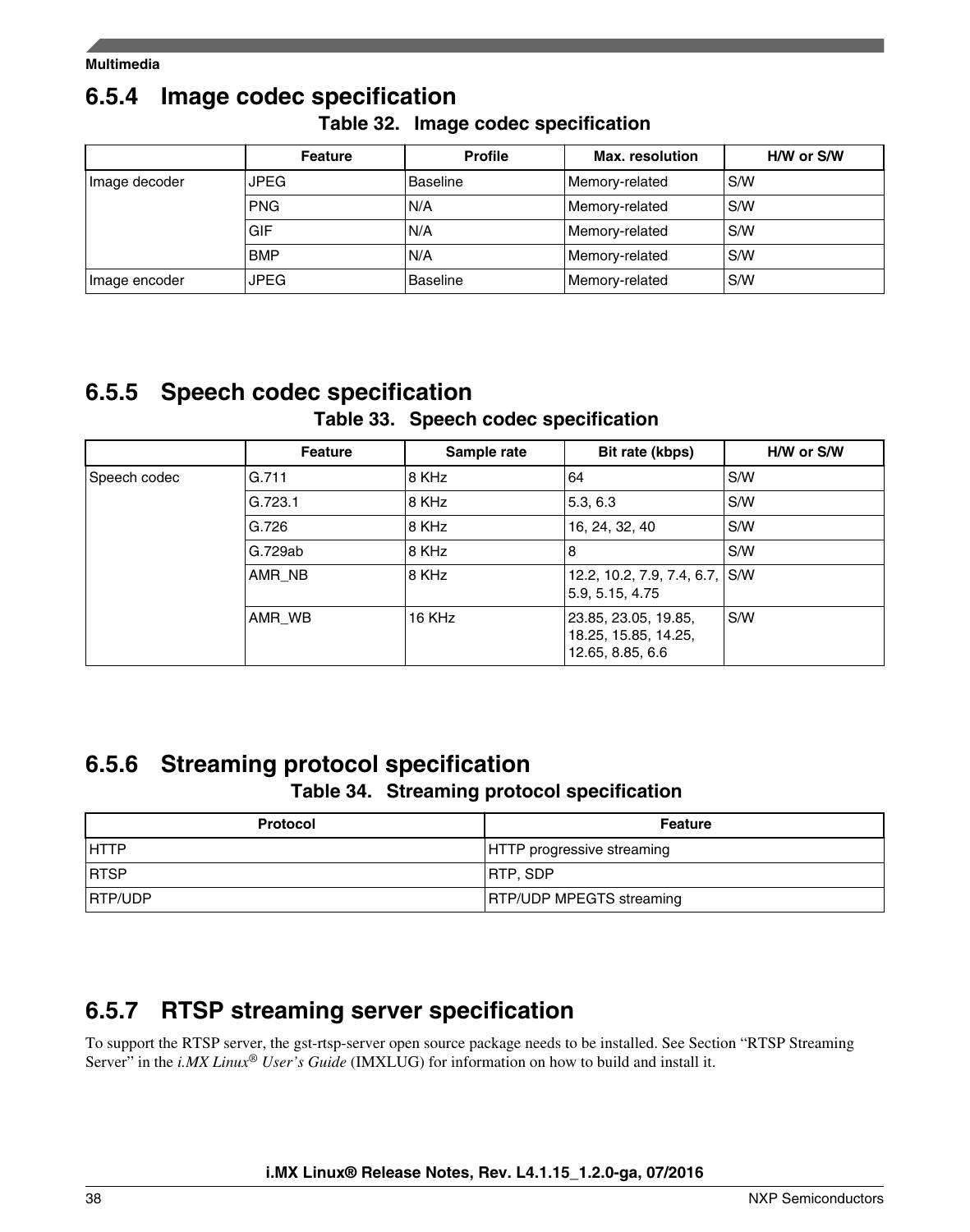## 6.5.4 Image codec specification

**Table 32. Image codec specification**

| | Feature | Profile | Max. resolution | H/W or S/W |
|---|---|---|---|---|
| Image decoder | JPEG | Baseline | Memory-related | S/W |
| | PNG | N/A | Memory-related | S/W |
| | GIF | N/A | Memory-related | S/W |
| | BMP | N/A | Memory-related | S/W |
| Image encoder | JPEG | Baseline | Memory-related | S/W |

## 6.5.5 Speech codec specification

**Table 33. Speech codec specification**

| | Feature | Sample rate | Bit rate (kbps) | H/W or S/W |
|---|---|---|---|---|
| Speech codec | G.711 | 8 KHz | 64 | S/W |
| | G.723.1 | 8 KHz | 5.3, 6.3 | S/W |
| | G.726 | 8 KHz | 16, 24, 32, 40 | S/W |
| | G.729ab | 8 KHz | 8 | S/W |
| | AMR_NB | 8 KHz | 12.2, 10.2, 7.9, 7.4, 6.7, 5.9, 5.15, 4.75 | S/W |
| | AMR_WB | 16 KHz | 23.85, 23.05, 19.85, 18.25, 15.85, 14.25, 12.65, 8.85, 6.6 | S/W |

## 6.5.6 Streaming protocol specification

**Table 34. Streaming protocol specification**

| Protocol | Feature |
|---|---|
| HTTP | HTTP progressive streaming |
| RTSP | RTP, SDP |
| RTP/UDP | RTP/UDP MPEGTS streaming |

## 6.5.7 RTSP streaming server specification

To support the RTSP server, the gst-rtsp-server open source package needs to be installed. See Section "RTSP Streaming Server" in the *i.MX Linux® User's Guide* (IMXLUG) for information on how to build and install it.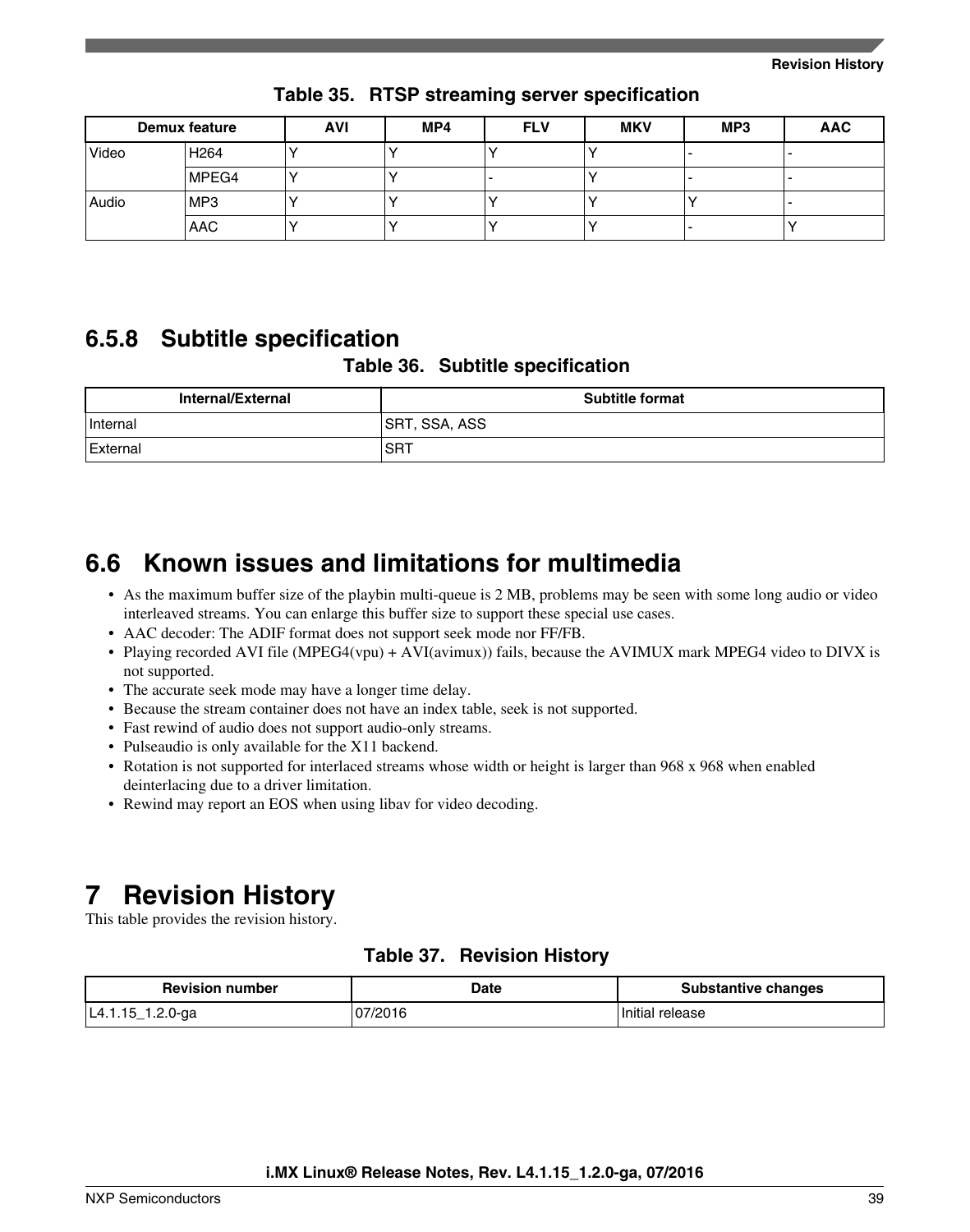Table 35. RTSP streaming server specification

| Demux feature | | AVI | MP4 | FLV | MKV | MP3 | AAC |
|---|---|---|---|---|---|---|---|
| Video | H264 | Y | Y | Y | Y | - | - |
| | MPEG4 | Y | Y | - | Y | - | - |
| Audio | MP3 | Y | Y | Y | Y | Y | - |
| | AAC | Y | Y | Y | Y | - | Y |

### 6.5.8 Subtitle specification

Table 36. Subtitle specification

| Internal/External | Subtitle format |
|---|---|
| Internal | SRT, SSA, ASS |
| External | SRT |

## 6.6 Known issues and limitations for multimedia

- As the maximum buffer size of the playbin multi-queue is 2 MB, problems may be seen with some long audio or video interleaved streams. You can enlarge this buffer size to support these special use cases.
- AAC decoder: The ADIF format does not support seek mode nor FF/FB.
- Playing recorded AVI file (MPEG4(vpu) + AVI(avimux)) fails, because the AVIMUX mark MPEG4 video to DIVX is not supported.
- The accurate seek mode may have a longer time delay.
- Because the stream container does not have an index table, seek is not supported.
- Fast rewind of audio does not support audio-only streams.
- Pulseaudio is only available for the X11 backend.
- Rotation is not supported for interlaced streams whose width or height is larger than 968 x 968 when enabled deinterlacing due to a driver limitation.
- Rewind may report an EOS when using libav for video decoding.

# 7 Revision History

This table provides the revision history.

Table 37. Revision History

| Revision number | Date | Substantive changes |
|---|---|---|
| L4.1.15_1.2.0-ga | 07/2016 | Initial release |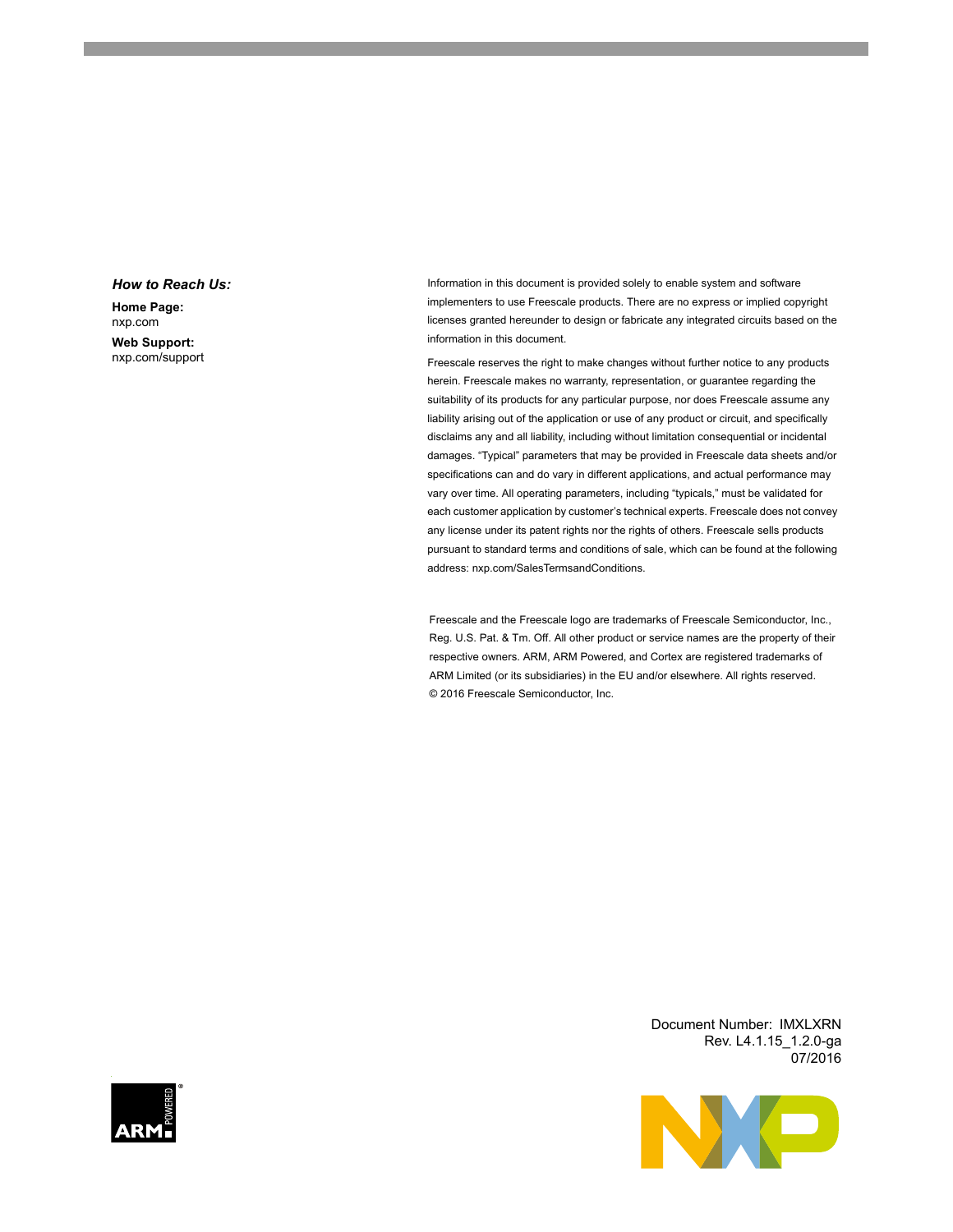*How to Reach Us:*

**Home Page:**
nxp.com

**Web Support:**
nxp.com/support

Information in this document is provided solely to enable system and software implementers to use Freescale products. There are no express or implied copyright licenses granted hereunder to design or fabricate any integrated circuits based on the information in this document.

Freescale reserves the right to make changes without further notice to any products herein. Freescale makes no warranty, representation, or guarantee regarding the suitability of its products for any particular purpose, nor does Freescale assume any liability arising out of the application or use of any product or circuit, and specifically disclaims any and all liability, including without limitation consequential or incidental damages. “Typical” parameters that may be provided in Freescale data sheets and/or specifications can and do vary in different applications, and actual performance may vary over time. All operating parameters, including “typicals,” must be validated for each customer application by customer’s technical experts. Freescale does not convey any license under its patent rights nor the rights of others. Freescale sells products pursuant to standard terms and conditions of sale, which can be found at the following address: nxp.com/SalesTermsandConditions.

Freescale and the Freescale logo are trademarks of Freescale Semiconductor, Inc., Reg. U.S. Pat. & Tm. Off. All other product or service names are the property of their respective owners. ARM, ARM Powered, and Cortex are registered trademarks of ARM Limited (or its subsidiaries) in the EU and/or elsewhere. All rights reserved.
© 2016 Freescale Semiconductor, Inc.

Document Number: IMXLXRN
Rev. L4.1.15_1.2.0-ga
07/2016